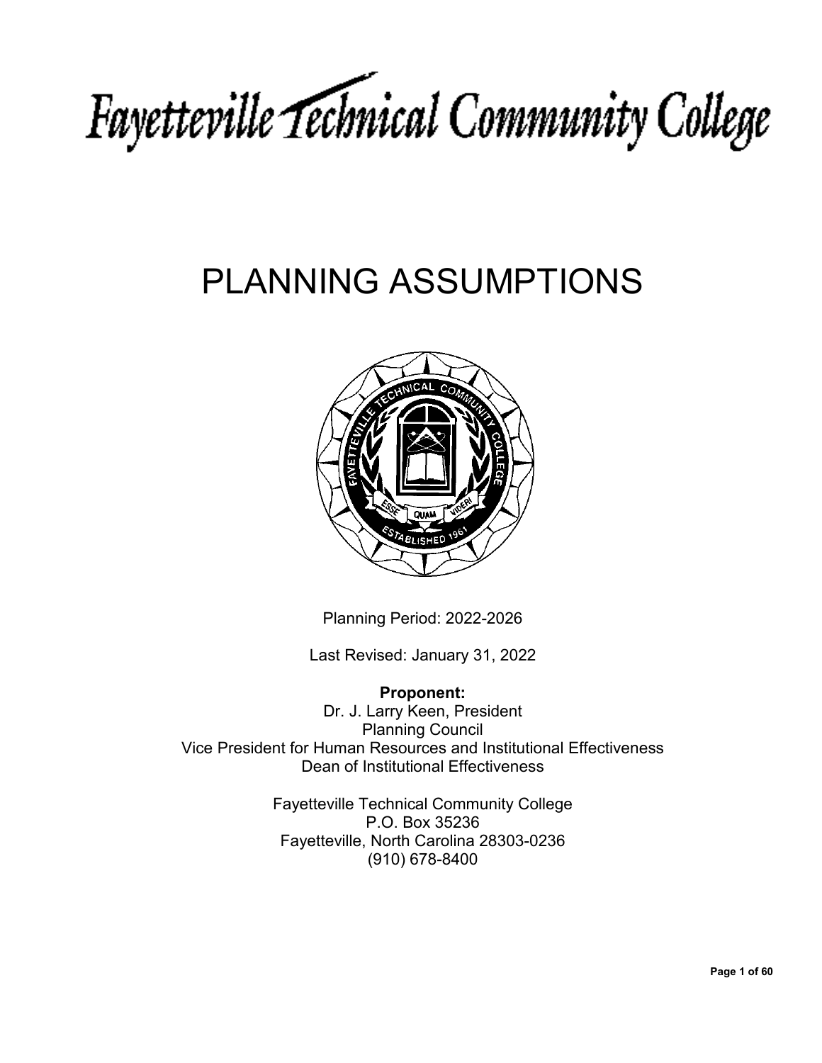# Fayetteville Technical Community College

# PLANNING ASSUMPTIONS

Planning Period: 2022-2026

Last Revised: January 31, 2022

**Proponent:**
Dr. J. Larry Keen, President
Planning Council
Vice President for Human Resources and Institutional Effectiveness
Dean of Institutional Effectiveness

Fayetteville Technical Community College
P.O. Box 35236
Fayetteville, North Carolina 28303-0236
(910) 678-8400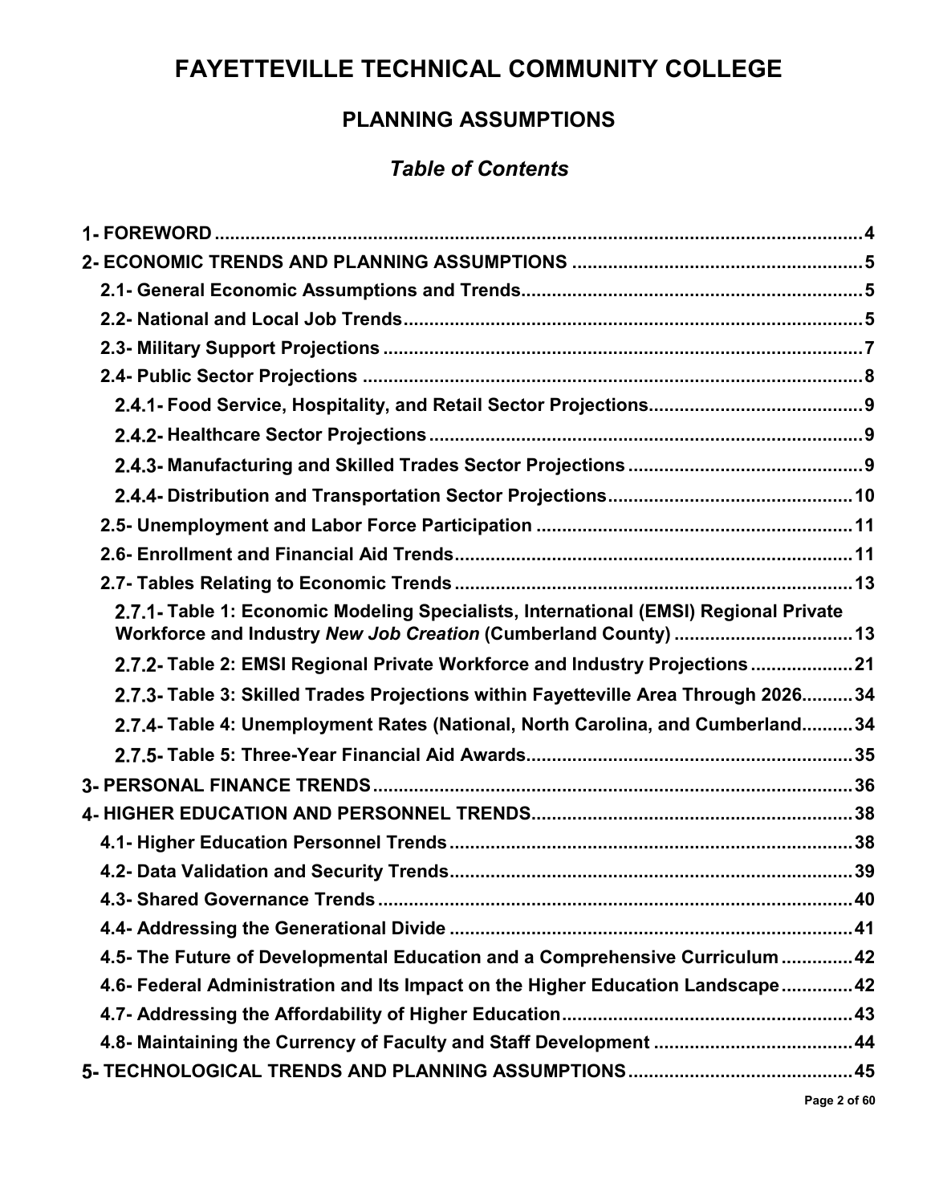# FAYETTEVILLE TECHNICAL COMMUNITY COLLEGE

## PLANNING ASSUMPTIONS

### *Table of Contents*

**1- FOREWORD** .......... 4

**2- ECONOMIC TRENDS AND PLANNING ASSUMPTIONS** .......... 5

- **2.1- General Economic Assumptions and Trends** .......... 5
- **2.2- National and Local Job Trends** .......... 5
- **2.3- Military Support Projections** .......... 7
- **2.4- Public Sector Projections** .......... 8
  - **2.4.1- Food Service, Hospitality, and Retail Sector Projections** .......... 9
  - **2.4.2- Healthcare Sector Projections** .......... 9
  - **2.4.3- Manufacturing and Skilled Trades Sector Projections** .......... 9
  - **2.4.4- Distribution and Transportation Sector Projections** .......... 10
- **2.5- Unemployment and Labor Force Participation** .......... 11
- **2.6- Enrollment and Financial Aid Trends** .......... 11
- **2.7- Tables Relating to Economic Trends** .......... 13
  - **2.7.1- Table 1: Economic Modeling Specialists, International (EMSI) Regional Private Workforce and Industry *New Job Creation* (Cumberland County)** .......... 13
  - **2.7.2- Table 2: EMSI Regional Private Workforce and Industry Projections** .......... 21
  - **2.7.3- Table 3: Skilled Trades Projections within Fayetteville Area Through 2026** .......... 34
  - **2.7.4- Table 4: Unemployment Rates (National, North Carolina, and Cumberland** .......... 34
  - **2.7.5- Table 5: Three-Year Financial Aid Awards** .......... 35

**3- PERSONAL FINANCE TRENDS** .......... 36

**4- HIGHER EDUCATION AND PERSONNEL TRENDS** .......... 38

- **4.1- Higher Education Personnel Trends** .......... 38
- **4.2- Data Validation and Security Trends** .......... 39
- **4.3- Shared Governance Trends** .......... 40
- **4.4- Addressing the Generational Divide** .......... 41
- **4.5- The Future of Developmental Education and a Comprehensive Curriculum** .......... 42
- **4.6- Federal Administration and Its Impact on the Higher Education Landscape** .......... 42
- **4.7- Addressing the Affordability of Higher Education** .......... 43
- **4.8- Maintaining the Currency of Faculty and Staff Development** .......... 44

**5- TECHNOLOGICAL TRENDS AND PLANNING ASSUMPTIONS** .......... 45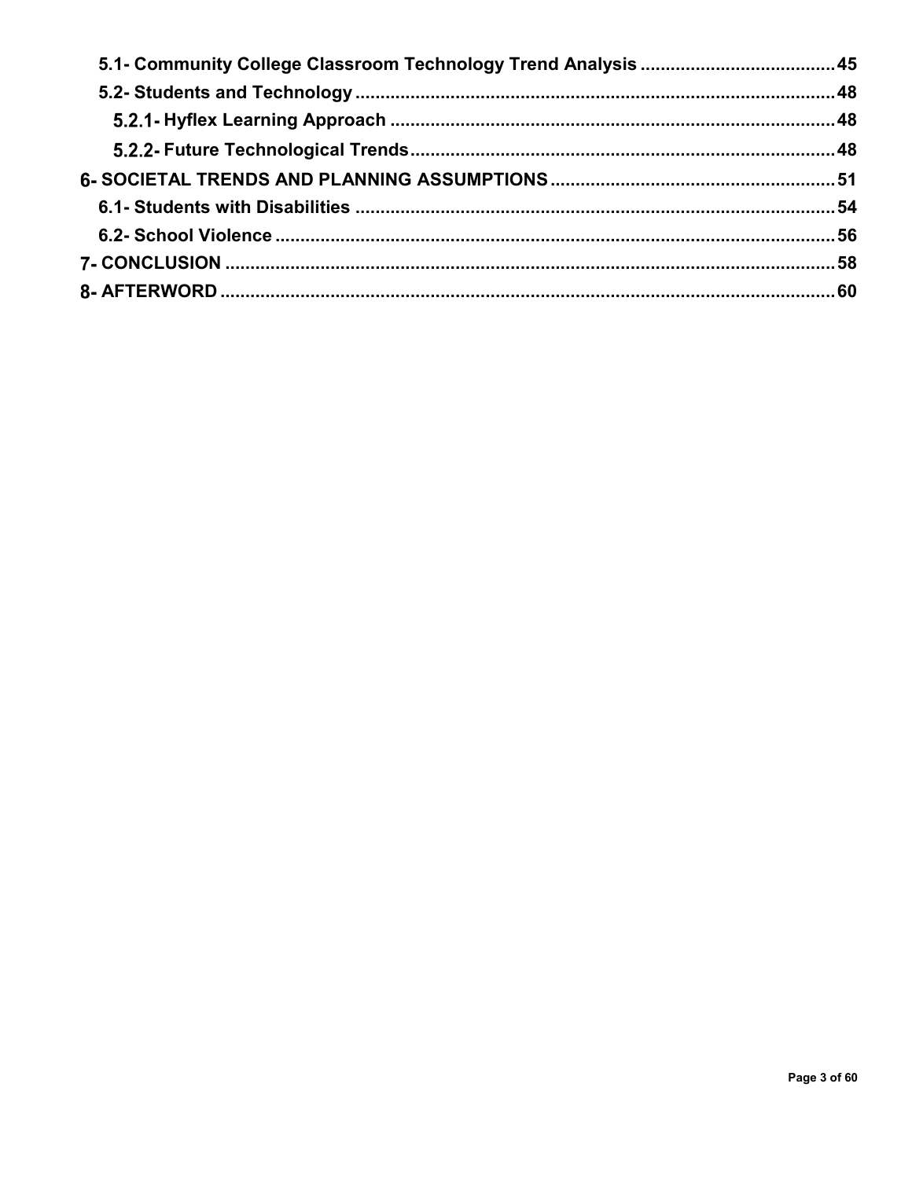5.1- Community College Classroom Technology Trend Analysis ..... 45

5.2- Students and Technology ..... 48

5.2.1- Hyflex Learning Approach ..... 48

5.2.2- Future Technological Trends ..... 48

6- SOCIETAL TRENDS AND PLANNING ASSUMPTIONS ..... 51

6.1- Students with Disabilities ..... 54

6.2- School Violence ..... 56

7- CONCLUSION ..... 58

8- AFTERWORD ..... 60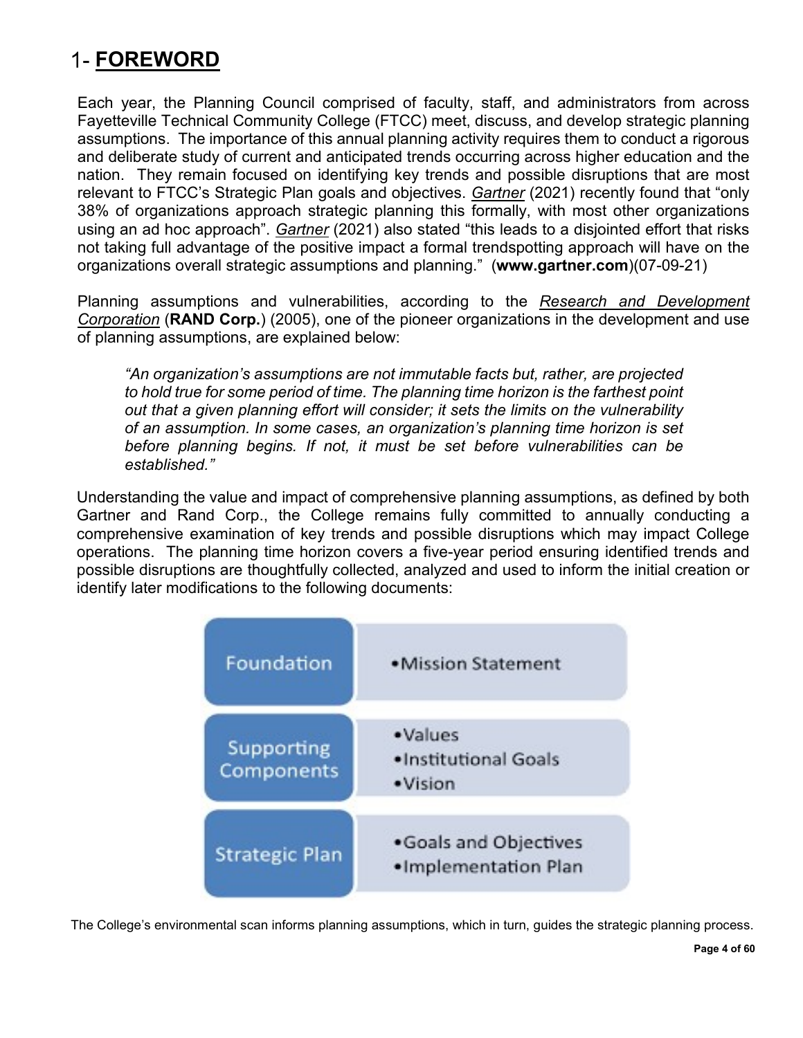# 1- **FOREWORD**

Each year, the Planning Council comprised of faculty, staff, and administrators from across Fayetteville Technical Community College (FTCC) meet, discuss, and develop strategic planning assumptions. The importance of this annual planning activity requires them to conduct a rigorous and deliberate study of current and anticipated trends occurring across higher education and the nation. They remain focused on identifying key trends and possible disruptions that are most relevant to FTCC's Strategic Plan goals and objectives. *Gartner* (2021) recently found that "only 38% of organizations approach strategic planning this formally, with most other organizations using an ad hoc approach". *Gartner* (2021) also stated "this leads to a disjointed effort that risks not taking full advantage of the positive impact a formal trendspotting approach will have on the organizations overall strategic assumptions and planning." (**www.gartner.com**)(07-09-21)

Planning assumptions and vulnerabilities, according to the *Research and Development Corporation* (**RAND Corp.**) (2005), one of the pioneer organizations in the development and use of planning assumptions, are explained below:

> *"An organization's assumptions are not immutable facts but, rather, are projected to hold true for some period of time. The planning time horizon is the farthest point out that a given planning effort will consider; it sets the limits on the vulnerability of an assumption. In some cases, an organization's planning time horizon is set before planning begins. If not, it must be set before vulnerabilities can be established."*

Understanding the value and impact of comprehensive planning assumptions, as defined by both Gartner and Rand Corp., the College remains fully committed to annually conducting a comprehensive examination of key trends and possible disruptions which may impact College operations. The planning time horizon covers a five-year period ensuring identified trends and possible disruptions are thoughtfully collected, analyzed and used to inform the initial creation or identify later modifications to the following documents:

| | |
|---|---|
| Foundation | • Mission Statement |
| Supporting Components | • Values<br>• Institutional Goals<br>• Vision |
| Strategic Plan | • Goals and Objectives<br>• Implementation Plan |

The College's environmental scan informs planning assumptions, which in turn, guides the strategic planning process.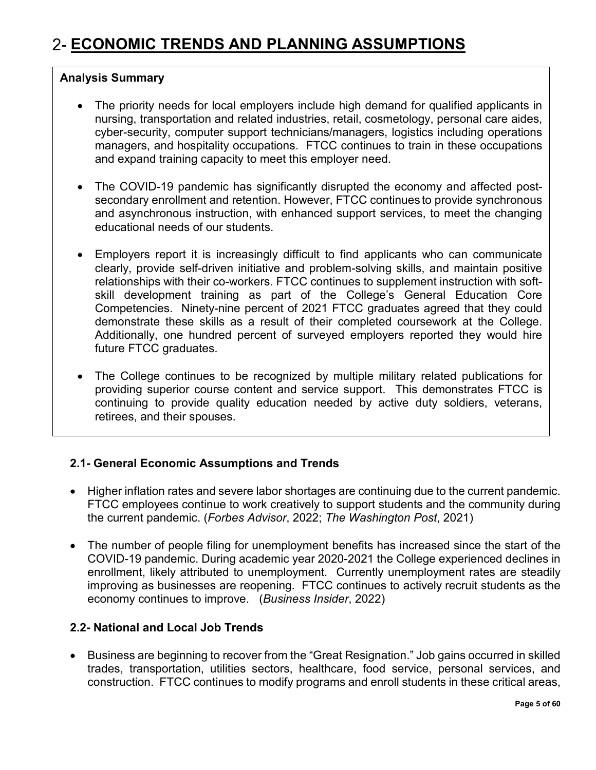# 2- **ECONOMIC TRENDS AND PLANNING ASSUMPTIONS**

**Analysis Summary**

- The priority needs for local employers include high demand for qualified applicants in nursing, transportation and related industries, retail, cosmetology, personal care aides, cyber-security, computer support technicians/managers, logistics including operations managers, and hospitality occupations. FTCC continues to train in these occupations and expand training capacity to meet this employer need.
- The COVID-19 pandemic has significantly disrupted the economy and affected post-secondary enrollment and retention. However, FTCC continues to provide synchronous and asynchronous instruction, with enhanced support services, to meet the changing educational needs of our students.
- Employers report it is increasingly difficult to find applicants who can communicate clearly, provide self-driven initiative and problem-solving skills, and maintain positive relationships with their co-workers. FTCC continues to supplement instruction with soft-skill development training as part of the College's General Education Core Competencies. Ninety-nine percent of 2021 FTCC graduates agreed that they could demonstrate these skills as a result of their completed coursework at the College. Additionally, one hundred percent of surveyed employers reported they would hire future FTCC graduates.
- The College continues to be recognized by multiple military related publications for providing superior course content and service support. This demonstrates FTCC is continuing to provide quality education needed by active duty soldiers, veterans, retirees, and their spouses.

### 2.1- General Economic Assumptions and Trends

- Higher inflation rates and severe labor shortages are continuing due to the current pandemic. FTCC employees continue to work creatively to support students and the community during the current pandemic. (*Forbes Advisor*, 2022; *The Washington Post*, 2021)
- The number of people filing for unemployment benefits has increased since the start of the COVID-19 pandemic. During academic year 2020-2021 the College experienced declines in enrollment, likely attributed to unemployment. Currently unemployment rates are steadily improving as businesses are reopening. FTCC continues to actively recruit students as the economy continues to improve. (*Business Insider*, 2022)

### 2.2- National and Local Job Trends

- Business are beginning to recover from the "Great Resignation." Job gains occurred in skilled trades, transportation, utilities sectors, healthcare, food service, personal services, and construction. FTCC continues to modify programs and enroll students in these critical areas,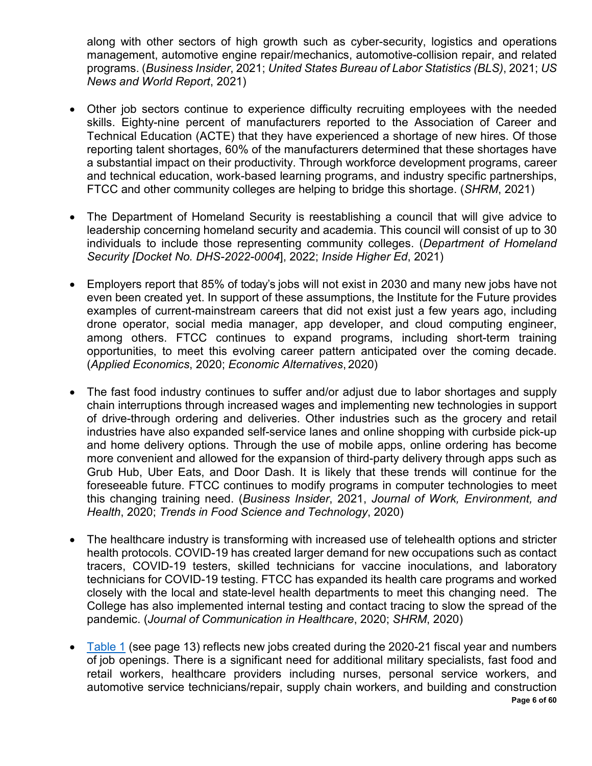along with other sectors of high growth such as cyber-security, logistics and operations management, automotive engine repair/mechanics, automotive-collision repair, and related programs. (*Business Insider*, 2021; *United States Bureau of Labor Statistics (BLS)*, 2021; *US News and World Report*, 2021)

- Other job sectors continue to experience difficulty recruiting employees with the needed skills. Eighty-nine percent of manufacturers reported to the Association of Career and Technical Education (ACTE) that they have experienced a shortage of new hires. Of those reporting talent shortages, 60% of the manufacturers determined that these shortages have a substantial impact on their productivity. Through workforce development programs, career and technical education, work-based learning programs, and industry specific partnerships, FTCC and other community colleges are helping to bridge this shortage. (*SHRM*, 2021)

- The Department of Homeland Security is reestablishing a council that will give advice to leadership concerning homeland security and academia. This council will consist of up to 30 individuals to include those representing community colleges. (*Department of Homeland Security [Docket No. DHS-2022-0004*], 2022; *Inside Higher Ed*, 2021)

- Employers report that 85% of today's jobs will not exist in 2030 and many new jobs have not even been created yet. In support of these assumptions, the Institute for the Future provides examples of current-mainstream careers that did not exist just a few years ago, including drone operator, social media manager, app developer, and cloud computing engineer, among others. FTCC continues to expand programs, including short-term training opportunities, to meet this evolving career pattern anticipated over the coming decade. (*Applied Economics*, 2020; *Economic Alternatives*, 2020)

- The fast food industry continues to suffer and/or adjust due to labor shortages and supply chain interruptions through increased wages and implementing new technologies in support of drive-through ordering and deliveries. Other industries such as the grocery and retail industries have also expanded self-service lanes and online shopping with curbside pick-up and home delivery options. Through the use of mobile apps, online ordering has become more convenient and allowed for the expansion of third-party delivery through apps such as Grub Hub, Uber Eats, and Door Dash. It is likely that these trends will continue for the foreseeable future. FTCC continues to modify programs in computer technologies to meet this changing training need. (*Business Insider*, 2021, *Journal of Work, Environment, and Health*, 2020; *Trends in Food Science and Technology*, 2020)

- The healthcare industry is transforming with increased use of telehealth options and stricter health protocols. COVID-19 has created larger demand for new occupations such as contact tracers, COVID-19 testers, skilled technicians for vaccine inoculations, and laboratory technicians for COVID-19 testing. FTCC has expanded its health care programs and worked closely with the local and state-level health departments to meet this changing need. The College has also implemented internal testing and contact tracing to slow the spread of the pandemic. (*Journal of Communication in Healthcare*, 2020; *SHRM*, 2020)

- Table 1 (see page 13) reflects new jobs created during the 2020-21 fiscal year and numbers of job openings. There is a significant need for additional military specialists, fast food and retail workers, healthcare providers including nurses, personal service workers, and automotive service technicians/repair, supply chain workers, and building and construction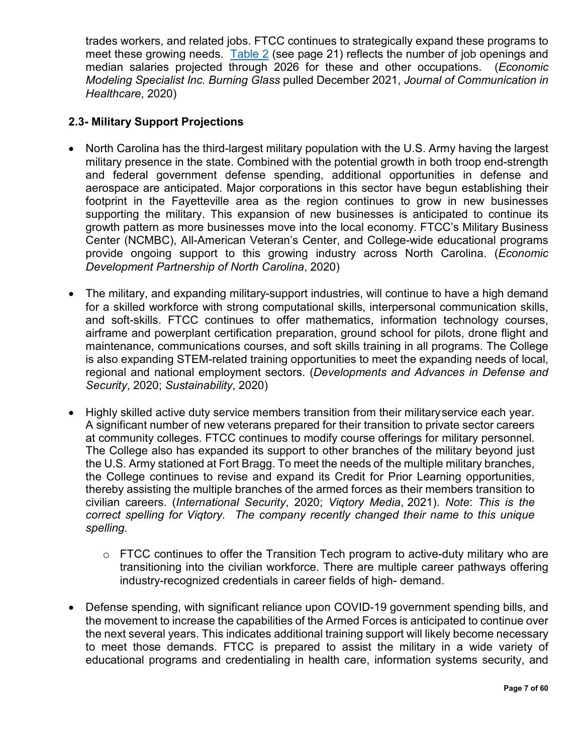trades workers, and related jobs. FTCC continues to strategically expand these programs to meet these growing needs. [Table 2](#) (see page 21) reflects the number of job openings and median salaries projected through 2026 for these and other occupations. (*Economic Modeling Specialist Inc. Burning Glass* pulled December 2021, *Journal of Communication in Healthcare*, 2020)

### 2.3- Military Support Projections

- North Carolina has the third-largest military population with the U.S. Army having the largest military presence in the state. Combined with the potential growth in both troop end-strength and federal government defense spending, additional opportunities in defense and aerospace are anticipated. Major corporations in this sector have begun establishing their footprint in the Fayetteville area as the region continues to grow in new businesses supporting the military. This expansion of new businesses is anticipated to continue its growth pattern as more businesses move into the local economy. FTCC's Military Business Center (NCMBC), All-American Veteran's Center, and College-wide educational programs provide ongoing support to this growing industry across North Carolina. (*Economic Development Partnership of North Carolina*, 2020)

- The military, and expanding military-support industries, will continue to have a high demand for a skilled workforce with strong computational skills, interpersonal communication skills, and soft-skills. FTCC continues to offer mathematics, information technology courses, airframe and powerplant certification preparation, ground school for pilots, drone flight and maintenance, communications courses, and soft skills training in all programs. The College is also expanding STEM-related training opportunities to meet the expanding needs of local, regional and national employment sectors. (*Developments and Advances in Defense and Security*, 2020; *Sustainability*, 2020)

- Highly skilled active duty service members transition from their military service each year. A significant number of new veterans prepared for their transition to private sector careers at community colleges. FTCC continues to modify course offerings for military personnel. The College also has expanded its support to other branches of the military beyond just the U.S. Army stationed at Fort Bragg. To meet the needs of the multiple military branches, the College continues to revise and expand its Credit for Prior Learning opportunities, thereby assisting the multiple branches of the armed forces as their members transition to civilian careers. (*International Security*, 2020; *Viqtory Media*, 2021). *Note*: *This is the correct spelling for Viqtory. The company recently changed their name to this unique spelling.*

  - FTCC continues to offer the Transition Tech program to active-duty military who are transitioning into the civilian workforce. There are multiple career pathways offering industry-recognized credentials in career fields of high- demand.

- Defense spending, with significant reliance upon COVID-19 government spending bills, and the movement to increase the capabilities of the Armed Forces is anticipated to continue over the next several years. This indicates additional training support will likely become necessary to meet those demands. FTCC is prepared to assist the military in a wide variety of educational programs and credentialing in health care, information systems security, and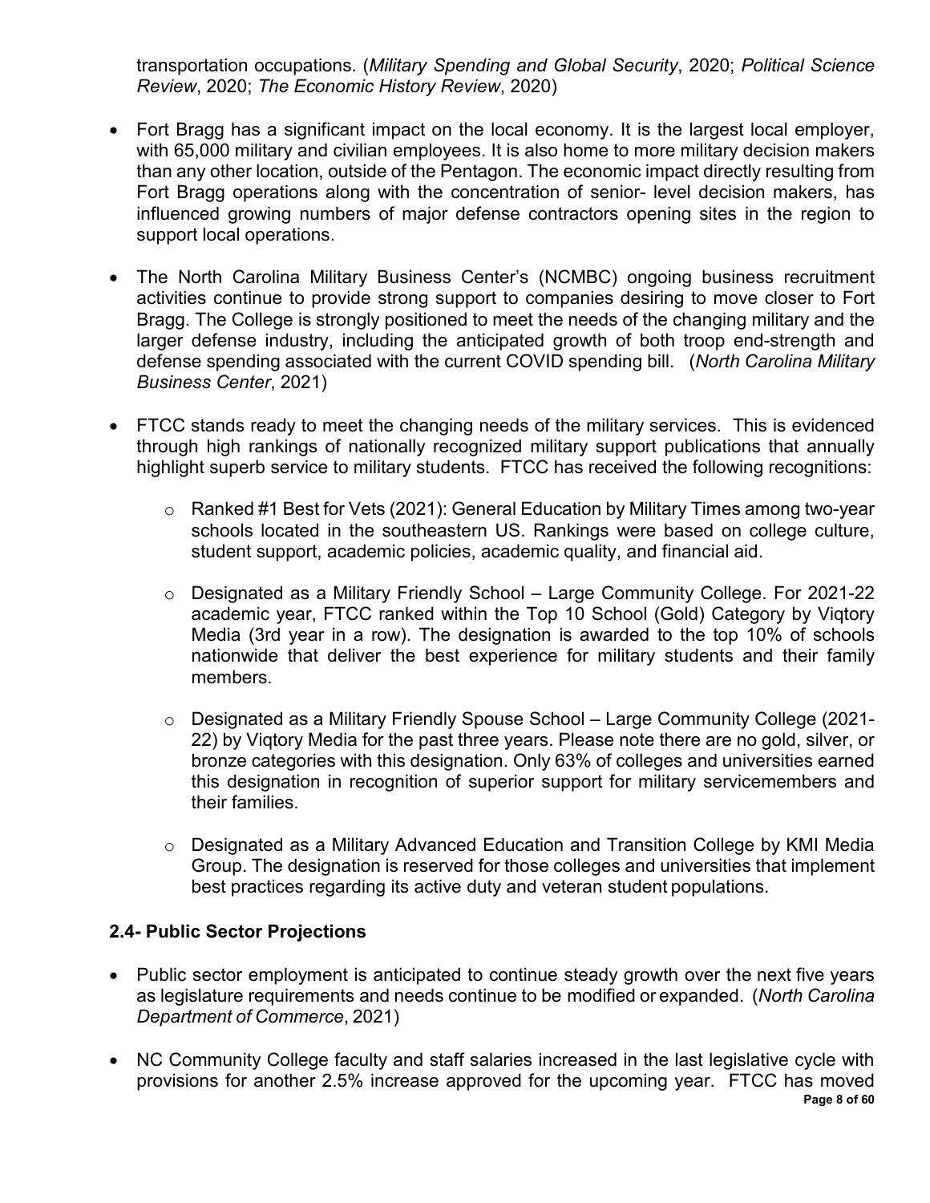transportation occupations. (*Military Spending and Global Security*, 2020; *Political Science Review*, 2020; *The Economic History Review*, 2020)

- Fort Bragg has a significant impact on the local economy. It is the largest local employer, with 65,000 military and civilian employees. It is also home to more military decision makers than any other location, outside of the Pentagon. The economic impact directly resulting from Fort Bragg operations along with the concentration of senior- level decision makers, has influenced growing numbers of major defense contractors opening sites in the region to support local operations.

- The North Carolina Military Business Center's (NCMBC) ongoing business recruitment activities continue to provide strong support to companies desiring to move closer to Fort Bragg. The College is strongly positioned to meet the needs of the changing military and the larger defense industry, including the anticipated growth of both troop end-strength and defense spending associated with the current COVID spending bill. (*North Carolina Military Business Center*, 2021)

- FTCC stands ready to meet the changing needs of the military services. This is evidenced through high rankings of nationally recognized military support publications that annually highlight superb service to military students. FTCC has received the following recognitions:

    - Ranked #1 Best for Vets (2021): General Education by Military Times among two-year schools located in the southeastern US. Rankings were based on college culture, student support, academic policies, academic quality, and financial aid.

    - Designated as a Military Friendly School – Large Community College. For 2021-22 academic year, FTCC ranked within the Top 10 School (Gold) Category by Viqtory Media (3rd year in a row). The designation is awarded to the top 10% of schools nationwide that deliver the best experience for military students and their family members.

    - Designated as a Military Friendly Spouse School – Large Community College (2021-22) by Viqtory Media for the past three years. Please note there are no gold, silver, or bronze categories with this designation. Only 63% of colleges and universities earned this designation in recognition of superior support for military servicemembers and their families.

    - Designated as a Military Advanced Education and Transition College by KMI Media Group. The designation is reserved for those colleges and universities that implement best practices regarding its active duty and veteran student populations.

### 2.4- Public Sector Projections

- Public sector employment is anticipated to continue steady growth over the next five years as legislature requirements and needs continue to be modified or expanded. (*North Carolina Department of Commerce*, 2021)

- NC Community College faculty and staff salaries increased in the last legislative cycle with provisions for another 2.5% increase approved for the upcoming year. FTCC has moved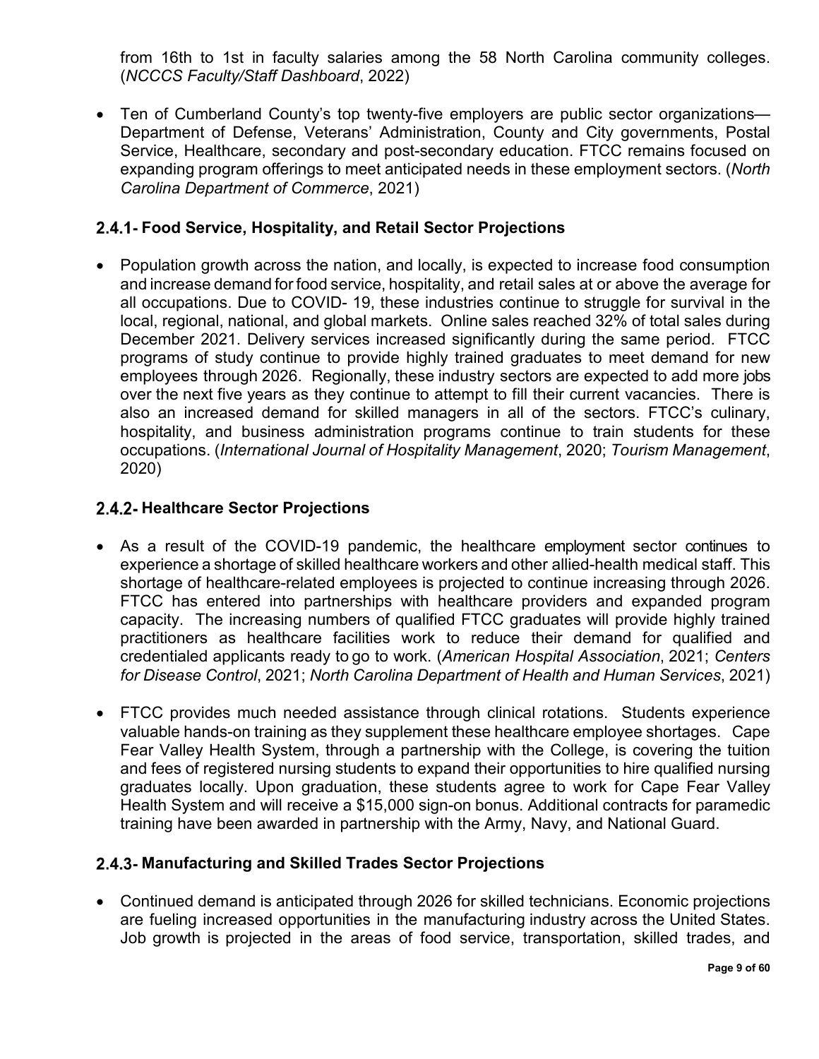from 16th to 1st in faculty salaries among the 58 North Carolina community colleges. (*NCCCS Faculty/Staff Dashboard*, 2022)

- Ten of Cumberland County's top twenty-five employers are public sector organizations—Department of Defense, Veterans' Administration, County and City governments, Postal Service, Healthcare, secondary and post-secondary education. FTCC remains focused on expanding program offerings to meet anticipated needs in these employment sectors. (*North Carolina Department of Commerce*, 2021)

### 2.4.1- Food Service, Hospitality, and Retail Sector Projections

- Population growth across the nation, and locally, is expected to increase food consumption and increase demand for food service, hospitality, and retail sales at or above the average for all occupations. Due to COVID- 19, these industries continue to struggle for survival in the local, regional, national, and global markets. Online sales reached 32% of total sales during December 2021. Delivery services increased significantly during the same period. FTCC programs of study continue to provide highly trained graduates to meet demand for new employees through 2026. Regionally, these industry sectors are expected to add more jobs over the next five years as they continue to attempt to fill their current vacancies. There is also an increased demand for skilled managers in all of the sectors. FTCC's culinary, hospitality, and business administration programs continue to train students for these occupations. (*International Journal of Hospitality Management*, 2020; *Tourism Management*, 2020)

### 2.4.2- Healthcare Sector Projections

- As a result of the COVID-19 pandemic, the healthcare employment sector continues to experience a shortage of skilled healthcare workers and other allied-health medical staff. This shortage of healthcare-related employees is projected to continue increasing through 2026. FTCC has entered into partnerships with healthcare providers and expanded program capacity. The increasing numbers of qualified FTCC graduates will provide highly trained practitioners as healthcare facilities work to reduce their demand for qualified and credentialed applicants ready to go to work. (*American Hospital Association*, 2021; *Centers for Disease Control*, 2021; *North Carolina Department of Health and Human Services*, 2021)
- FTCC provides much needed assistance through clinical rotations. Students experience valuable hands-on training as they supplement these healthcare employee shortages. Cape Fear Valley Health System, through a partnership with the College, is covering the tuition and fees of registered nursing students to expand their opportunities to hire qualified nursing graduates locally. Upon graduation, these students agree to work for Cape Fear Valley Health System and will receive a $15,000 sign-on bonus. Additional contracts for paramedic training have been awarded in partnership with the Army, Navy, and National Guard.

### 2.4.3- Manufacturing and Skilled Trades Sector Projections

- Continued demand is anticipated through 2026 for skilled technicians. Economic projections are fueling increased opportunities in the manufacturing industry across the United States. Job growth is projected in the areas of food service, transportation, skilled trades, and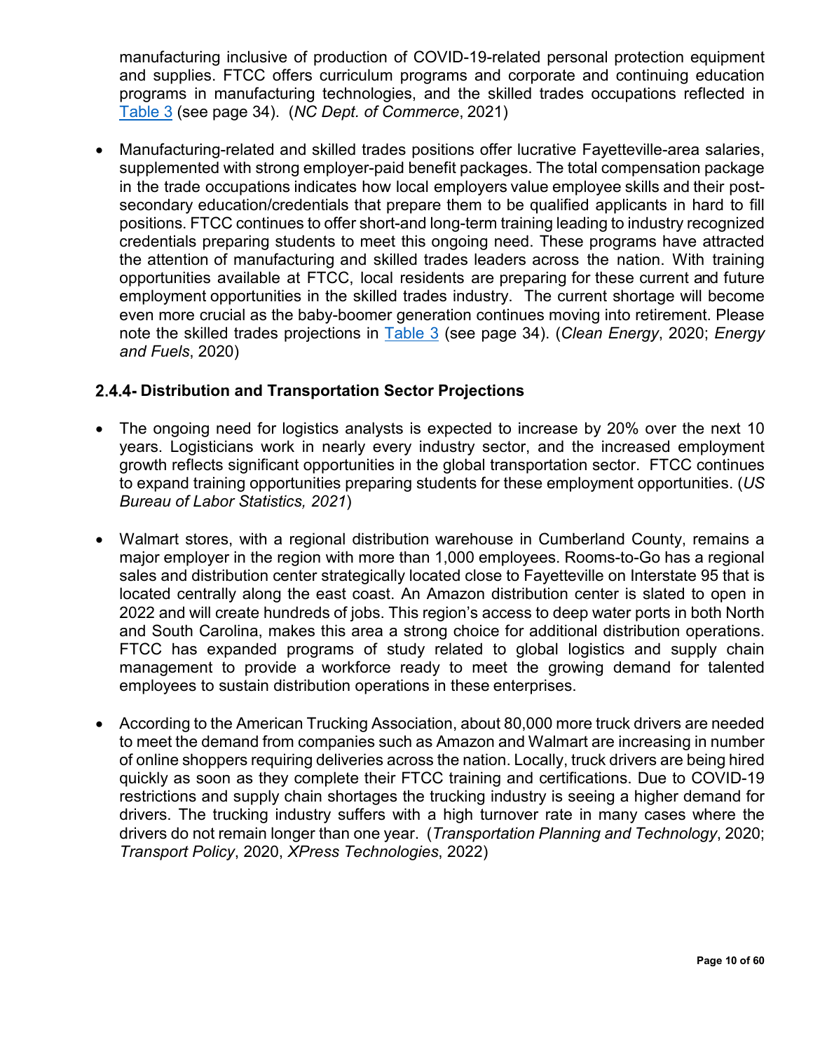manufacturing inclusive of production of COVID-19-related personal protection equipment and supplies. FTCC offers curriculum programs and corporate and continuing education programs in manufacturing technologies, and the skilled trades occupations reflected in Table 3 (see page 34). (*NC Dept. of Commerce*, 2021)

- Manufacturing-related and skilled trades positions offer lucrative Fayetteville-area salaries, supplemented with strong employer-paid benefit packages. The total compensation package in the trade occupations indicates how local employers value employee skills and their post-secondary education/credentials that prepare them to be qualified applicants in hard to fill positions. FTCC continues to offer short-and long-term training leading to industry recognized credentials preparing students to meet this ongoing need. These programs have attracted the attention of manufacturing and skilled trades leaders across the nation. With training opportunities available at FTCC, local residents are preparing for these current and future employment opportunities in the skilled trades industry. The current shortage will become even more crucial as the baby-boomer generation continues moving into retirement. Please note the skilled trades projections in Table 3 (see page 34). (*Clean Energy*, 2020; *Energy and Fuels*, 2020)

### 2.4.4- Distribution and Transportation Sector Projections

- The ongoing need for logistics analysts is expected to increase by 20% over the next 10 years. Logisticians work in nearly every industry sector, and the increased employment growth reflects significant opportunities in the global transportation sector. FTCC continues to expand training opportunities preparing students for these employment opportunities. (*US Bureau of Labor Statistics, 2021*)

- Walmart stores, with a regional distribution warehouse in Cumberland County, remains a major employer in the region with more than 1,000 employees. Rooms-to-Go has a regional sales and distribution center strategically located close to Fayetteville on Interstate 95 that is located centrally along the east coast. An Amazon distribution center is slated to open in 2022 and will create hundreds of jobs. This region's access to deep water ports in both North and South Carolina, makes this area a strong choice for additional distribution operations. FTCC has expanded programs of study related to global logistics and supply chain management to provide a workforce ready to meet the growing demand for talented employees to sustain distribution operations in these enterprises.

- According to the American Trucking Association, about 80,000 more truck drivers are needed to meet the demand from companies such as Amazon and Walmart are increasing in number of online shoppers requiring deliveries across the nation. Locally, truck drivers are being hired quickly as soon as they complete their FTCC training and certifications. Due to COVID-19 restrictions and supply chain shortages the trucking industry is seeing a higher demand for drivers. The trucking industry suffers with a high turnover rate in many cases where the drivers do not remain longer than one year. (*Transportation Planning and Technology*, 2020; *Transport Policy*, 2020, *XPress Technologies*, 2022)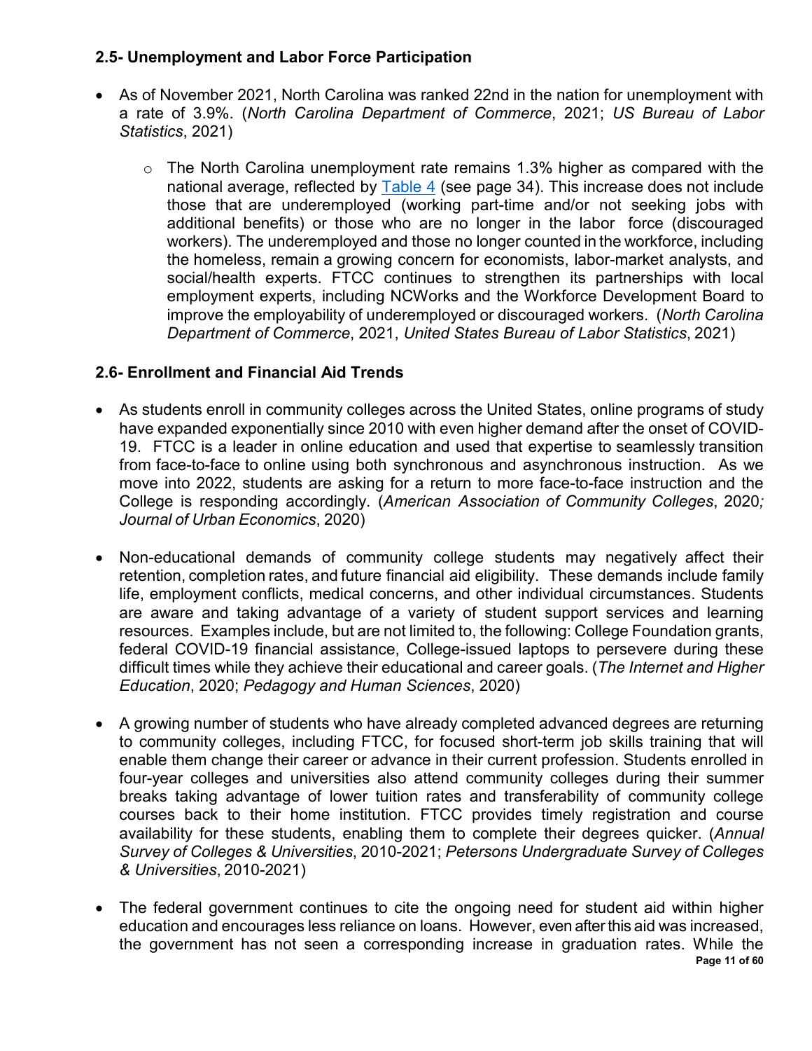### 2.5- Unemployment and Labor Force Participation

- As of November 2021, North Carolina was ranked 22nd in the nation for unemployment with a rate of 3.9%. (*North Carolina Department of Commerce*, 2021; *US Bureau of Labor Statistics*, 2021)
  - The North Carolina unemployment rate remains 1.3% higher as compared with the national average, reflected by Table 4 (see page 34). This increase does not include those that are underemployed (working part-time and/or not seeking jobs with additional benefits) or those who are no longer in the labor force (discouraged workers). The underemployed and those no longer counted in the workforce, including the homeless, remain a growing concern for economists, labor-market analysts, and social/health experts. FTCC continues to strengthen its partnerships with local employment experts, including NCWorks and the Workforce Development Board to improve the employability of underemployed or discouraged workers. (*North Carolina Department of Commerce*, 2021, *United States Bureau of Labor Statistics*, 2021)

### 2.6- Enrollment and Financial Aid Trends

- As students enroll in community colleges across the United States, online programs of study have expanded exponentially since 2010 with even higher demand after the onset of COVID-19. FTCC is a leader in online education and used that expertise to seamlessly transition from face-to-face to online using both synchronous and asynchronous instruction. As we move into 2022, students are asking for a return to more face-to-face instruction and the College is responding accordingly. (*American Association of Community Colleges*, 2020*;* *Journal of Urban Economics*, 2020)

- Non-educational demands of community college students may negatively affect their retention, completion rates, and future financial aid eligibility. These demands include family life, employment conflicts, medical concerns, and other individual circumstances. Students are aware and taking advantage of a variety of student support services and learning resources. Examples include, but are not limited to, the following: College Foundation grants, federal COVID-19 financial assistance, College-issued laptops to persevere during these difficult times while they achieve their educational and career goals. (*The Internet and Higher Education*, 2020; *Pedagogy and Human Sciences*, 2020)

- A growing number of students who have already completed advanced degrees are returning to community colleges, including FTCC, for focused short-term job skills training that will enable them change their career or advance in their current profession. Students enrolled in four-year colleges and universities also attend community colleges during their summer breaks taking advantage of lower tuition rates and transferability of community college courses back to their home institution. FTCC provides timely registration and course availability for these students, enabling them to complete their degrees quicker. (*Annual Survey of Colleges & Universities*, 2010-2021; *Petersons Undergraduate Survey of Colleges & Universities*, 2010-2021)

- The federal government continues to cite the ongoing need for student aid within higher education and encourages less reliance on loans. However, even after this aid was increased, the government has not seen a corresponding increase in graduation rates. While the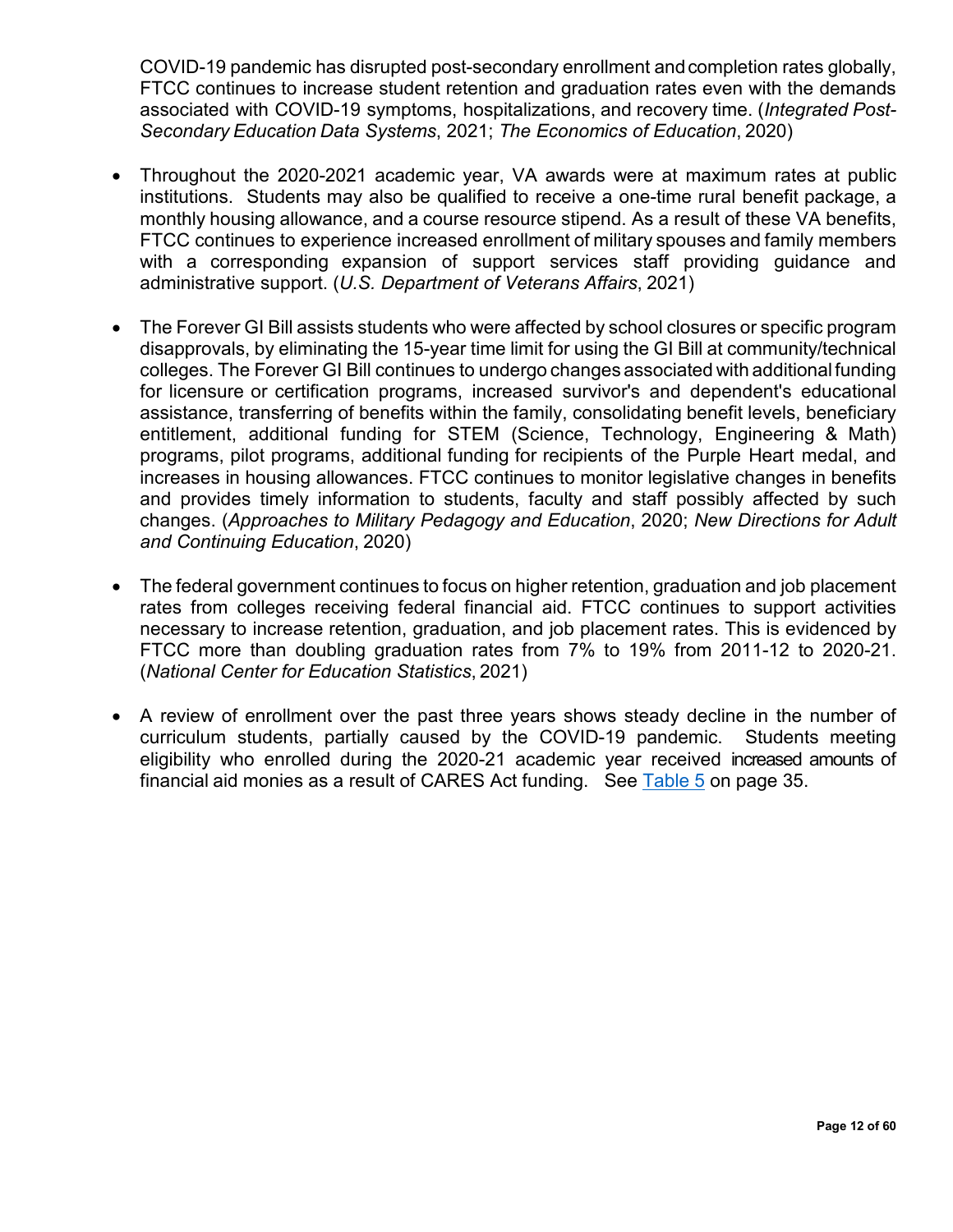COVID-19 pandemic has disrupted post-secondary enrollment and completion rates globally, FTCC continues to increase student retention and graduation rates even with the demands associated with COVID-19 symptoms, hospitalizations, and recovery time. (*Integrated Post-Secondary Education Data Systems*, 2021; *The Economics of Education*, 2020)

- Throughout the 2020-2021 academic year, VA awards were at maximum rates at public institutions. Students may also be qualified to receive a one-time rural benefit package, a monthly housing allowance, and a course resource stipend. As a result of these VA benefits, FTCC continues to experience increased enrollment of military spouses and family members with a corresponding expansion of support services staff providing guidance and administrative support. (*U.S. Department of Veterans Affairs*, 2021)

- The Forever GI Bill assists students who were affected by school closures or specific program disapprovals, by eliminating the 15-year time limit for using the GI Bill at community/technical colleges. The Forever GI Bill continues to undergo changes associated with additional funding for licensure or certification programs, increased survivor's and dependent's educational assistance, transferring of benefits within the family, consolidating benefit levels, beneficiary entitlement, additional funding for STEM (Science, Technology, Engineering & Math) programs, pilot programs, additional funding for recipients of the Purple Heart medal, and increases in housing allowances. FTCC continues to monitor legislative changes in benefits and provides timely information to students, faculty and staff possibly affected by such changes. (*Approaches to Military Pedagogy and Education*, 2020; *New Directions for Adult and Continuing Education*, 2020)

- The federal government continues to focus on higher retention, graduation and job placement rates from colleges receiving federal financial aid. FTCC continues to support activities necessary to increase retention, graduation, and job placement rates. This is evidenced by FTCC more than doubling graduation rates from 7% to 19% from 2011-12 to 2020-21. (*National Center for Education Statistics*, 2021)

- A review of enrollment over the past three years shows steady decline in the number of curriculum students, partially caused by the COVID-19 pandemic. Students meeting eligibility who enrolled during the 2020-21 academic year received increased amounts of financial aid monies as a result of CARES Act funding. See Table 5 on page 35.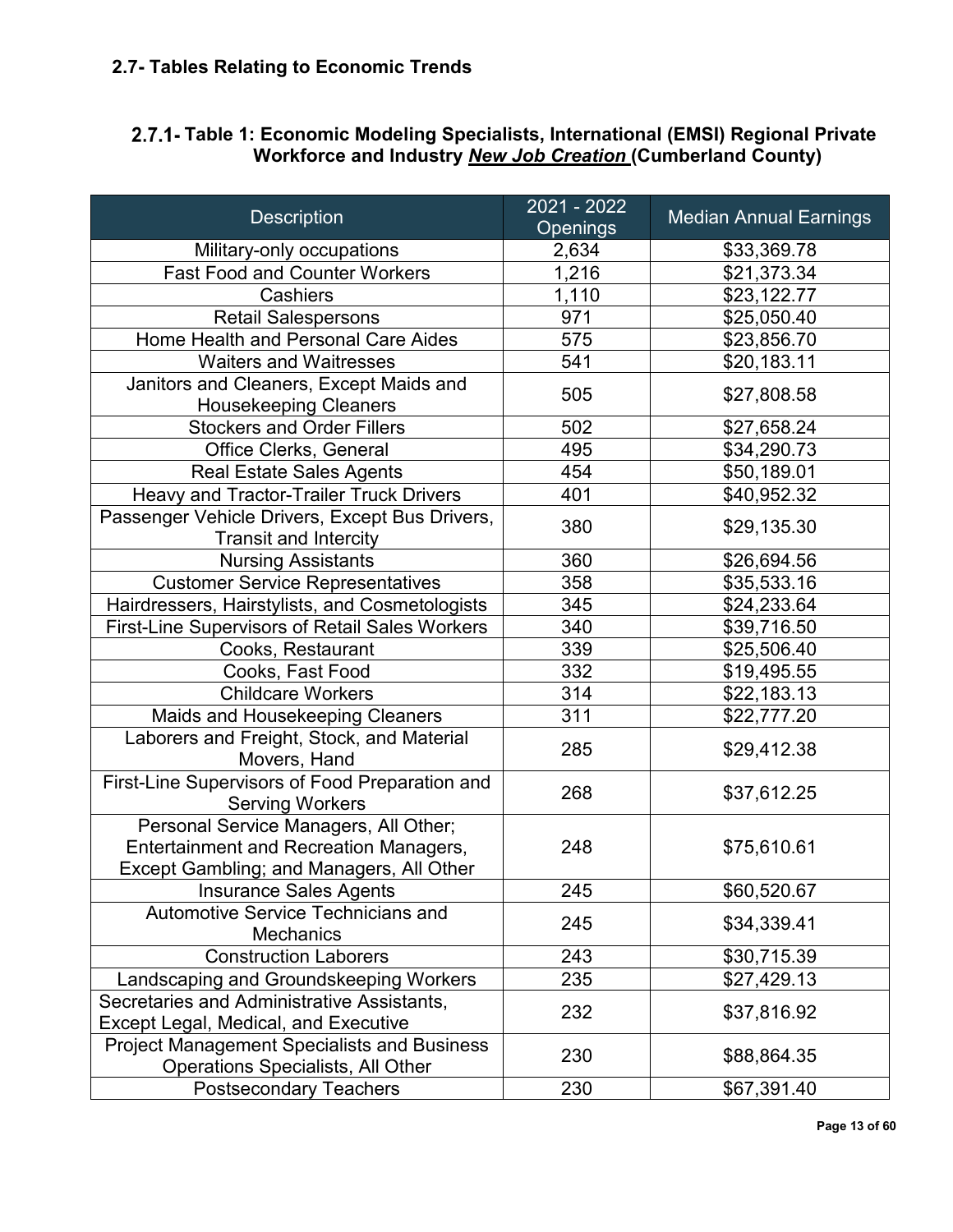## 2.7- Tables Relating to Economic Trends

### 2.7.1- Table 1: Economic Modeling Specialists, International (EMSI) Regional Private Workforce and Industry *New Job Creation* (Cumberland County)

| Description | 2021 - 2022 Openings | Median Annual Earnings |
|---|---|---|
| Military-only occupations | 2,634 | $33,369.78 |
| Fast Food and Counter Workers | 1,216 | $21,373.34 |
| Cashiers | 1,110 | $23,122.77 |
| Retail Salespersons | 971 | $25,050.40 |
| Home Health and Personal Care Aides | 575 | $23,856.70 |
| Waiters and Waitresses | 541 | $20,183.11 |
| Janitors and Cleaners, Except Maids and Housekeeping Cleaners | 505 | $27,808.58 |
| Stockers and Order Fillers | 502 | $27,658.24 |
| Office Clerks, General | 495 | $34,290.73 |
| Real Estate Sales Agents | 454 | $50,189.01 |
| Heavy and Tractor-Trailer Truck Drivers | 401 | $40,952.32 |
| Passenger Vehicle Drivers, Except Bus Drivers, Transit and Intercity | 380 | $29,135.30 |
| Nursing Assistants | 360 | $26,694.56 |
| Customer Service Representatives | 358 | $35,533.16 |
| Hairdressers, Hairstylists, and Cosmetologists | 345 | $24,233.64 |
| First-Line Supervisors of Retail Sales Workers | 340 | $39,716.50 |
| Cooks, Restaurant | 339 | $25,506.40 |
| Cooks, Fast Food | 332 | $19,495.55 |
| Childcare Workers | 314 | $22,183.13 |
| Maids and Housekeeping Cleaners | 311 | $22,777.20 |
| Laborers and Freight, Stock, and Material Movers, Hand | 285 | $29,412.38 |
| First-Line Supervisors of Food Preparation and Serving Workers | 268 | $37,612.25 |
| Personal Service Managers, All Other; Entertainment and Recreation Managers, Except Gambling; and Managers, All Other | 248 | $75,610.61 |
| Insurance Sales Agents | 245 | $60,520.67 |
| Automotive Service Technicians and Mechanics | 245 | $34,339.41 |
| Construction Laborers | 243 | $30,715.39 |
| Landscaping and Groundskeeping Workers | 235 | $27,429.13 |
| Secretaries and Administrative Assistants, Except Legal, Medical, and Executive | 232 | $37,816.92 |
| Project Management Specialists and Business Operations Specialists, All Other | 230 | $88,864.35 |
| Postsecondary Teachers | 230 | $67,391.40 |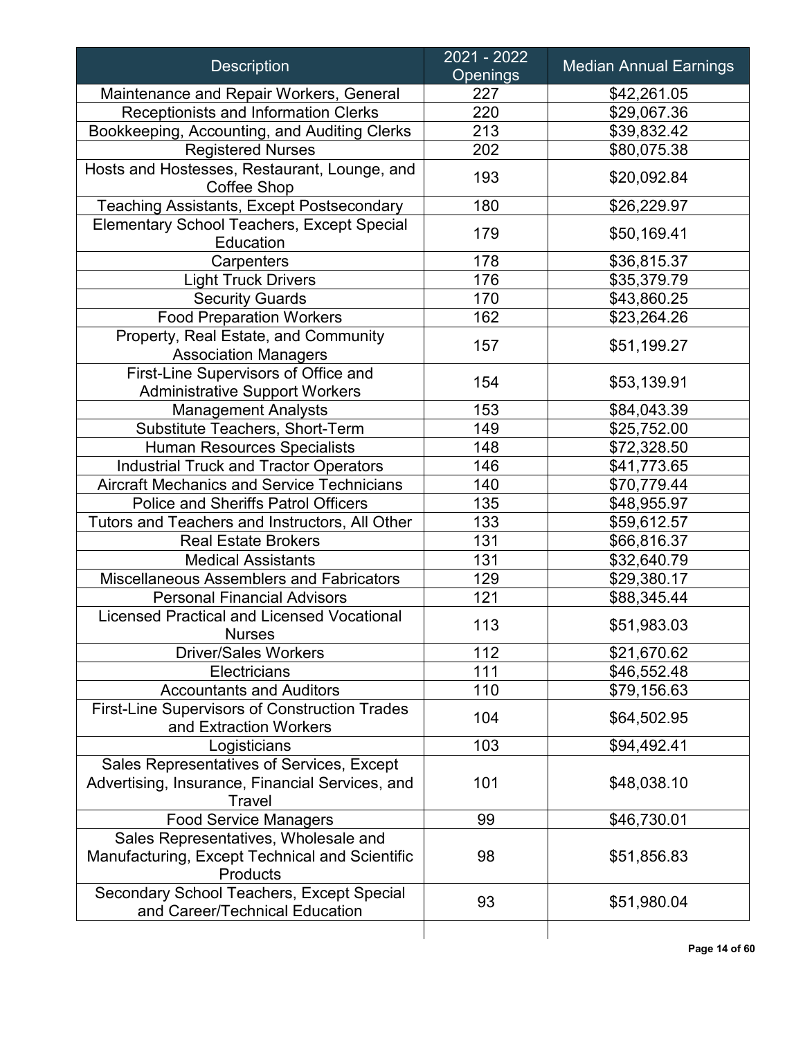| Description | 2021 - 2022 Openings | Median Annual Earnings |
|---|---|---|
| Maintenance and Repair Workers, General | 227 | $42,261.05 |
| Receptionists and Information Clerks | 220 | $29,067.36 |
| Bookkeeping, Accounting, and Auditing Clerks | 213 | $39,832.42 |
| Registered Nurses | 202 | $80,075.38 |
| Hosts and Hostesses, Restaurant, Lounge, and Coffee Shop | 193 | $20,092.84 |
| Teaching Assistants, Except Postsecondary | 180 | $26,229.97 |
| Elementary School Teachers, Except Special Education | 179 | $50,169.41 |
| Carpenters | 178 | $36,815.37 |
| Light Truck Drivers | 176 | $35,379.79 |
| Security Guards | 170 | $43,860.25 |
| Food Preparation Workers | 162 | $23,264.26 |
| Property, Real Estate, and Community Association Managers | 157 | $51,199.27 |
| First-Line Supervisors of Office and Administrative Support Workers | 154 | $53,139.91 |
| Management Analysts | 153 | $84,043.39 |
| Substitute Teachers, Short-Term | 149 | $25,752.00 |
| Human Resources Specialists | 148 | $72,328.50 |
| Industrial Truck and Tractor Operators | 146 | $41,773.65 |
| Aircraft Mechanics and Service Technicians | 140 | $70,779.44 |
| Police and Sheriffs Patrol Officers | 135 | $48,955.97 |
| Tutors and Teachers and Instructors, All Other | 133 | $59,612.57 |
| Real Estate Brokers | 131 | $66,816.37 |
| Medical Assistants | 131 | $32,640.79 |
| Miscellaneous Assemblers and Fabricators | 129 | $29,380.17 |
| Personal Financial Advisors | 121 | $88,345.44 |
| Licensed Practical and Licensed Vocational Nurses | 113 | $51,983.03 |
| Driver/Sales Workers | 112 | $21,670.62 |
| Electricians | 111 | $46,552.48 |
| Accountants and Auditors | 110 | $79,156.63 |
| First-Line Supervisors of Construction Trades and Extraction Workers | 104 | $64,502.95 |
| Logisticians | 103 | $94,492.41 |
| Sales Representatives of Services, Except Advertising, Insurance, Financial Services, and Travel | 101 | $48,038.10 |
| Food Service Managers | 99 | $46,730.01 |
| Sales Representatives, Wholesale and Manufacturing, Except Technical and Scientific Products | 98 | $51,856.83 |
| Secondary School Teachers, Except Special and Career/Technical Education | 93 | $51,980.04 |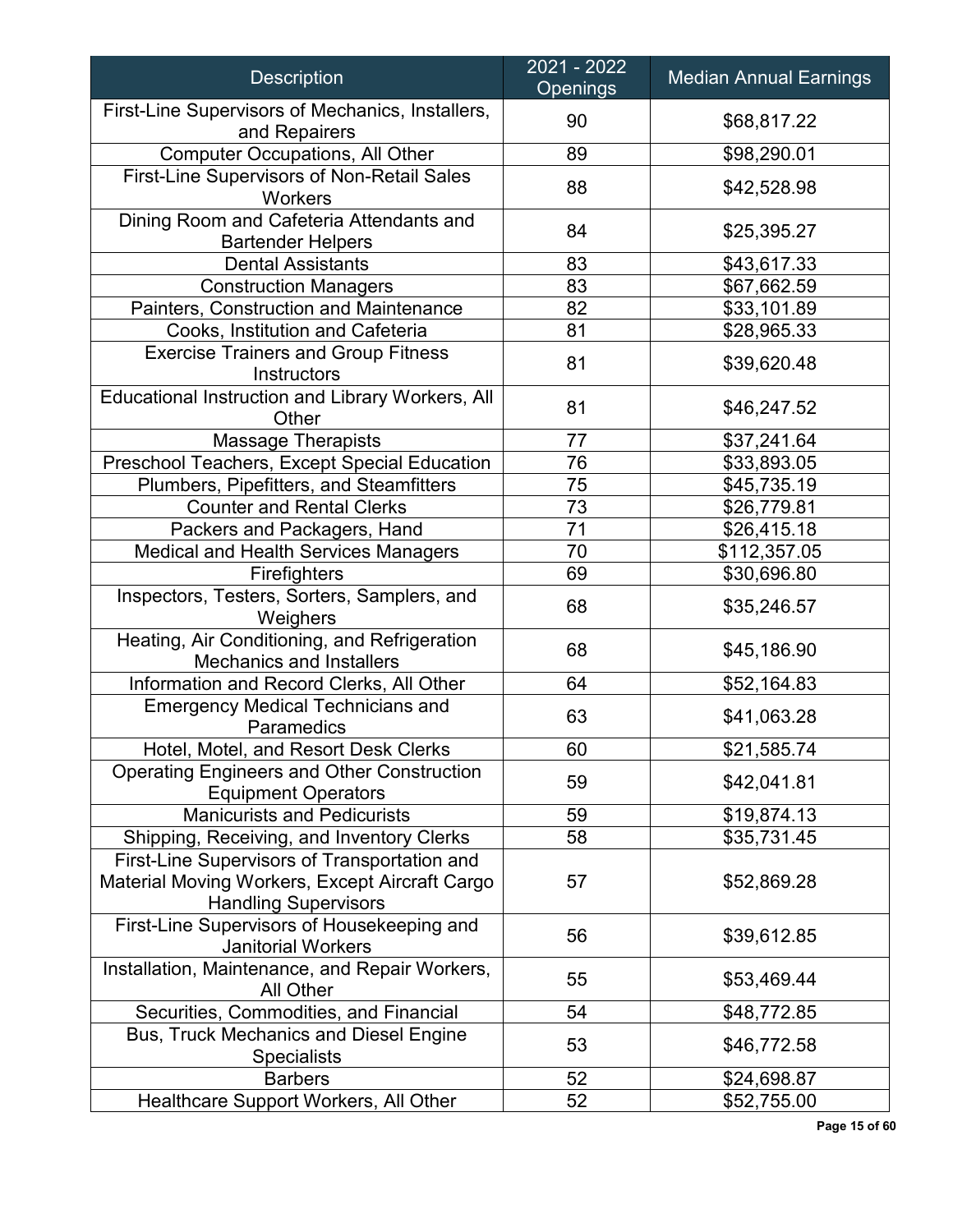| Description | 2021 - 2022 Openings | Median Annual Earnings |
|---|---|---|
| First-Line Supervisors of Mechanics, Installers, and Repairers | 90 | $68,817.22 |
| Computer Occupations, All Other | 89 | $98,290.01 |
| First-Line Supervisors of Non-Retail Sales Workers | 88 | $42,528.98 |
| Dining Room and Cafeteria Attendants and Bartender Helpers | 84 | $25,395.27 |
| Dental Assistants | 83 | $43,617.33 |
| Construction Managers | 83 | $67,662.59 |
| Painters, Construction and Maintenance | 82 | $33,101.89 |
| Cooks, Institution and Cafeteria | 81 | $28,965.33 |
| Exercise Trainers and Group Fitness Instructors | 81 | $39,620.48 |
| Educational Instruction and Library Workers, All Other | 81 | $46,247.52 |
| Massage Therapists | 77 | $37,241.64 |
| Preschool Teachers, Except Special Education | 76 | $33,893.05 |
| Plumbers, Pipefitters, and Steamfitters | 75 | $45,735.19 |
| Counter and Rental Clerks | 73 | $26,779.81 |
| Packers and Packagers, Hand | 71 | $26,415.18 |
| Medical and Health Services Managers | 70 | $112,357.05 |
| Firefighters | 69 | $30,696.80 |
| Inspectors, Testers, Sorters, Samplers, and Weighers | 68 | $35,246.57 |
| Heating, Air Conditioning, and Refrigeration Mechanics and Installers | 68 | $45,186.90 |
| Information and Record Clerks, All Other | 64 | $52,164.83 |
| Emergency Medical Technicians and Paramedics | 63 | $41,063.28 |
| Hotel, Motel, and Resort Desk Clerks | 60 | $21,585.74 |
| Operating Engineers and Other Construction Equipment Operators | 59 | $42,041.81 |
| Manicurists and Pedicurists | 59 | $19,874.13 |
| Shipping, Receiving, and Inventory Clerks | 58 | $35,731.45 |
| First-Line Supervisors of Transportation and Material Moving Workers, Except Aircraft Cargo Handling Supervisors | 57 | $52,869.28 |
| First-Line Supervisors of Housekeeping and Janitorial Workers | 56 | $39,612.85 |
| Installation, Maintenance, and Repair Workers, All Other | 55 | $53,469.44 |
| Securities, Commodities, and Financial | 54 | $48,772.85 |
| Bus, Truck Mechanics and Diesel Engine Specialists | 53 | $46,772.58 |
| Barbers | 52 | $24,698.87 |
| Healthcare Support Workers, All Other | 52 | $52,755.00 |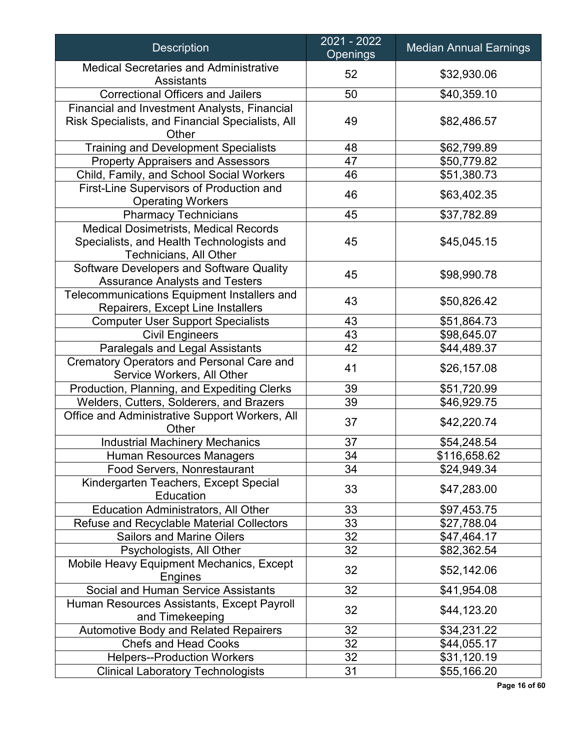| Description | 2021 - 2022 Openings | Median Annual Earnings |
|---|---|---|
| Medical Secretaries and Administrative Assistants | 52 | $32,930.06 |
| Correctional Officers and Jailers | 50 | $40,359.10 |
| Financial and Investment Analysts, Financial Risk Specialists, and Financial Specialists, All Other | 49 | $82,486.57 |
| Training and Development Specialists | 48 | $62,799.89 |
| Property Appraisers and Assessors | 47 | $50,779.82 |
| Child, Family, and School Social Workers | 46 | $51,380.73 |
| First-Line Supervisors of Production and Operating Workers | 46 | $63,402.35 |
| Pharmacy Technicians | 45 | $37,782.89 |
| Medical Dosimetrists, Medical Records Specialists, and Health Technologists and Technicians, All Other | 45 | $45,045.15 |
| Software Developers and Software Quality Assurance Analysts and Testers | 45 | $98,990.78 |
| Telecommunications Equipment Installers and Repairers, Except Line Installers | 43 | $50,826.42 |
| Computer User Support Specialists | 43 | $51,864.73 |
| Civil Engineers | 43 | $98,645.07 |
| Paralegals and Legal Assistants | 42 | $44,489.37 |
| Crematory Operators and Personal Care and Service Workers, All Other | 41 | $26,157.08 |
| Production, Planning, and Expediting Clerks | 39 | $51,720.99 |
| Welders, Cutters, Solderers, and Brazers | 39 | $46,929.75 |
| Office and Administrative Support Workers, All Other | 37 | $42,220.74 |
| Industrial Machinery Mechanics | 37 | $54,248.54 |
| Human Resources Managers | 34 | $116,658.62 |
| Food Servers, Nonrestaurant | 34 | $24,949.34 |
| Kindergarten Teachers, Except Special Education | 33 | $47,283.00 |
| Education Administrators, All Other | 33 | $97,453.75 |
| Refuse and Recyclable Material Collectors | 33 | $27,788.04 |
| Sailors and Marine Oilers | 32 | $47,464.17 |
| Psychologists, All Other | 32 | $82,362.54 |
| Mobile Heavy Equipment Mechanics, Except Engines | 32 | $52,142.06 |
| Social and Human Service Assistants | 32 | $41,954.08 |
| Human Resources Assistants, Except Payroll and Timekeeping | 32 | $44,123.20 |
| Automotive Body and Related Repairers | 32 | $34,231.22 |
| Chefs and Head Cooks | 32 | $44,055.17 |
| Helpers--Production Workers | 32 | $31,120.19 |
| Clinical Laboratory Technologists | 31 | $55,166.20 |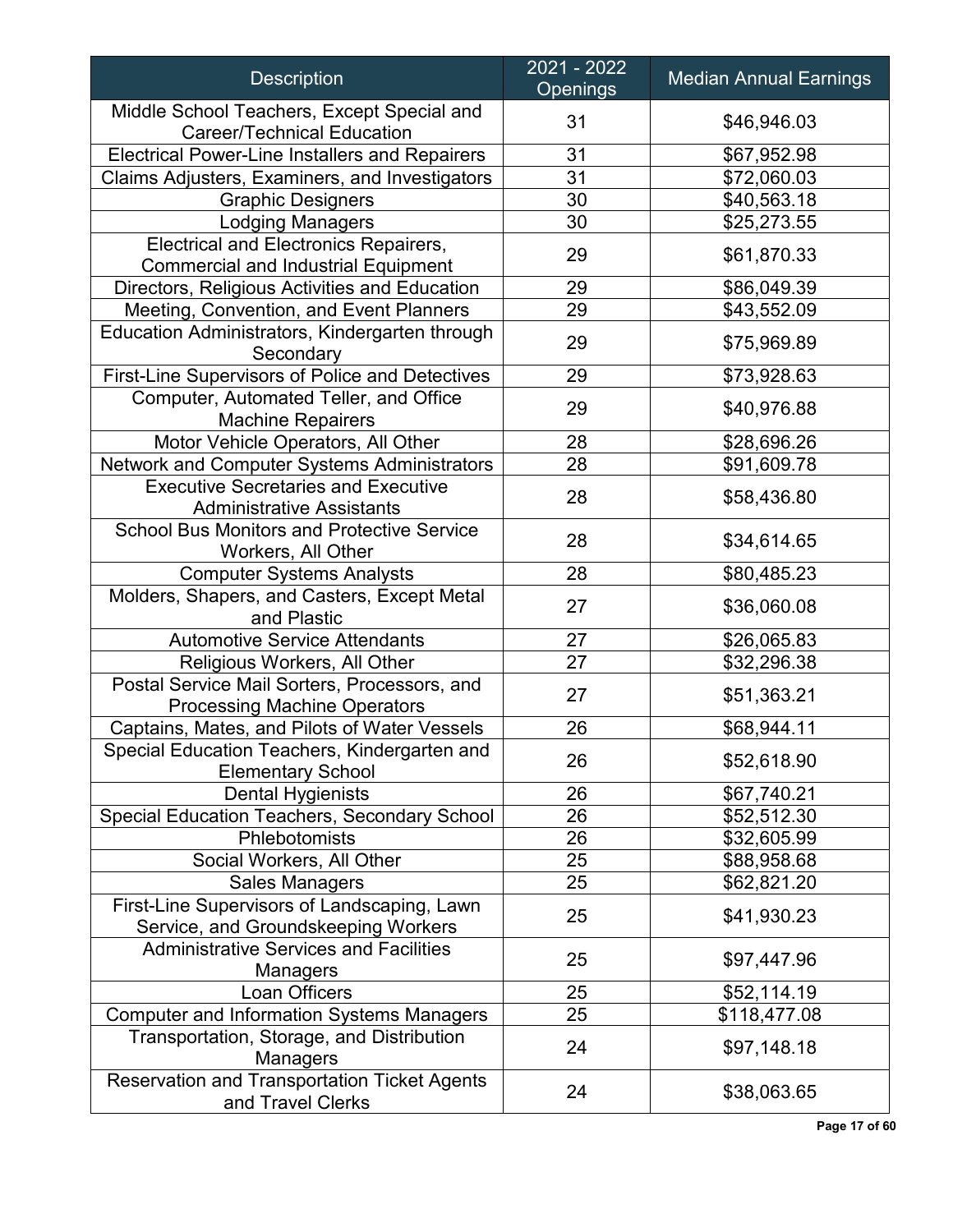| Description | 2021 - 2022 Openings | Median Annual Earnings |
| --- | --- | --- |
| Middle School Teachers, Except Special and Career/Technical Education | 31 | $46,946.03 |
| Electrical Power-Line Installers and Repairers | 31 | $67,952.98 |
| Claims Adjusters, Examiners, and Investigators | 31 | $72,060.03 |
| Graphic Designers | 30 | $40,563.18 |
| Lodging Managers | 30 | $25,273.55 |
| Electrical and Electronics Repairers, Commercial and Industrial Equipment | 29 | $61,870.33 |
| Directors, Religious Activities and Education | 29 | $86,049.39 |
| Meeting, Convention, and Event Planners | 29 | $43,552.09 |
| Education Administrators, Kindergarten through Secondary | 29 | $75,969.89 |
| First-Line Supervisors of Police and Detectives | 29 | $73,928.63 |
| Computer, Automated Teller, and Office Machine Repairers | 29 | $40,976.88 |
| Motor Vehicle Operators, All Other | 28 | $28,696.26 |
| Network and Computer Systems Administrators | 28 | $91,609.78 |
| Executive Secretaries and Executive Administrative Assistants | 28 | $58,436.80 |
| School Bus Monitors and Protective Service Workers, All Other | 28 | $34,614.65 |
| Computer Systems Analysts | 28 | $80,485.23 |
| Molders, Shapers, and Casters, Except Metal and Plastic | 27 | $36,060.08 |
| Automotive Service Attendants | 27 | $26,065.83 |
| Religious Workers, All Other | 27 | $32,296.38 |
| Postal Service Mail Sorters, Processors, and Processing Machine Operators | 27 | $51,363.21 |
| Captains, Mates, and Pilots of Water Vessels | 26 | $68,944.11 |
| Special Education Teachers, Kindergarten and Elementary School | 26 | $52,618.90 |
| Dental Hygienists | 26 | $67,740.21 |
| Special Education Teachers, Secondary School | 26 | $52,512.30 |
| Phlebotomists | 26 | $32,605.99 |
| Social Workers, All Other | 25 | $88,958.68 |
| Sales Managers | 25 | $62,821.20 |
| First-Line Supervisors of Landscaping, Lawn Service, and Groundskeeping Workers | 25 | $41,930.23 |
| Administrative Services and Facilities Managers | 25 | $97,447.96 |
| Loan Officers | 25 | $52,114.19 |
| Computer and Information Systems Managers | 25 | $118,477.08 |
| Transportation, Storage, and Distribution Managers | 24 | $97,148.18 |
| Reservation and Transportation Ticket Agents and Travel Clerks | 24 | $38,063.65 |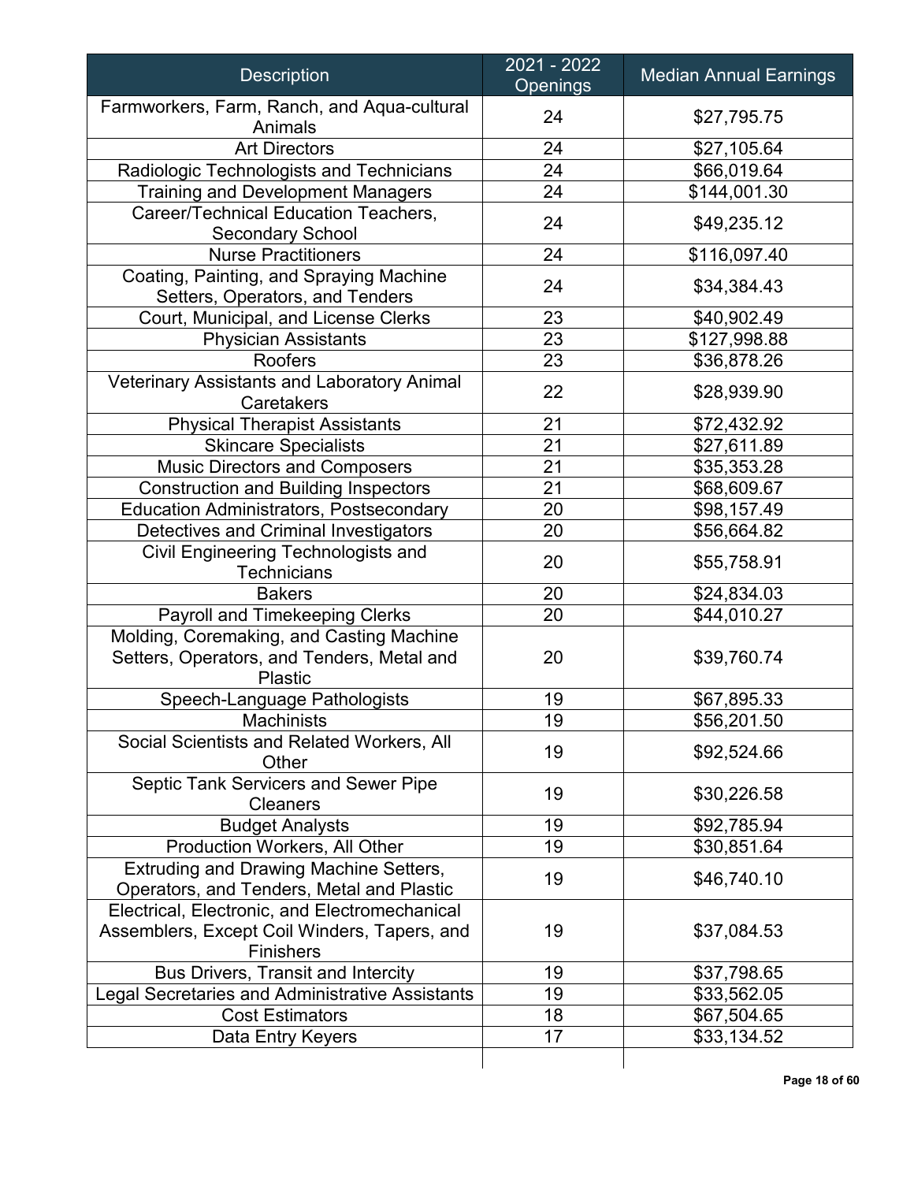| Description | 2021 - 2022 Openings | Median Annual Earnings |
|---|---|---|
| Farmworkers, Farm, Ranch, and Aqua-cultural Animals | 24 | $27,795.75 |
| Art Directors | 24 | $27,105.64 |
| Radiologic Technologists and Technicians | 24 | $66,019.64 |
| Training and Development Managers | 24 | $144,001.30 |
| Career/Technical Education Teachers, Secondary School | 24 | $49,235.12 |
| Nurse Practitioners | 24 | $116,097.40 |
| Coating, Painting, and Spraying Machine Setters, Operators, and Tenders | 24 | $34,384.43 |
| Court, Municipal, and License Clerks | 23 | $40,902.49 |
| Physician Assistants | 23 | $127,998.88 |
| Roofers | 23 | $36,878.26 |
| Veterinary Assistants and Laboratory Animal Caretakers | 22 | $28,939.90 |
| Physical Therapist Assistants | 21 | $72,432.92 |
| Skincare Specialists | 21 | $27,611.89 |
| Music Directors and Composers | 21 | $35,353.28 |
| Construction and Building Inspectors | 21 | $68,609.67 |
| Education Administrators, Postsecondary | 20 | $98,157.49 |
| Detectives and Criminal Investigators | 20 | $56,664.82 |
| Civil Engineering Technologists and Technicians | 20 | $55,758.91 |
| Bakers | 20 | $24,834.03 |
| Payroll and Timekeeping Clerks | 20 | $44,010.27 |
| Molding, Coremaking, and Casting Machine Setters, Operators, and Tenders, Metal and Plastic | 20 | $39,760.74 |
| Speech-Language Pathologists | 19 | $67,895.33 |
| Machinists | 19 | $56,201.50 |
| Social Scientists and Related Workers, All Other | 19 | $92,524.66 |
| Septic Tank Servicers and Sewer Pipe Cleaners | 19 | $30,226.58 |
| Budget Analysts | 19 | $92,785.94 |
| Production Workers, All Other | 19 | $30,851.64 |
| Extruding and Drawing Machine Setters, Operators, and Tenders, Metal and Plastic | 19 | $46,740.10 |
| Electrical, Electronic, and Electromechanical Assemblers, Except Coil Winders, Tapers, and Finishers | 19 | $37,084.53 |
| Bus Drivers, Transit and Intercity | 19 | $37,798.65 |
| Legal Secretaries and Administrative Assistants | 19 | $33,562.05 |
| Cost Estimators | 18 | $67,504.65 |
| Data Entry Keyers | 17 | $33,134.52 |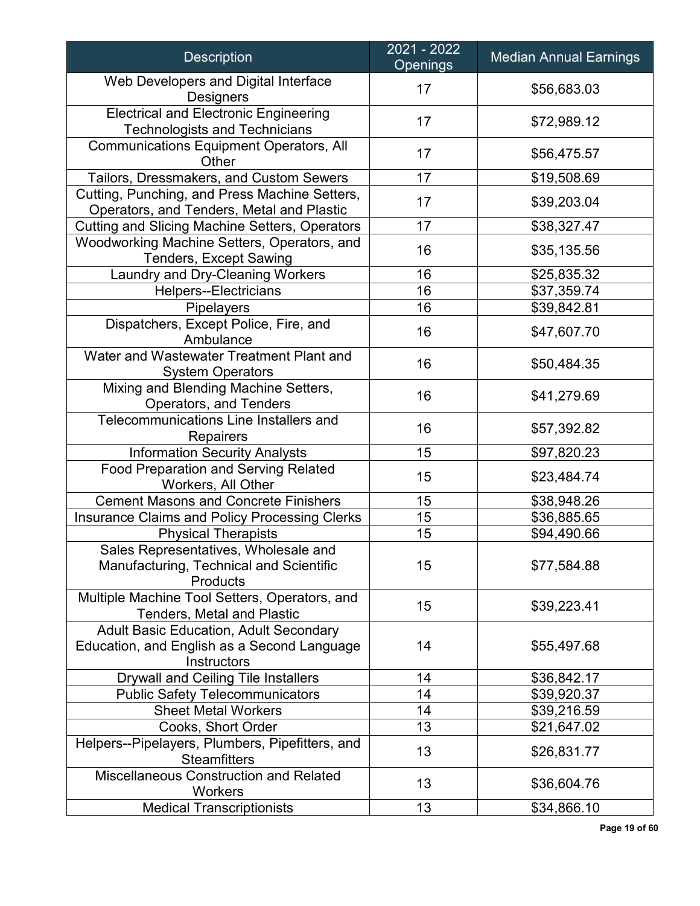| Description | 2021 - 2022 Openings | Median Annual Earnings |
|---|---|---|
| Web Developers and Digital Interface Designers | 17 | $56,683.03 |
| Electrical and Electronic Engineering Technologists and Technicians | 17 | $72,989.12 |
| Communications Equipment Operators, All Other | 17 | $56,475.57 |
| Tailors, Dressmakers, and Custom Sewers | 17 | $19,508.69 |
| Cutting, Punching, and Press Machine Setters, Operators, and Tenders, Metal and Plastic | 17 | $39,203.04 |
| Cutting and Slicing Machine Setters, Operators | 17 | $38,327.47 |
| Woodworking Machine Setters, Operators, and Tenders, Except Sawing | 16 | $35,135.56 |
| Laundry and Dry-Cleaning Workers | 16 | $25,835.32 |
| Helpers--Electricians | 16 | $37,359.74 |
| Pipelayers | 16 | $39,842.81 |
| Dispatchers, Except Police, Fire, and Ambulance | 16 | $47,607.70 |
| Water and Wastewater Treatment Plant and System Operators | 16 | $50,484.35 |
| Mixing and Blending Machine Setters, Operators, and Tenders | 16 | $41,279.69 |
| Telecommunications Line Installers and Repairers | 16 | $57,392.82 |
| Information Security Analysts | 15 | $97,820.23 |
| Food Preparation and Serving Related Workers, All Other | 15 | $23,484.74 |
| Cement Masons and Concrete Finishers | 15 | $38,948.26 |
| Insurance Claims and Policy Processing Clerks | 15 | $36,885.65 |
| Physical Therapists | 15 | $94,490.66 |
| Sales Representatives, Wholesale and Manufacturing, Technical and Scientific Products | 15 | $77,584.88 |
| Multiple Machine Tool Setters, Operators, and Tenders, Metal and Plastic | 15 | $39,223.41 |
| Adult Basic Education, Adult Secondary Education, and English as a Second Language Instructors | 14 | $55,497.68 |
| Drywall and Ceiling Tile Installers | 14 | $36,842.17 |
| Public Safety Telecommunicators | 14 | $39,920.37 |
| Sheet Metal Workers | 14 | $39,216.59 |
| Cooks, Short Order | 13 | $21,647.02 |
| Helpers--Pipelayers, Plumbers, Pipefitters, and Steamfitters | 13 | $26,831.77 |
| Miscellaneous Construction and Related Workers | 13 | $36,604.76 |
| Medical Transcriptionists | 13 | $34,866.10 |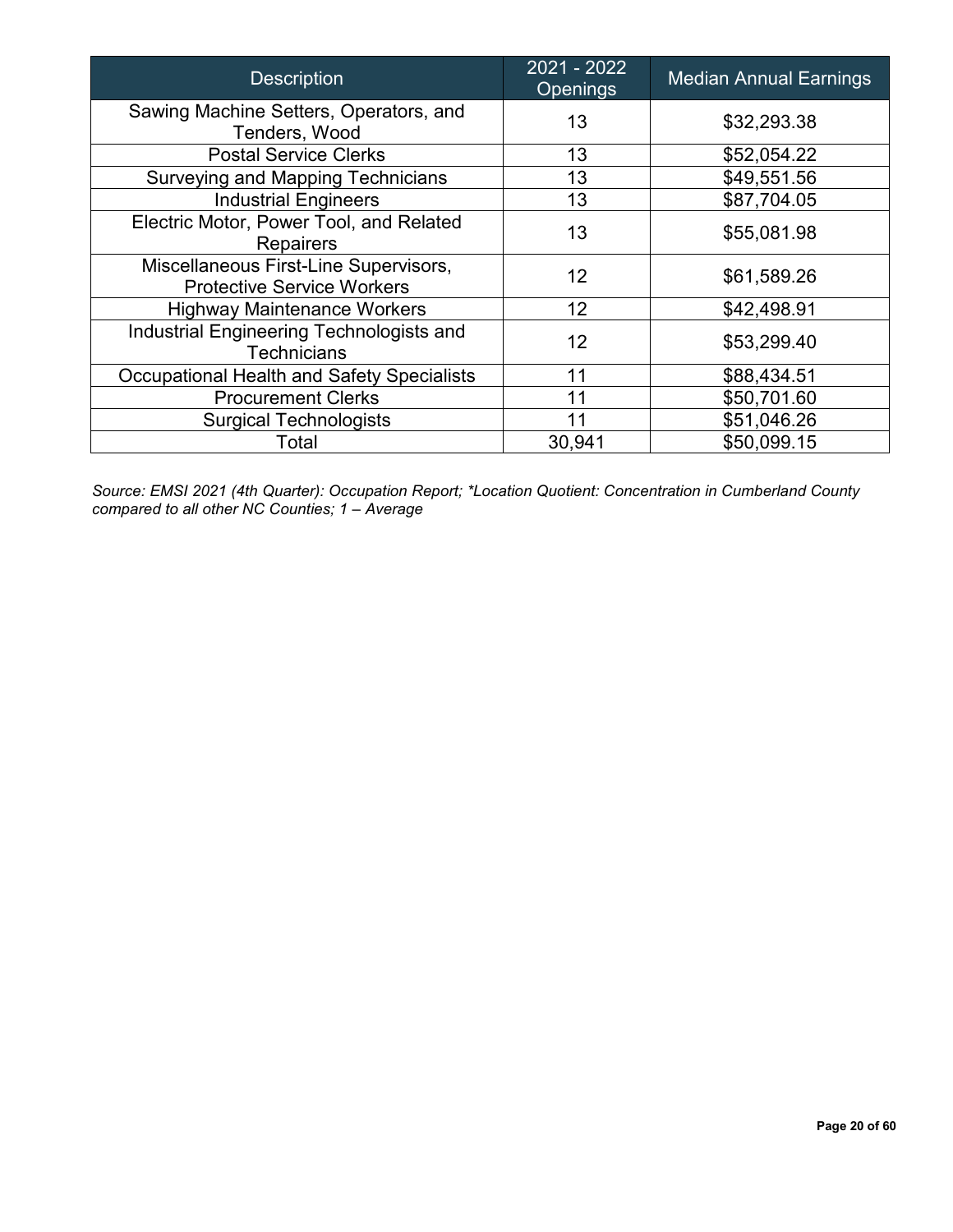| Description | 2021 - 2022 Openings | Median Annual Earnings |
|---|---|---|
| Sawing Machine Setters, Operators, and Tenders, Wood | 13 | $32,293.38 |
| Postal Service Clerks | 13 | $52,054.22 |
| Surveying and Mapping Technicians | 13 | $49,551.56 |
| Industrial Engineers | 13 | $87,704.05 |
| Electric Motor, Power Tool, and Related Repairers | 13 | $55,081.98 |
| Miscellaneous First-Line Supervisors, Protective Service Workers | 12 | $61,589.26 |
| Highway Maintenance Workers | 12 | $42,498.91 |
| Industrial Engineering Technologists and Technicians | 12 | $53,299.40 |
| Occupational Health and Safety Specialists | 11 | $88,434.51 |
| Procurement Clerks | 11 | $50,701.60 |
| Surgical Technologists | 11 | $51,046.26 |
| Total | 30,941 | $50,099.15 |

*Source: EMSI 2021 (4th Quarter): Occupation Report; *Location Quotient: Concentration in Cumberland County compared to all other NC Counties; 1 – Average*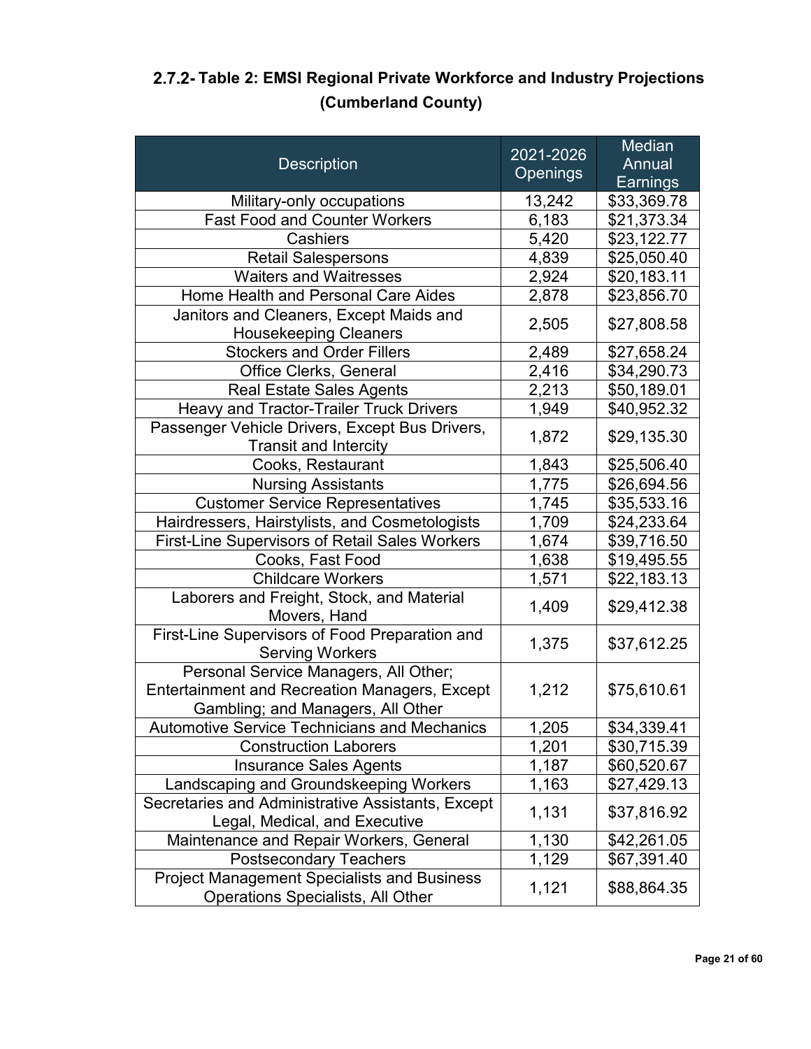## 2.7.2- Table 2: EMSI Regional Private Workforce and Industry Projections (Cumberland County)

| Description | 2021-2026 Openings | Median Annual Earnings |
|---|---|---|
| Military-only occupations | 13,242 | $33,369.78 |
| Fast Food and Counter Workers | 6,183 | $21,373.34 |
| Cashiers | 5,420 | $23,122.77 |
| Retail Salespersons | 4,839 | $25,050.40 |
| Waiters and Waitresses | 2,924 | $20,183.11 |
| Home Health and Personal Care Aides | 2,878 | $23,856.70 |
| Janitors and Cleaners, Except Maids and Housekeeping Cleaners | 2,505 | $27,808.58 |
| Stockers and Order Fillers | 2,489 | $27,658.24 |
| Office Clerks, General | 2,416 | $34,290.73 |
| Real Estate Sales Agents | 2,213 | $50,189.01 |
| Heavy and Tractor-Trailer Truck Drivers | 1,949 | $40,952.32 |
| Passenger Vehicle Drivers, Except Bus Drivers, Transit and Intercity | 1,872 | $29,135.30 |
| Cooks, Restaurant | 1,843 | $25,506.40 |
| Nursing Assistants | 1,775 | $26,694.56 |
| Customer Service Representatives | 1,745 | $35,533.16 |
| Hairdressers, Hairstylists, and Cosmetologists | 1,709 | $24,233.64 |
| First-Line Supervisors of Retail Sales Workers | 1,674 | $39,716.50 |
| Cooks, Fast Food | 1,638 | $19,495.55 |
| Childcare Workers | 1,571 | $22,183.13 |
| Laborers and Freight, Stock, and Material Movers, Hand | 1,409 | $29,412.38 |
| First-Line Supervisors of Food Preparation and Serving Workers | 1,375 | $37,612.25 |
| Personal Service Managers, All Other; Entertainment and Recreation Managers, Except Gambling; and Managers, All Other | 1,212 | $75,610.61 |
| Automotive Service Technicians and Mechanics | 1,205 | $34,339.41 |
| Construction Laborers | 1,201 | $30,715.39 |
| Insurance Sales Agents | 1,187 | $60,520.67 |
| Landscaping and Groundskeeping Workers | 1,163 | $27,429.13 |
| Secretaries and Administrative Assistants, Except Legal, Medical, and Executive | 1,131 | $37,816.92 |
| Maintenance and Repair Workers, General | 1,130 | $42,261.05 |
| Postsecondary Teachers | 1,129 | $67,391.40 |
| Project Management Specialists and Business Operations Specialists, All Other | 1,121 | $88,864.35 |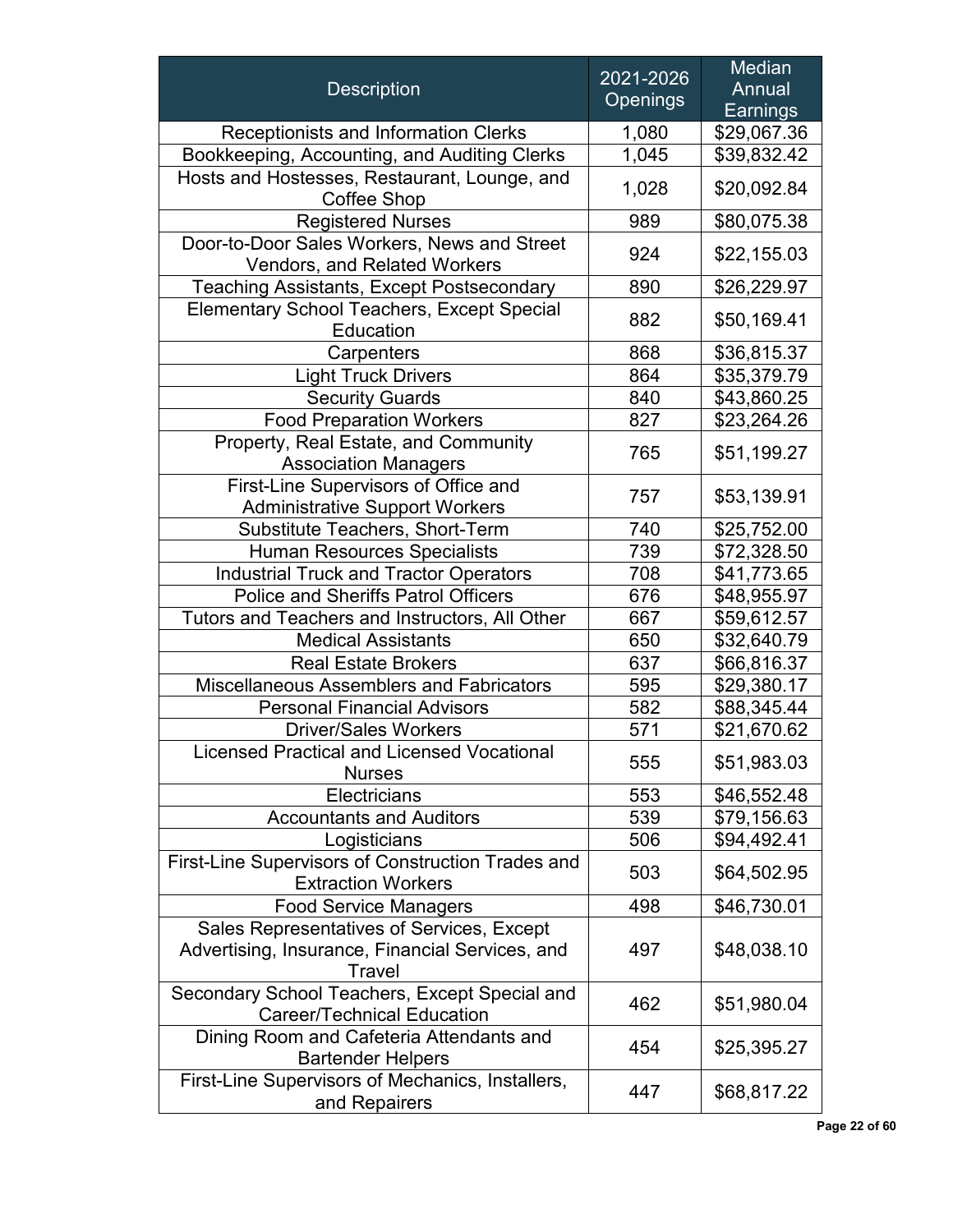| Description | 2021-2026 Openings | Median Annual Earnings |
|---|---|---|
| Receptionists and Information Clerks | 1,080 | $29,067.36 |
| Bookkeeping, Accounting, and Auditing Clerks | 1,045 | $39,832.42 |
| Hosts and Hostesses, Restaurant, Lounge, and Coffee Shop | 1,028 | $20,092.84 |
| Registered Nurses | 989 | $80,075.38 |
| Door-to-Door Sales Workers, News and Street Vendors, and Related Workers | 924 | $22,155.03 |
| Teaching Assistants, Except Postsecondary | 890 | $26,229.97 |
| Elementary School Teachers, Except Special Education | 882 | $50,169.41 |
| Carpenters | 868 | $36,815.37 |
| Light Truck Drivers | 864 | $35,379.79 |
| Security Guards | 840 | $43,860.25 |
| Food Preparation Workers | 827 | $23,264.26 |
| Property, Real Estate, and Community Association Managers | 765 | $51,199.27 |
| First-Line Supervisors of Office and Administrative Support Workers | 757 | $53,139.91 |
| Substitute Teachers, Short-Term | 740 | $25,752.00 |
| Human Resources Specialists | 739 | $72,328.50 |
| Industrial Truck and Tractor Operators | 708 | $41,773.65 |
| Police and Sheriffs Patrol Officers | 676 | $48,955.97 |
| Tutors and Teachers and Instructors, All Other | 667 | $59,612.57 |
| Medical Assistants | 650 | $32,640.79 |
| Real Estate Brokers | 637 | $66,816.37 |
| Miscellaneous Assemblers and Fabricators | 595 | $29,380.17 |
| Personal Financial Advisors | 582 | $88,345.44 |
| Driver/Sales Workers | 571 | $21,670.62 |
| Licensed Practical and Licensed Vocational Nurses | 555 | $51,983.03 |
| Electricians | 553 | $46,552.48 |
| Accountants and Auditors | 539 | $79,156.63 |
| Logisticians | 506 | $94,492.41 |
| First-Line Supervisors of Construction Trades and Extraction Workers | 503 | $64,502.95 |
| Food Service Managers | 498 | $46,730.01 |
| Sales Representatives of Services, Except Advertising, Insurance, Financial Services, and Travel | 497 | $48,038.10 |
| Secondary School Teachers, Except Special and Career/Technical Education | 462 | $51,980.04 |
| Dining Room and Cafeteria Attendants and Bartender Helpers | 454 | $25,395.27 |
| First-Line Supervisors of Mechanics, Installers, and Repairers | 447 | $68,817.22 |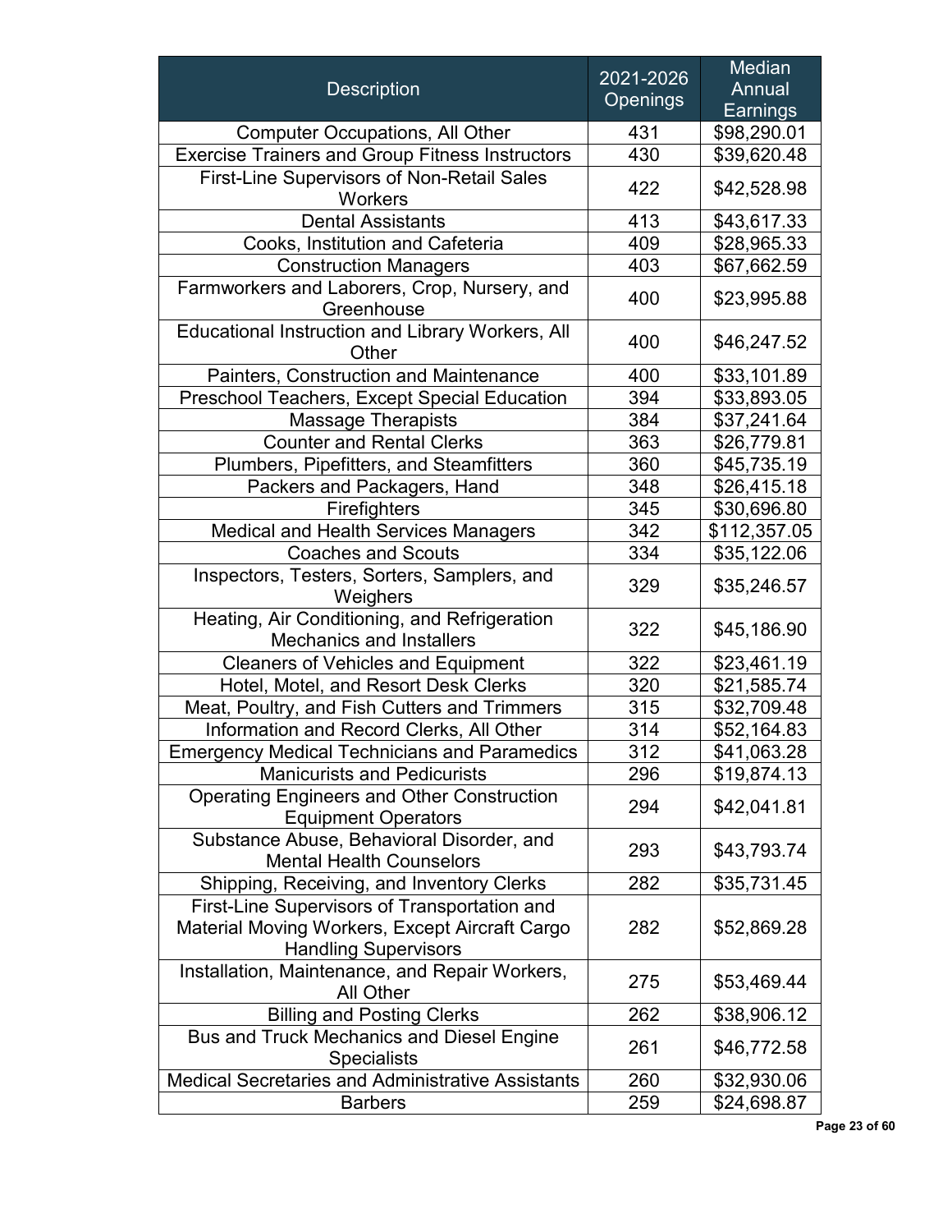| Description | 2021-2026 Openings | Median Annual Earnings |
|---|---|---|
| Computer Occupations, All Other | 431 | $98,290.01 |
| Exercise Trainers and Group Fitness Instructors | 430 | $39,620.48 |
| First-Line Supervisors of Non-Retail Sales Workers | 422 | $42,528.98 |
| Dental Assistants | 413 | $43,617.33 |
| Cooks, Institution and Cafeteria | 409 | $28,965.33 |
| Construction Managers | 403 | $67,662.59 |
| Farmworkers and Laborers, Crop, Nursery, and Greenhouse | 400 | $23,995.88 |
| Educational Instruction and Library Workers, All Other | 400 | $46,247.52 |
| Painters, Construction and Maintenance | 400 | $33,101.89 |
| Preschool Teachers, Except Special Education | 394 | $33,893.05 |
| Massage Therapists | 384 | $37,241.64 |
| Counter and Rental Clerks | 363 | $26,779.81 |
| Plumbers, Pipefitters, and Steamfitters | 360 | $45,735.19 |
| Packers and Packagers, Hand | 348 | $26,415.18 |
| Firefighters | 345 | $30,696.80 |
| Medical and Health Services Managers | 342 | $112,357.05 |
| Coaches and Scouts | 334 | $35,122.06 |
| Inspectors, Testers, Sorters, Samplers, and Weighers | 329 | $35,246.57 |
| Heating, Air Conditioning, and Refrigeration Mechanics and Installers | 322 | $45,186.90 |
| Cleaners of Vehicles and Equipment | 322 | $23,461.19 |
| Hotel, Motel, and Resort Desk Clerks | 320 | $21,585.74 |
| Meat, Poultry, and Fish Cutters and Trimmers | 315 | $32,709.48 |
| Information and Record Clerks, All Other | 314 | $52,164.83 |
| Emergency Medical Technicians and Paramedics | 312 | $41,063.28 |
| Manicurists and Pedicurists | 296 | $19,874.13 |
| Operating Engineers and Other Construction Equipment Operators | 294 | $42,041.81 |
| Substance Abuse, Behavioral Disorder, and Mental Health Counselors | 293 | $43,793.74 |
| Shipping, Receiving, and Inventory Clerks | 282 | $35,731.45 |
| First-Line Supervisors of Transportation and Material Moving Workers, Except Aircraft Cargo Handling Supervisors | 282 | $52,869.28 |
| Installation, Maintenance, and Repair Workers, All Other | 275 | $53,469.44 |
| Billing and Posting Clerks | 262 | $38,906.12 |
| Bus and Truck Mechanics and Diesel Engine Specialists | 261 | $46,772.58 |
| Medical Secretaries and Administrative Assistants | 260 | $32,930.06 |
| Barbers | 259 | $24,698.87 |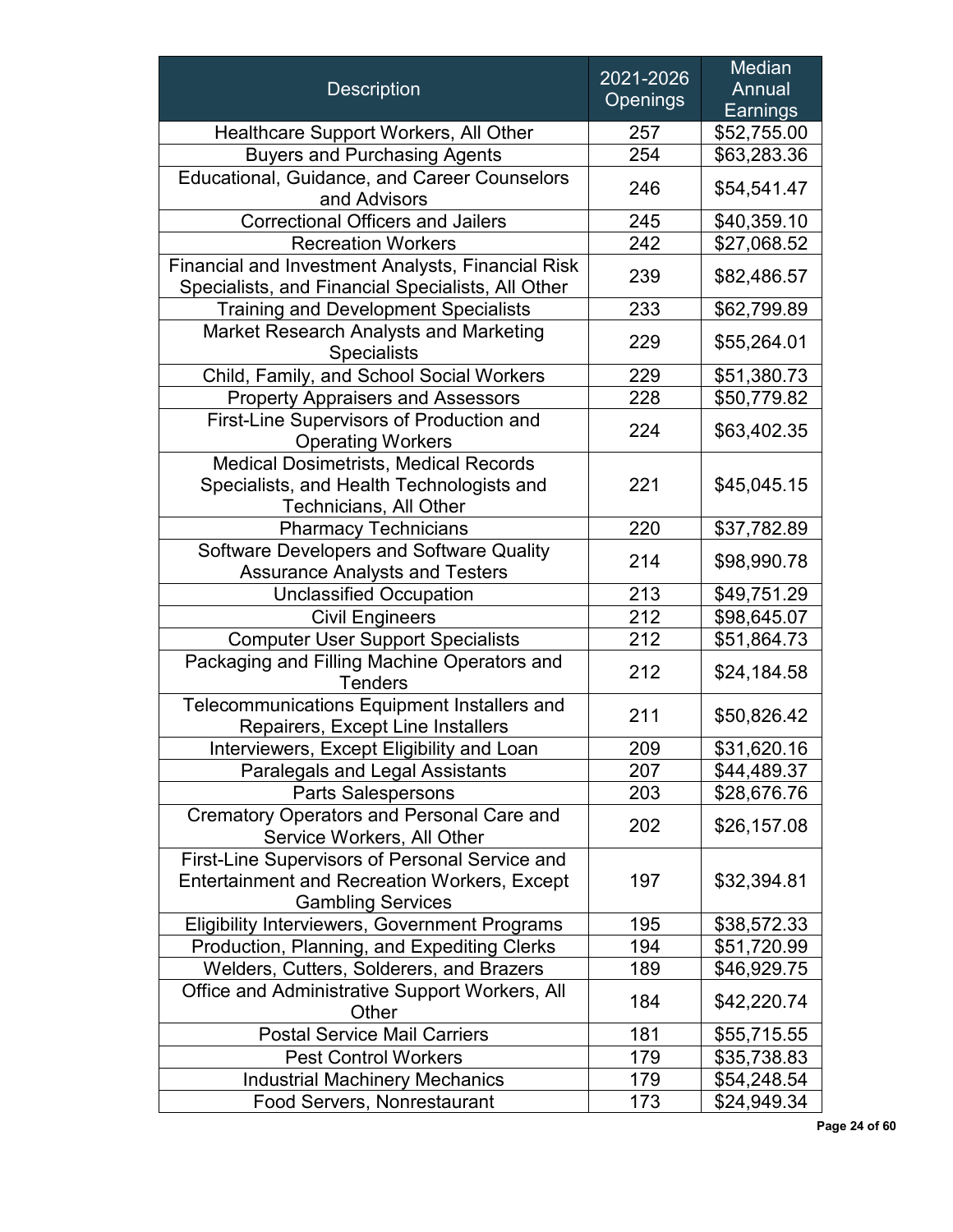| Description | 2021-2026 Openings | Median Annual Earnings |
|---|---|---|
| Healthcare Support Workers, All Other | 257 | $52,755.00 |
| Buyers and Purchasing Agents | 254 | $63,283.36 |
| Educational, Guidance, and Career Counselors and Advisors | 246 | $54,541.47 |
| Correctional Officers and Jailers | 245 | $40,359.10 |
| Recreation Workers | 242 | $27,068.52 |
| Financial and Investment Analysts, Financial Risk Specialists, and Financial Specialists, All Other | 239 | $82,486.57 |
| Training and Development Specialists | 233 | $62,799.89 |
| Market Research Analysts and Marketing Specialists | 229 | $55,264.01 |
| Child, Family, and School Social Workers | 229 | $51,380.73 |
| Property Appraisers and Assessors | 228 | $50,779.82 |
| First-Line Supervisors of Production and Operating Workers | 224 | $63,402.35 |
| Medical Dosimetrists, Medical Records Specialists, and Health Technologists and Technicians, All Other | 221 | $45,045.15 |
| Pharmacy Technicians | 220 | $37,782.89 |
| Software Developers and Software Quality Assurance Analysts and Testers | 214 | $98,990.78 |
| Unclassified Occupation | 213 | $49,751.29 |
| Civil Engineers | 212 | $98,645.07 |
| Computer User Support Specialists | 212 | $51,864.73 |
| Packaging and Filling Machine Operators and Tenders | 212 | $24,184.58 |
| Telecommunications Equipment Installers and Repairers, Except Line Installers | 211 | $50,826.42 |
| Interviewers, Except Eligibility and Loan | 209 | $31,620.16 |
| Paralegals and Legal Assistants | 207 | $44,489.37 |
| Parts Salespersons | 203 | $28,676.76 |
| Crematory Operators and Personal Care and Service Workers, All Other | 202 | $26,157.08 |
| First-Line Supervisors of Personal Service and Entertainment and Recreation Workers, Except Gambling Services | 197 | $32,394.81 |
| Eligibility Interviewers, Government Programs | 195 | $38,572.33 |
| Production, Planning, and Expediting Clerks | 194 | $51,720.99 |
| Welders, Cutters, Solderers, and Brazers | 189 | $46,929.75 |
| Office and Administrative Support Workers, All Other | 184 | $42,220.74 |
| Postal Service Mail Carriers | 181 | $55,715.55 |
| Pest Control Workers | 179 | $35,738.83 |
| Industrial Machinery Mechanics | 179 | $54,248.54 |
| Food Servers, Nonrestaurant | 173 | $24,949.34 |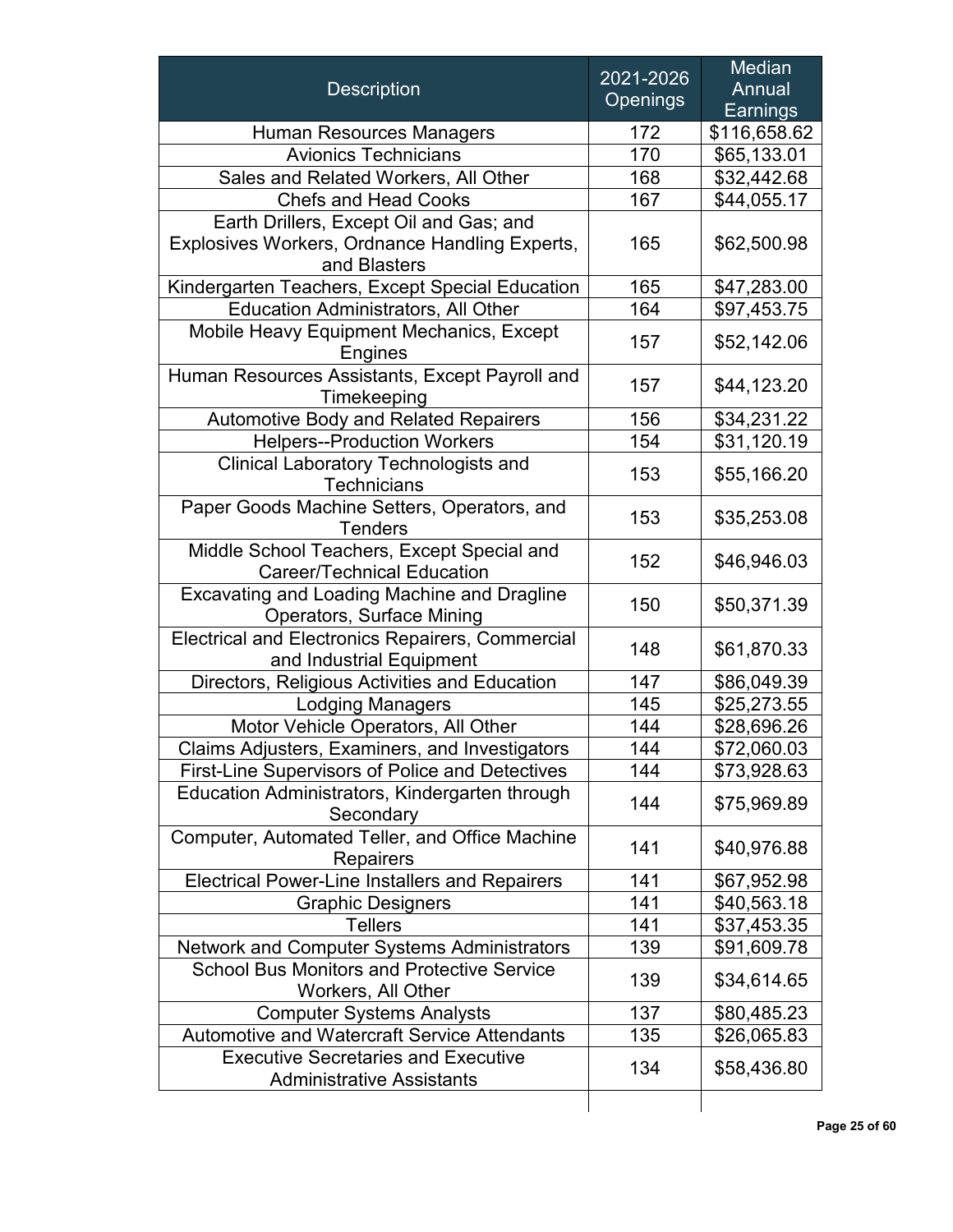| Description | 2021-2026 Openings | Median Annual Earnings |
| --- | --- | --- |
| Human Resources Managers | 172 | $116,658.62 |
| Avionics Technicians | 170 | $65,133.01 |
| Sales and Related Workers, All Other | 168 | $32,442.68 |
| Chefs and Head Cooks | 167 | $44,055.17 |
| Earth Drillers, Except Oil and Gas; and Explosives Workers, Ordnance Handling Experts, and Blasters | 165 | $62,500.98 |
| Kindergarten Teachers, Except Special Education | 165 | $47,283.00 |
| Education Administrators, All Other | 164 | $97,453.75 |
| Mobile Heavy Equipment Mechanics, Except Engines | 157 | $52,142.06 |
| Human Resources Assistants, Except Payroll and Timekeeping | 157 | $44,123.20 |
| Automotive Body and Related Repairers | 156 | $34,231.22 |
| Helpers--Production Workers | 154 | $31,120.19 |
| Clinical Laboratory Technologists and Technicians | 153 | $55,166.20 |
| Paper Goods Machine Setters, Operators, and Tenders | 153 | $35,253.08 |
| Middle School Teachers, Except Special and Career/Technical Education | 152 | $46,946.03 |
| Excavating and Loading Machine and Dragline Operators, Surface Mining | 150 | $50,371.39 |
| Electrical and Electronics Repairers, Commercial and Industrial Equipment | 148 | $61,870.33 |
| Directors, Religious Activities and Education | 147 | $86,049.39 |
| Lodging Managers | 145 | $25,273.55 |
| Motor Vehicle Operators, All Other | 144 | $28,696.26 |
| Claims Adjusters, Examiners, and Investigators | 144 | $72,060.03 |
| First-Line Supervisors of Police and Detectives | 144 | $73,928.63 |
| Education Administrators, Kindergarten through Secondary | 144 | $75,969.89 |
| Computer, Automated Teller, and Office Machine Repairers | 141 | $40,976.88 |
| Electrical Power-Line Installers and Repairers | 141 | $67,952.98 |
| Graphic Designers | 141 | $40,563.18 |
| Tellers | 141 | $37,453.35 |
| Network and Computer Systems Administrators | 139 | $91,609.78 |
| School Bus Monitors and Protective Service Workers, All Other | 139 | $34,614.65 |
| Computer Systems Analysts | 137 | $80,485.23 |
| Automotive and Watercraft Service Attendants | 135 | $26,065.83 |
| Executive Secretaries and Executive Administrative Assistants | 134 | $58,436.80 |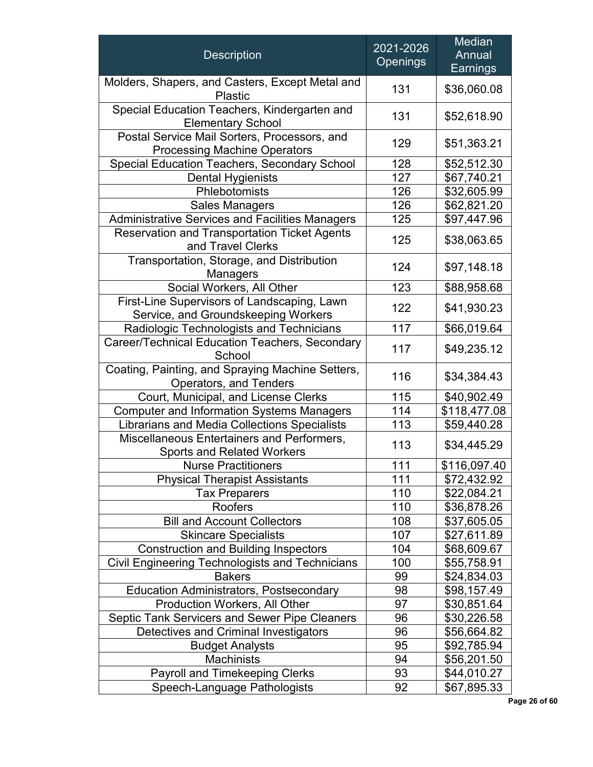| Description | 2021-2026 Openings | Median Annual Earnings |
|---|---|---|
| Molders, Shapers, and Casters, Except Metal and Plastic | 131 | $36,060.08 |
| Special Education Teachers, Kindergarten and Elementary School | 131 | $52,618.90 |
| Postal Service Mail Sorters, Processors, and Processing Machine Operators | 129 | $51,363.21 |
| Special Education Teachers, Secondary School | 128 | $52,512.30 |
| Dental Hygienists | 127 | $67,740.21 |
| Phlebotomists | 126 | $32,605.99 |
| Sales Managers | 126 | $62,821.20 |
| Administrative Services and Facilities Managers | 125 | $97,447.96 |
| Reservation and Transportation Ticket Agents and Travel Clerks | 125 | $38,063.65 |
| Transportation, Storage, and Distribution Managers | 124 | $97,148.18 |
| Social Workers, All Other | 123 | $88,958.68 |
| First-Line Supervisors of Landscaping, Lawn Service, and Groundskeeping Workers | 122 | $41,930.23 |
| Radiologic Technologists and Technicians | 117 | $66,019.64 |
| Career/Technical Education Teachers, Secondary School | 117 | $49,235.12 |
| Coating, Painting, and Spraying Machine Setters, Operators, and Tenders | 116 | $34,384.43 |
| Court, Municipal, and License Clerks | 115 | $40,902.49 |
| Computer and Information Systems Managers | 114 | $118,477.08 |
| Librarians and Media Collections Specialists | 113 | $59,440.28 |
| Miscellaneous Entertainers and Performers, Sports and Related Workers | 113 | $34,445.29 |
| Nurse Practitioners | 111 | $116,097.40 |
| Physical Therapist Assistants | 111 | $72,432.92 |
| Tax Preparers | 110 | $22,084.21 |
| Roofers | 110 | $36,878.26 |
| Bill and Account Collectors | 108 | $37,605.05 |
| Skincare Specialists | 107 | $27,611.89 |
| Construction and Building Inspectors | 104 | $68,609.67 |
| Civil Engineering Technologists and Technicians | 100 | $55,758.91 |
| Bakers | 99 | $24,834.03 |
| Education Administrators, Postsecondary | 98 | $98,157.49 |
| Production Workers, All Other | 97 | $30,851.64 |
| Septic Tank Servicers and Sewer Pipe Cleaners | 96 | $30,226.58 |
| Detectives and Criminal Investigators | 96 | $56,664.82 |
| Budget Analysts | 95 | $92,785.94 |
| Machinists | 94 | $56,201.50 |
| Payroll and Timekeeping Clerks | 93 | $44,010.27 |
| Speech-Language Pathologists | 92 | $67,895.33 |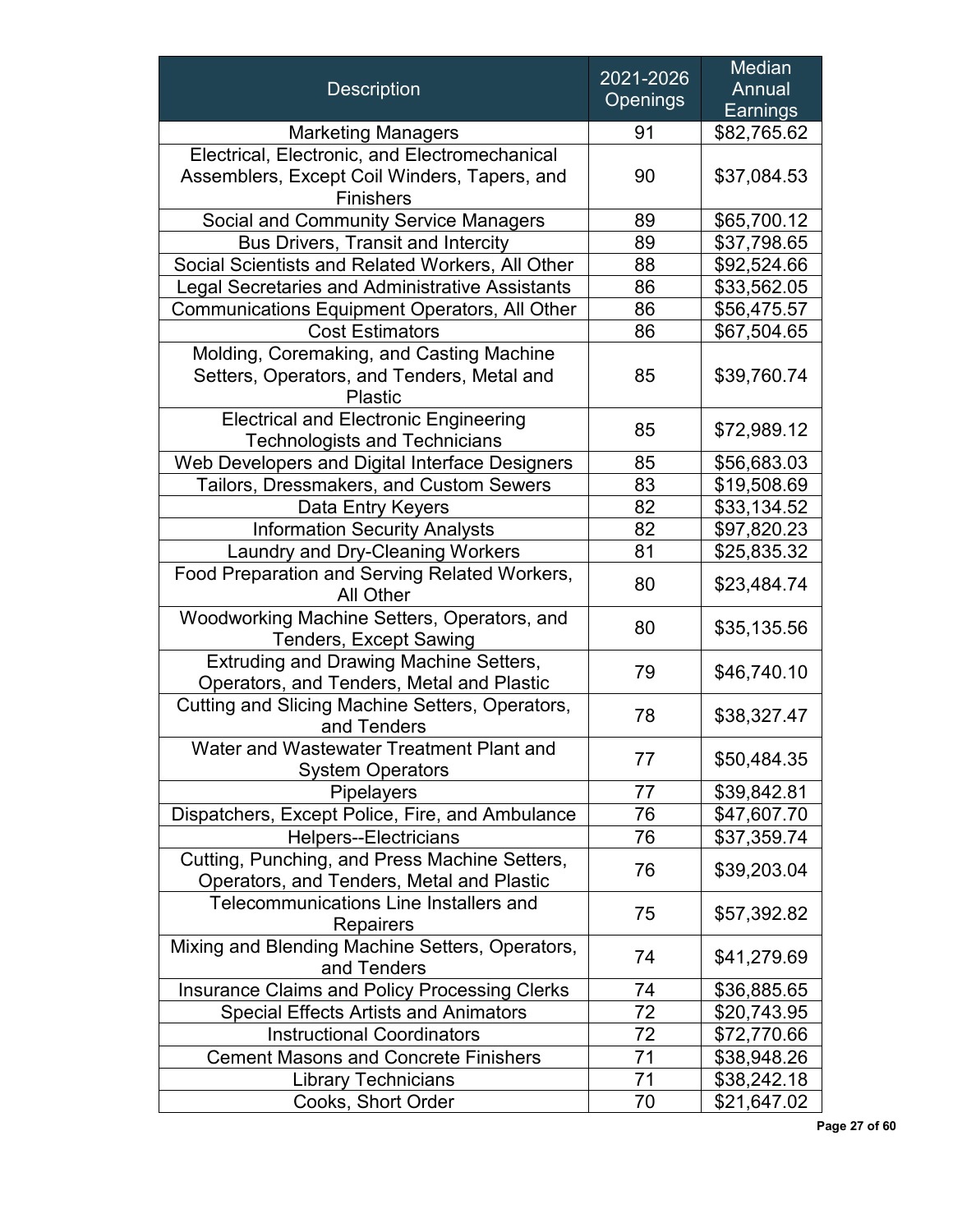| Description | 2021-2026 Openings | Median Annual Earnings |
| --- | --- | --- |
| Marketing Managers | 91 | $82,765.62 |
| Electrical, Electronic, and Electromechanical Assemblers, Except Coil Winders, Tapers, and Finishers | 90 | $37,084.53 |
| Social and Community Service Managers | 89 | $65,700.12 |
| Bus Drivers, Transit and Intercity | 89 | $37,798.65 |
| Social Scientists and Related Workers, All Other | 88 | $92,524.66 |
| Legal Secretaries and Administrative Assistants | 86 | $33,562.05 |
| Communications Equipment Operators, All Other | 86 | $56,475.57 |
| Cost Estimators | 86 | $67,504.65 |
| Molding, Coremaking, and Casting Machine Setters, Operators, and Tenders, Metal and Plastic | 85 | $39,760.74 |
| Electrical and Electronic Engineering Technologists and Technicians | 85 | $72,989.12 |
| Web Developers and Digital Interface Designers | 85 | $56,683.03 |
| Tailors, Dressmakers, and Custom Sewers | 83 | $19,508.69 |
| Data Entry Keyers | 82 | $33,134.52 |
| Information Security Analysts | 82 | $97,820.23 |
| Laundry and Dry-Cleaning Workers | 81 | $25,835.32 |
| Food Preparation and Serving Related Workers, All Other | 80 | $23,484.74 |
| Woodworking Machine Setters, Operators, and Tenders, Except Sawing | 80 | $35,135.56 |
| Extruding and Drawing Machine Setters, Operators, and Tenders, Metal and Plastic | 79 | $46,740.10 |
| Cutting and Slicing Machine Setters, Operators, and Tenders | 78 | $38,327.47 |
| Water and Wastewater Treatment Plant and System Operators | 77 | $50,484.35 |
| Pipelayers | 77 | $39,842.81 |
| Dispatchers, Except Police, Fire, and Ambulance | 76 | $47,607.70 |
| Helpers--Electricians | 76 | $37,359.74 |
| Cutting, Punching, and Press Machine Setters, Operators, and Tenders, Metal and Plastic | 76 | $39,203.04 |
| Telecommunications Line Installers and Repairers | 75 | $57,392.82 |
| Mixing and Blending Machine Setters, Operators, and Tenders | 74 | $41,279.69 |
| Insurance Claims and Policy Processing Clerks | 74 | $36,885.65 |
| Special Effects Artists and Animators | 72 | $20,743.95 |
| Instructional Coordinators | 72 | $72,770.66 |
| Cement Masons and Concrete Finishers | 71 | $38,948.26 |
| Library Technicians | 71 | $38,242.18 |
| Cooks, Short Order | 70 | $21,647.02 |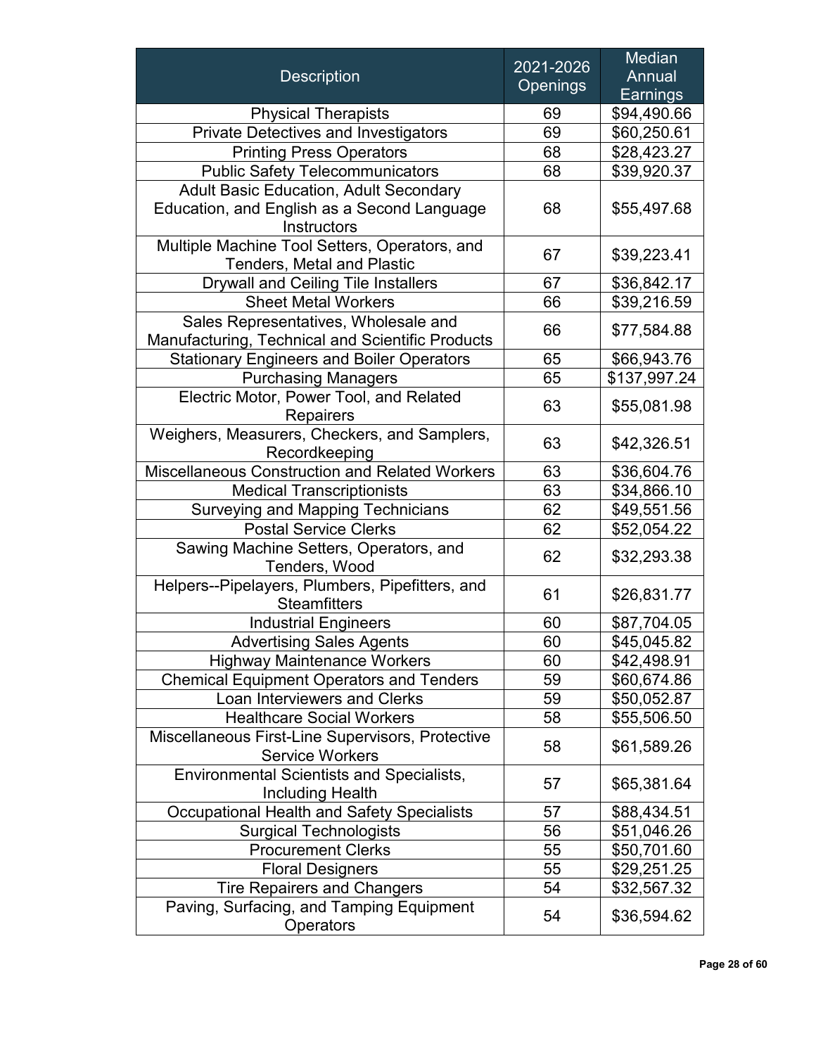| Description | 2021-2026 Openings | Median Annual Earnings |
|---|---|---|
| Physical Therapists | 69 | $94,490.66 |
| Private Detectives and Investigators | 69 | $60,250.61 |
| Printing Press Operators | 68 | $28,423.27 |
| Public Safety Telecommunicators | 68 | $39,920.37 |
| Adult Basic Education, Adult Secondary Education, and English as a Second Language Instructors | 68 | $55,497.68 |
| Multiple Machine Tool Setters, Operators, and Tenders, Metal and Plastic | 67 | $39,223.41 |
| Drywall and Ceiling Tile Installers | 67 | $36,842.17 |
| Sheet Metal Workers | 66 | $39,216.59 |
| Sales Representatives, Wholesale and Manufacturing, Technical and Scientific Products | 66 | $77,584.88 |
| Stationary Engineers and Boiler Operators | 65 | $66,943.76 |
| Purchasing Managers | 65 | $137,997.24 |
| Electric Motor, Power Tool, and Related Repairers | 63 | $55,081.98 |
| Weighers, Measurers, Checkers, and Samplers, Recordkeeping | 63 | $42,326.51 |
| Miscellaneous Construction and Related Workers | 63 | $36,604.76 |
| Medical Transcriptionists | 63 | $34,866.10 |
| Surveying and Mapping Technicians | 62 | $49,551.56 |
| Postal Service Clerks | 62 | $52,054.22 |
| Sawing Machine Setters, Operators, and Tenders, Wood | 62 | $32,293.38 |
| Helpers--Pipelayers, Plumbers, Pipefitters, and Steamfitters | 61 | $26,831.77 |
| Industrial Engineers | 60 | $87,704.05 |
| Advertising Sales Agents | 60 | $45,045.82 |
| Highway Maintenance Workers | 60 | $42,498.91 |
| Chemical Equipment Operators and Tenders | 59 | $60,674.86 |
| Loan Interviewers and Clerks | 59 | $50,052.87 |
| Healthcare Social Workers | 58 | $55,506.50 |
| Miscellaneous First-Line Supervisors, Protective Service Workers | 58 | $61,589.26 |
| Environmental Scientists and Specialists, Including Health | 57 | $65,381.64 |
| Occupational Health and Safety Specialists | 57 | $88,434.51 |
| Surgical Technologists | 56 | $51,046.26 |
| Procurement Clerks | 55 | $50,701.60 |
| Floral Designers | 55 | $29,251.25 |
| Tire Repairers and Changers | 54 | $32,567.32 |
| Paving, Surfacing, and Tamping Equipment Operators | 54 | $36,594.62 |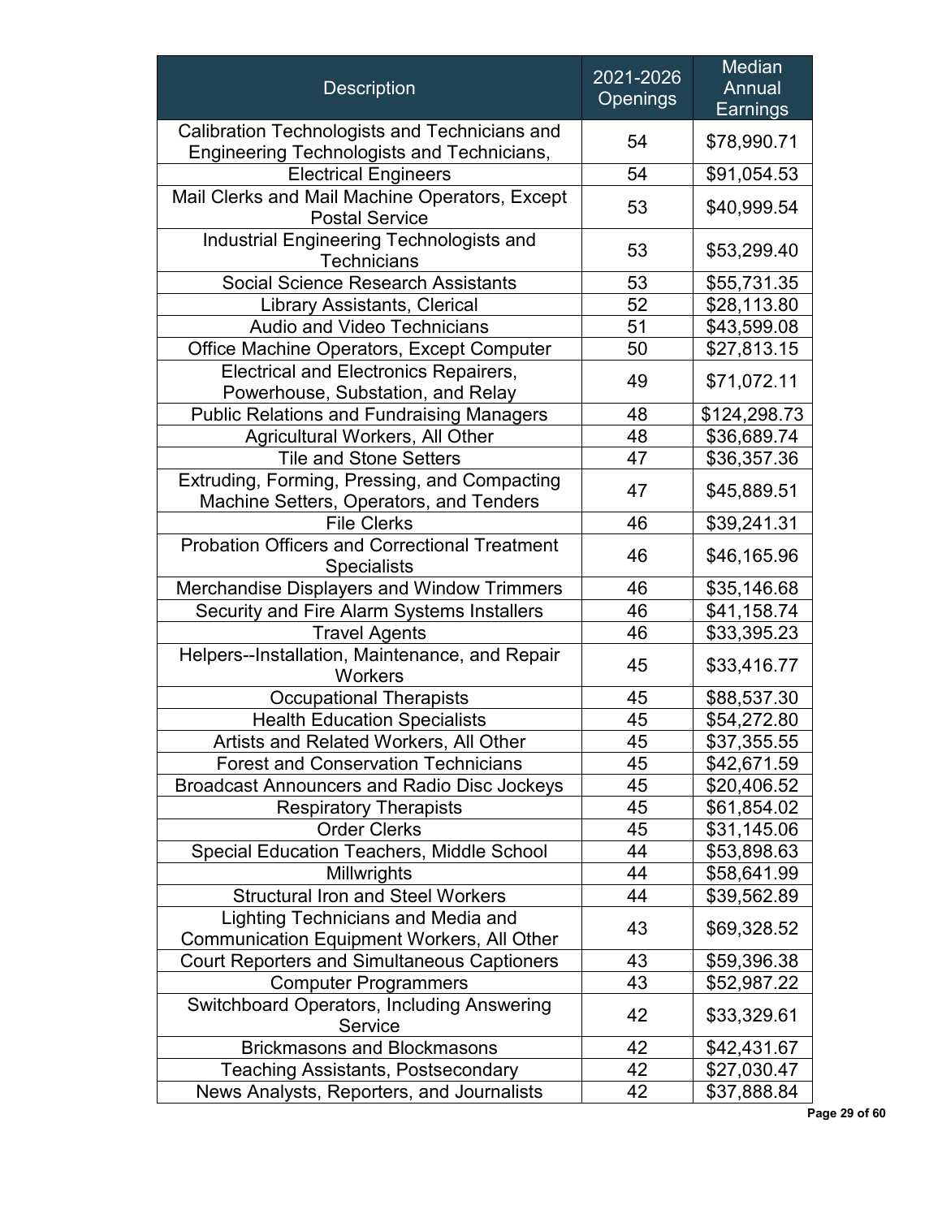| Description | 2021-2026 Openings | Median Annual Earnings |
|---|---|---|
| Calibration Technologists and Technicians and Engineering Technologists and Technicians, | 54 | $78,990.71 |
| Electrical Engineers | 54 | $91,054.53 |
| Mail Clerks and Mail Machine Operators, Except Postal Service | 53 | $40,999.54 |
| Industrial Engineering Technologists and Technicians | 53 | $53,299.40 |
| Social Science Research Assistants | 53 | $55,731.35 |
| Library Assistants, Clerical | 52 | $28,113.80 |
| Audio and Video Technicians | 51 | $43,599.08 |
| Office Machine Operators, Except Computer | 50 | $27,813.15 |
| Electrical and Electronics Repairers, Powerhouse, Substation, and Relay | 49 | $71,072.11 |
| Public Relations and Fundraising Managers | 48 | $124,298.73 |
| Agricultural Workers, All Other | 48 | $36,689.74 |
| Tile and Stone Setters | 47 | $36,357.36 |
| Extruding, Forming, Pressing, and Compacting Machine Setters, Operators, and Tenders | 47 | $45,889.51 |
| File Clerks | 46 | $39,241.31 |
| Probation Officers and Correctional Treatment Specialists | 46 | $46,165.96 |
| Merchandise Displayers and Window Trimmers | 46 | $35,146.68 |
| Security and Fire Alarm Systems Installers | 46 | $41,158.74 |
| Travel Agents | 46 | $33,395.23 |
| Helpers--Installation, Maintenance, and Repair Workers | 45 | $33,416.77 |
| Occupational Therapists | 45 | $88,537.30 |
| Health Education Specialists | 45 | $54,272.80 |
| Artists and Related Workers, All Other | 45 | $37,355.55 |
| Forest and Conservation Technicians | 45 | $42,671.59 |
| Broadcast Announcers and Radio Disc Jockeys | 45 | $20,406.52 |
| Respiratory Therapists | 45 | $61,854.02 |
| Order Clerks | 45 | $31,145.06 |
| Special Education Teachers, Middle School | 44 | $53,898.63 |
| Millwrights | 44 | $58,641.99 |
| Structural Iron and Steel Workers | 44 | $39,562.89 |
| Lighting Technicians and Media and Communication Equipment Workers, All Other | 43 | $69,328.52 |
| Court Reporters and Simultaneous Captioners | 43 | $59,396.38 |
| Computer Programmers | 43 | $52,987.22 |
| Switchboard Operators, Including Answering Service | 42 | $33,329.61 |
| Brickmasons and Blockmasons | 42 | $42,431.67 |
| Teaching Assistants, Postsecondary | 42 | $27,030.47 |
| News Analysts, Reporters, and Journalists | 42 | $37,888.84 |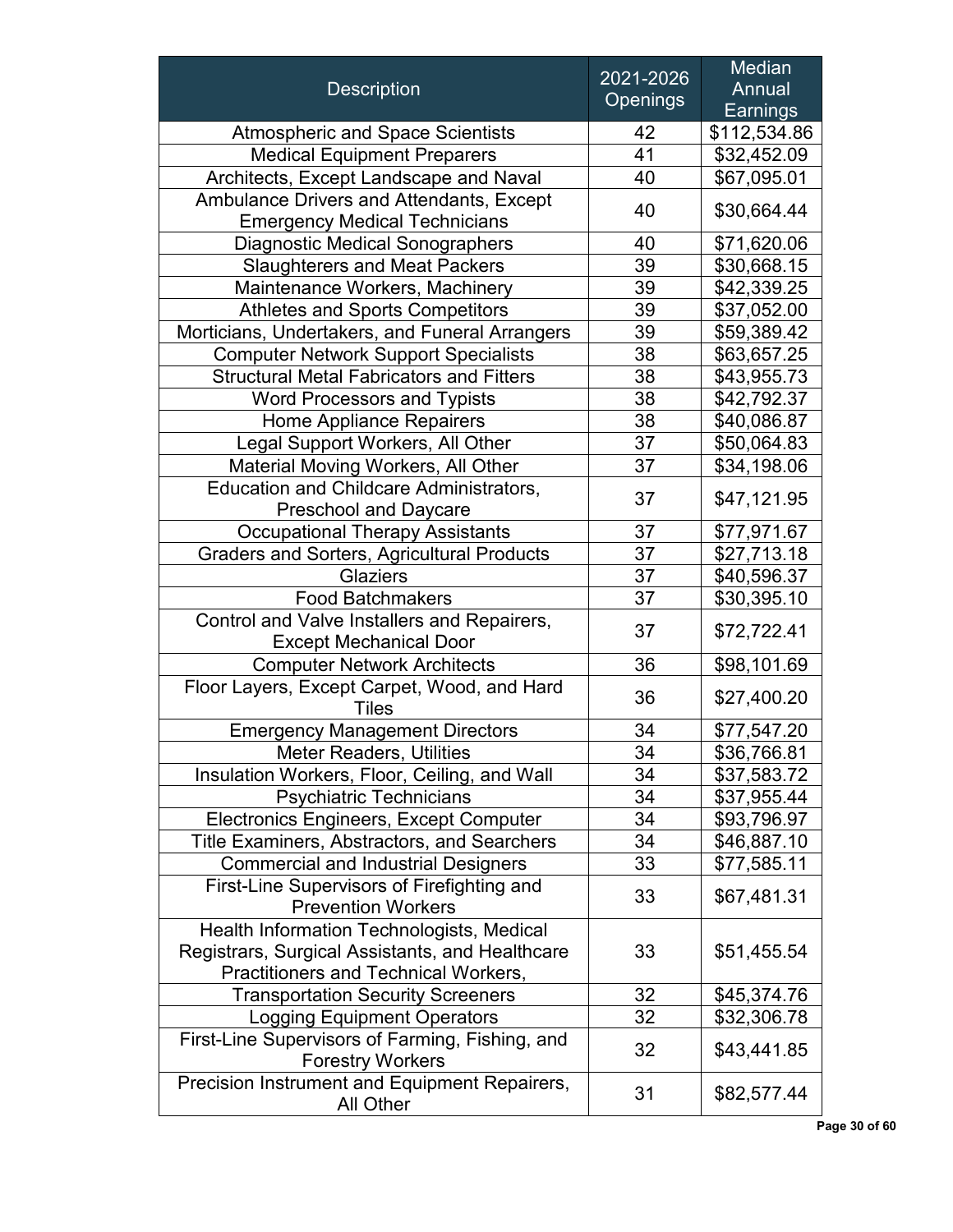| Description | 2021-2026 Openings | Median Annual Earnings |
|---|---|---|
| Atmospheric and Space Scientists | 42 | $112,534.86 |
| Medical Equipment Preparers | 41 | $32,452.09 |
| Architects, Except Landscape and Naval | 40 | $67,095.01 |
| Ambulance Drivers and Attendants, Except Emergency Medical Technicians | 40 | $30,664.44 |
| Diagnostic Medical Sonographers | 40 | $71,620.06 |
| Slaughterers and Meat Packers | 39 | $30,668.15 |
| Maintenance Workers, Machinery | 39 | $42,339.25 |
| Athletes and Sports Competitors | 39 | $37,052.00 |
| Morticians, Undertakers, and Funeral Arrangers | 39 | $59,389.42 |
| Computer Network Support Specialists | 38 | $63,657.25 |
| Structural Metal Fabricators and Fitters | 38 | $43,955.73 |
| Word Processors and Typists | 38 | $42,792.37 |
| Home Appliance Repairers | 38 | $40,086.87 |
| Legal Support Workers, All Other | 37 | $50,064.83 |
| Material Moving Workers, All Other | 37 | $34,198.06 |
| Education and Childcare Administrators, Preschool and Daycare | 37 | $47,121.95 |
| Occupational Therapy Assistants | 37 | $77,971.67 |
| Graders and Sorters, Agricultural Products | 37 | $27,713.18 |
| Glaziers | 37 | $40,596.37 |
| Food Batchmakers | 37 | $30,395.10 |
| Control and Valve Installers and Repairers, Except Mechanical Door | 37 | $72,722.41 |
| Computer Network Architects | 36 | $98,101.69 |
| Floor Layers, Except Carpet, Wood, and Hard Tiles | 36 | $27,400.20 |
| Emergency Management Directors | 34 | $77,547.20 |
| Meter Readers, Utilities | 34 | $36,766.81 |
| Insulation Workers, Floor, Ceiling, and Wall | 34 | $37,583.72 |
| Psychiatric Technicians | 34 | $37,955.44 |
| Electronics Engineers, Except Computer | 34 | $93,796.97 |
| Title Examiners, Abstractors, and Searchers | 34 | $46,887.10 |
| Commercial and Industrial Designers | 33 | $77,585.11 |
| First-Line Supervisors of Firefighting and Prevention Workers | 33 | $67,481.31 |
| Health Information Technologists, Medical Registrars, Surgical Assistants, and Healthcare Practitioners and Technical Workers, | 33 | $51,455.54 |
| Transportation Security Screeners | 32 | $45,374.76 |
| Logging Equipment Operators | 32 | $32,306.78 |
| First-Line Supervisors of Farming, Fishing, and Forestry Workers | 32 | $43,441.85 |
| Precision Instrument and Equipment Repairers, All Other | 31 | $82,577.44 |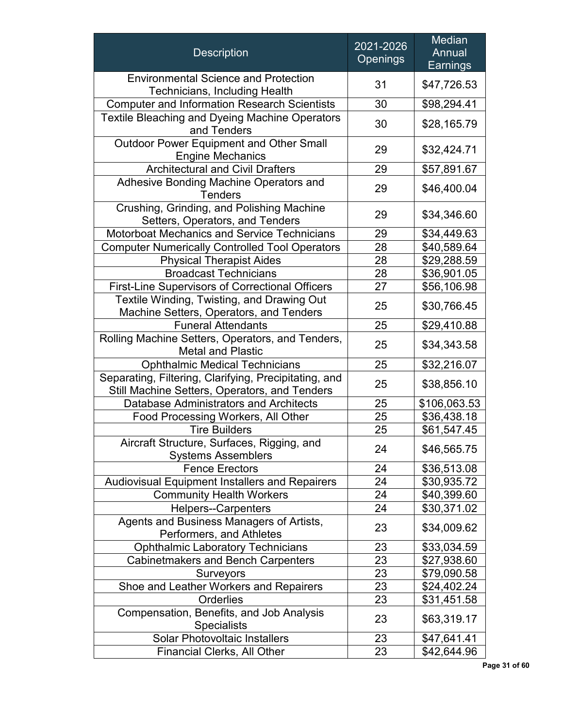| Description | 2021-2026 Openings | Median Annual Earnings |
|---|---|---|
| Environmental Science and Protection Technicians, Including Health | 31 | $47,726.53 |
| Computer and Information Research Scientists | 30 | $98,294.41 |
| Textile Bleaching and Dyeing Machine Operators and Tenders | 30 | $28,165.79 |
| Outdoor Power Equipment and Other Small Engine Mechanics | 29 | $32,424.71 |
| Architectural and Civil Drafters | 29 | $57,891.67 |
| Adhesive Bonding Machine Operators and Tenders | 29 | $46,400.04 |
| Crushing, Grinding, and Polishing Machine Setters, Operators, and Tenders | 29 | $34,346.60 |
| Motorboat Mechanics and Service Technicians | 29 | $34,449.63 |
| Computer Numerically Controlled Tool Operators | 28 | $40,589.64 |
| Physical Therapist Aides | 28 | $29,288.59 |
| Broadcast Technicians | 28 | $36,901.05 |
| First-Line Supervisors of Correctional Officers | 27 | $56,106.98 |
| Textile Winding, Twisting, and Drawing Out Machine Setters, Operators, and Tenders | 25 | $30,766.45 |
| Funeral Attendants | 25 | $29,410.88 |
| Rolling Machine Setters, Operators, and Tenders, Metal and Plastic | 25 | $34,343.58 |
| Ophthalmic Medical Technicians | 25 | $32,216.07 |
| Separating, Filtering, Clarifying, Precipitating, and Still Machine Setters, Operators, and Tenders | 25 | $38,856.10 |
| Database Administrators and Architects | 25 | $106,063.53 |
| Food Processing Workers, All Other | 25 | $36,438.18 |
| Tire Builders | 25 | $61,547.45 |
| Aircraft Structure, Surfaces, Rigging, and Systems Assemblers | 24 | $46,565.75 |
| Fence Erectors | 24 | $36,513.08 |
| Audiovisual Equipment Installers and Repairers | 24 | $30,935.72 |
| Community Health Workers | 24 | $40,399.60 |
| Helpers--Carpenters | 24 | $30,371.02 |
| Agents and Business Managers of Artists, Performers, and Athletes | 23 | $34,009.62 |
| Ophthalmic Laboratory Technicians | 23 | $33,034.59 |
| Cabinetmakers and Bench Carpenters | 23 | $27,938.60 |
| Surveyors | 23 | $79,090.58 |
| Shoe and Leather Workers and Repairers | 23 | $24,402.24 |
| Orderlies | 23 | $31,451.58 |
| Compensation, Benefits, and Job Analysis Specialists | 23 | $63,319.17 |
| Solar Photovoltaic Installers | 23 | $47,641.41 |
| Financial Clerks, All Other | 23 | $42,644.96 |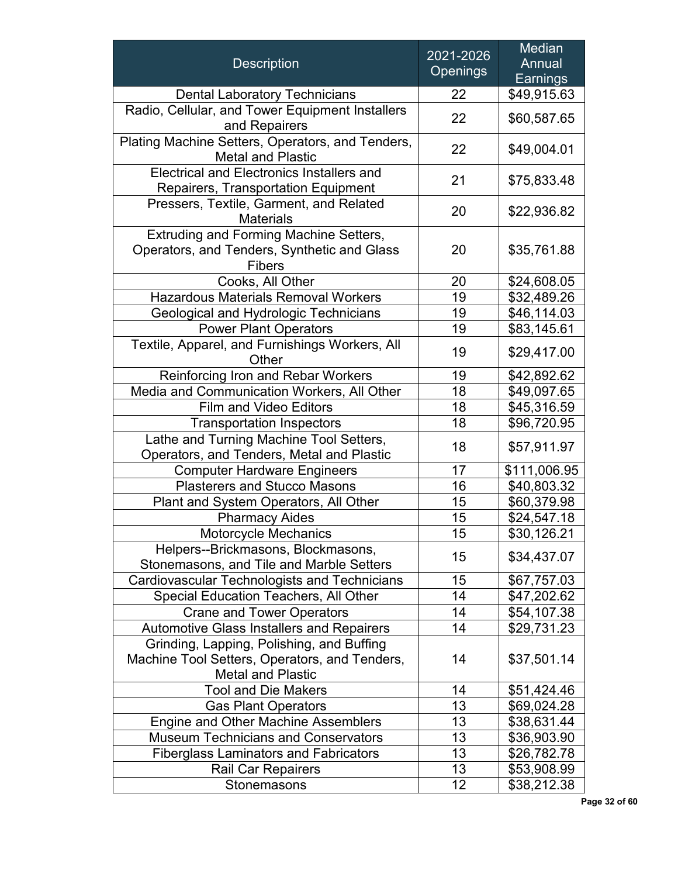| Description | 2021-2026 Openings | Median Annual Earnings |
| --- | --- | --- |
| Dental Laboratory Technicians | 22 | $49,915.63 |
| Radio, Cellular, and Tower Equipment Installers and Repairers | 22 | $60,587.65 |
| Plating Machine Setters, Operators, and Tenders, Metal and Plastic | 22 | $49,004.01 |
| Electrical and Electronics Installers and Repairers, Transportation Equipment | 21 | $75,833.48 |
| Pressers, Textile, Garment, and Related Materials | 20 | $22,936.82 |
| Extruding and Forming Machine Setters, Operators, and Tenders, Synthetic and Glass Fibers | 20 | $35,761.88 |
| Cooks, All Other | 20 | $24,608.05 |
| Hazardous Materials Removal Workers | 19 | $32,489.26 |
| Geological and Hydrologic Technicians | 19 | $46,114.03 |
| Power Plant Operators | 19 | $83,145.61 |
| Textile, Apparel, and Furnishings Workers, All Other | 19 | $29,417.00 |
| Reinforcing Iron and Rebar Workers | 19 | $42,892.62 |
| Media and Communication Workers, All Other | 18 | $49,097.65 |
| Film and Video Editors | 18 | $45,316.59 |
| Transportation Inspectors | 18 | $96,720.95 |
| Lathe and Turning Machine Tool Setters, Operators, and Tenders, Metal and Plastic | 18 | $57,911.97 |
| Computer Hardware Engineers | 17 | $111,006.95 |
| Plasterers and Stucco Masons | 16 | $40,803.32 |
| Plant and System Operators, All Other | 15 | $60,379.98 |
| Pharmacy Aides | 15 | $24,547.18 |
| Motorcycle Mechanics | 15 | $30,126.21 |
| Helpers--Brickmasons, Blockmasons, Stonemasons, and Tile and Marble Setters | 15 | $34,437.07 |
| Cardiovascular Technologists and Technicians | 15 | $67,757.03 |
| Special Education Teachers, All Other | 14 | $47,202.62 |
| Crane and Tower Operators | 14 | $54,107.38 |
| Automotive Glass Installers and Repairers | 14 | $29,731.23 |
| Grinding, Lapping, Polishing, and Buffing Machine Tool Setters, Operators, and Tenders, Metal and Plastic | 14 | $37,501.14 |
| Tool and Die Makers | 14 | $51,424.46 |
| Gas Plant Operators | 13 | $69,024.28 |
| Engine and Other Machine Assemblers | 13 | $38,631.44 |
| Museum Technicians and Conservators | 13 | $36,903.90 |
| Fiberglass Laminators and Fabricators | 13 | $26,782.78 |
| Rail Car Repairers | 13 | $53,908.99 |
| Stonemasons | 12 | $38,212.38 |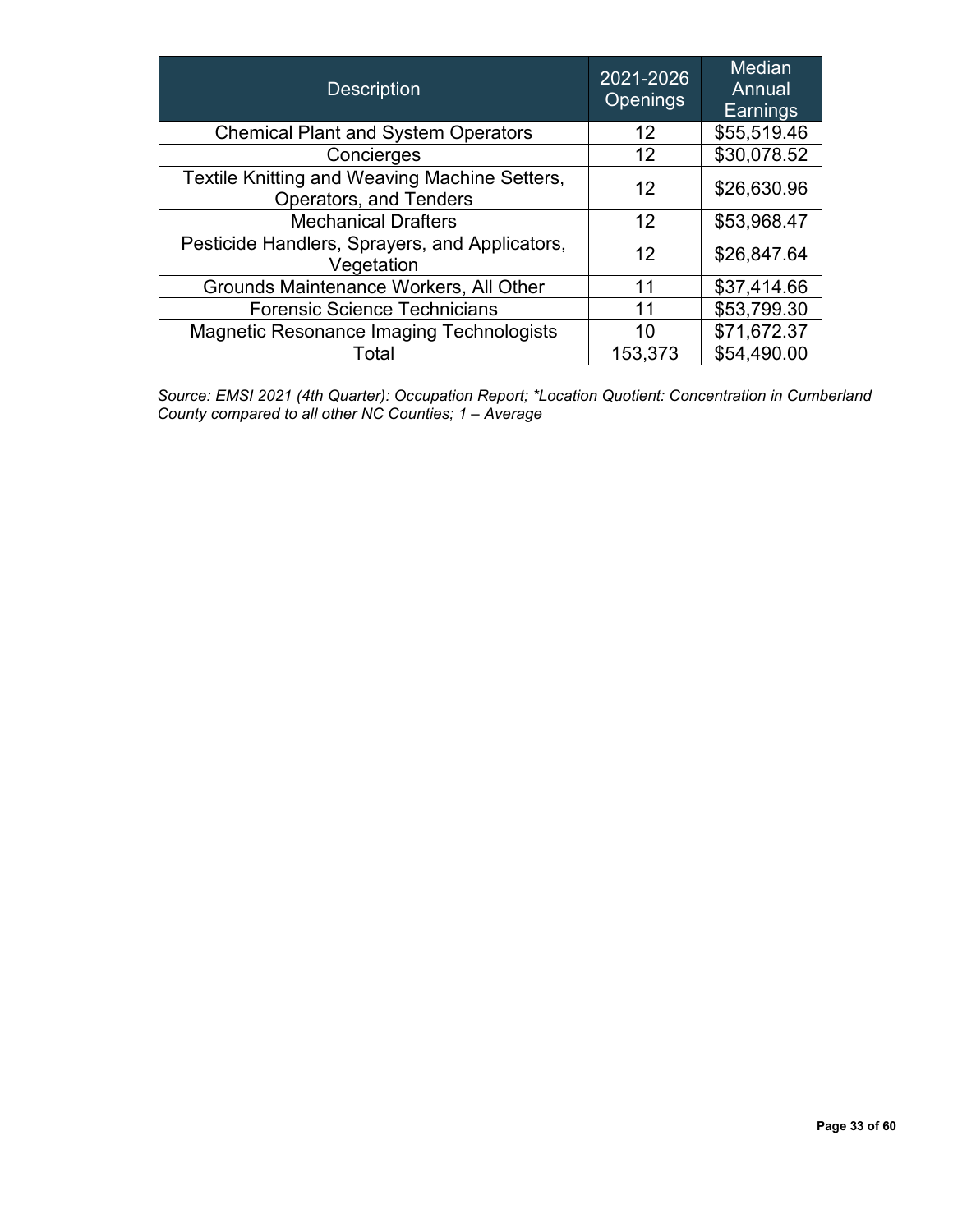| Description | 2021-2026 Openings | Median Annual Earnings |
|---|---|---|
| Chemical Plant and System Operators | 12 | $55,519.46 |
| Concierges | 12 | $30,078.52 |
| Textile Knitting and Weaving Machine Setters, Operators, and Tenders | 12 | $26,630.96 |
| Mechanical Drafters | 12 | $53,968.47 |
| Pesticide Handlers, Sprayers, and Applicators, Vegetation | 12 | $26,847.64 |
| Grounds Maintenance Workers, All Other | 11 | $37,414.66 |
| Forensic Science Technicians | 11 | $53,799.30 |
| Magnetic Resonance Imaging Technologists | 10 | $71,672.37 |
| Total | 153,373 | $54,490.00 |

*Source: EMSI 2021 (4th Quarter): Occupation Report; *Location Quotient: Concentration in Cumberland County compared to all other NC Counties; 1 – Average*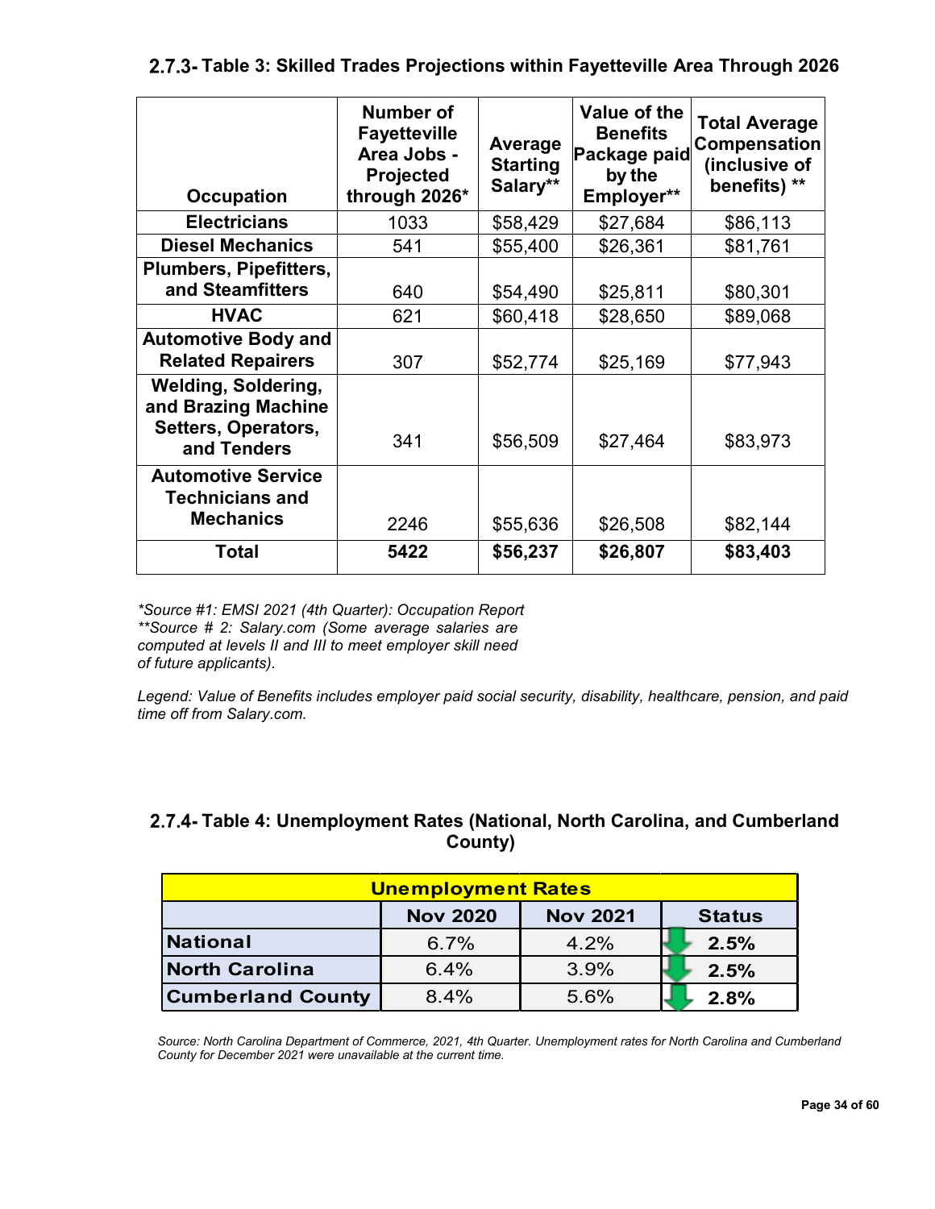### 2.7.3- Table 3: Skilled Trades Projections within Fayetteville Area Through 2026

| Occupation | Number of Fayetteville Area Jobs - Projected through 2026* | Average Starting Salary** | Value of the Benefits Package paid by the Employer** | Total Average Compensation (inclusive of benefits) ** |
|---|---|---|---|---|
| **Electricians** | 1033 | $58,429 | $27,684 | $86,113 |
| **Diesel Mechanics** | 541 | $55,400 | $26,361 | $81,761 |
| **Plumbers, Pipefitters, and Steamfitters** | 640 | $54,490 | $25,811 | $80,301 |
| **HVAC** | 621 | $60,418 | $28,650 | $89,068 |
| **Automotive Body and Related Repairers** | 307 | $52,774 | $25,169 | $77,943 |
| **Welding, Soldering, and Brazing Machine Setters, Operators, and Tenders** | 341 | $56,509 | $27,464 | $83,973 |
| **Automotive Service Technicians and Mechanics** | 2246 | $55,636 | $26,508 | $82,144 |
| **Total** | **5422** | **$56,237** | **$26,807** | **$83,403** |

*\*Source #1: EMSI 2021 (4th Quarter): Occupation Report*
*\*\*Source # 2: Salary.com (Some average salaries are computed at levels II and III to meet employer skill need of future applicants).*

*Legend: Value of Benefits includes employer paid social security, disability, healthcare, pension, and paid time off from Salary.com.*

### 2.7.4- Table 4: Unemployment Rates (National, North Carolina, and Cumberland County)

| Unemployment Rates | | | |
|---|---|---|---|
| | **Nov 2020** | **Nov 2021** | **Status** |
| **National** | 6.7% | 4.2% | ↓ **2.5%** |
| **North Carolina** | 6.4% | 3.9% | ↓ **2.5%** |
| **Cumberland County** | 8.4% | 5.6% | ↓ **2.8%** |

*Source: North Carolina Department of Commerce, 2021, 4th Quarter. Unemployment rates for North Carolina and Cumberland County for December 2021 were unavailable at the current time.*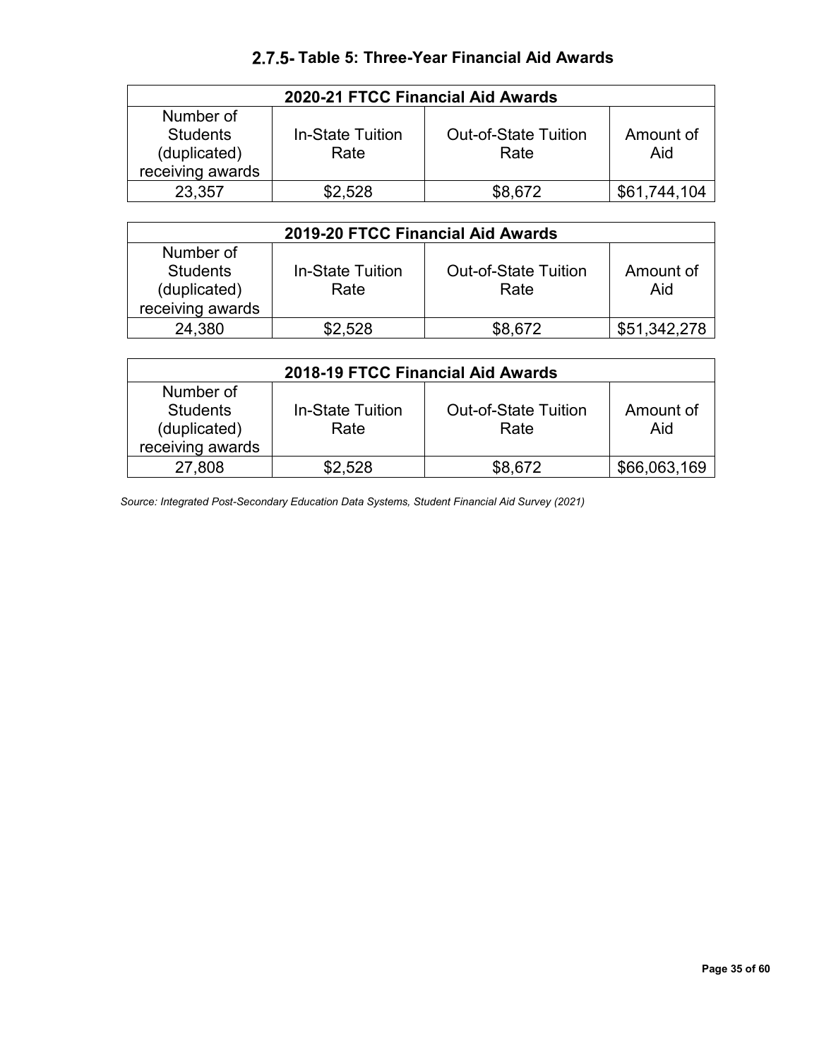## 2.7.5- Table 5: Three-Year Financial Aid Awards

| 2020-21 FTCC Financial Aid Awards | | | |
|---|---|---|---|
| Number of Students (duplicated) receiving awards | In-State Tuition Rate | Out-of-State Tuition Rate | Amount of Aid |
| 23,357 | $2,528 | $8,672 | $61,744,104 |

| 2019-20 FTCC Financial Aid Awards | | | |
|---|---|---|---|
| Number of Students (duplicated) receiving awards | In-State Tuition Rate | Out-of-State Tuition Rate | Amount of Aid |
| 24,380 | $2,528 | $8,672 | $51,342,278 |

| 2018-19 FTCC Financial Aid Awards | | | |
|---|---|---|---|
| Number of Students (duplicated) receiving awards | In-State Tuition Rate | Out-of-State Tuition Rate | Amount of Aid |
| 27,808 | $2,528 | $8,672 | $66,063,169 |

*Source: Integrated Post-Secondary Education Data Systems, Student Financial Aid Survey (2021)*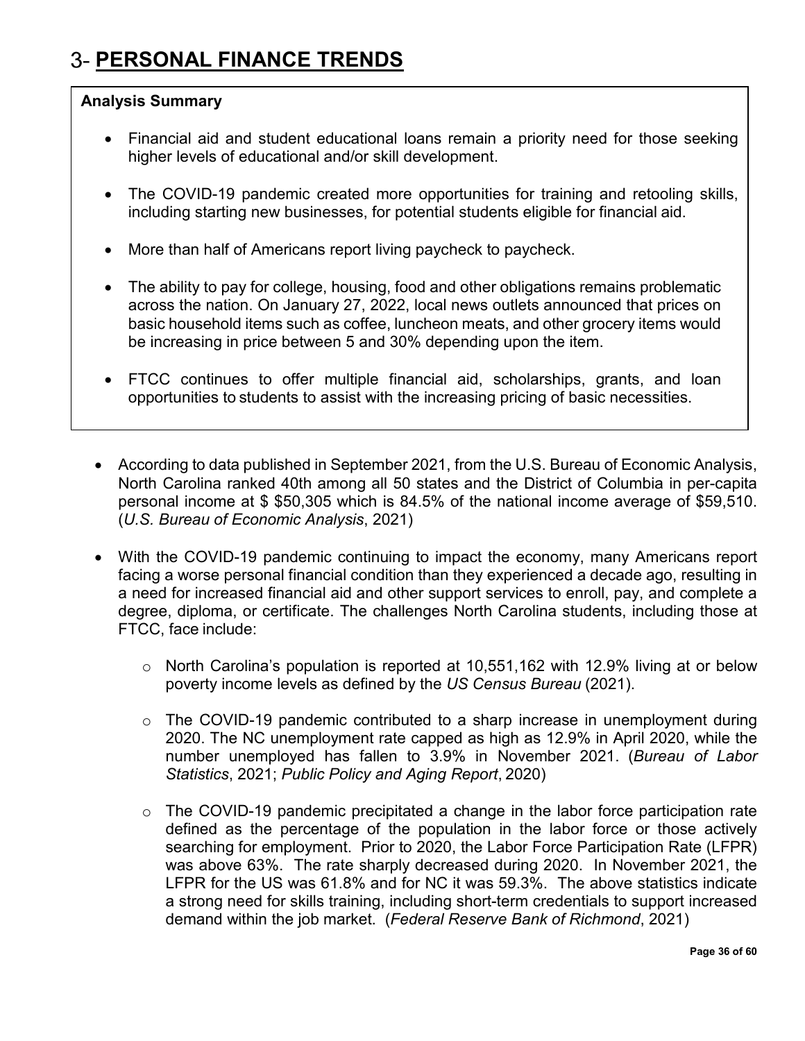# 3- **PERSONAL FINANCE TRENDS**

**Analysis Summary**

- Financial aid and student educational loans remain a priority need for those seeking higher levels of educational and/or skill development.
- The COVID-19 pandemic created more opportunities for training and retooling skills, including starting new businesses, for potential students eligible for financial aid.
- More than half of Americans report living paycheck to paycheck.
- The ability to pay for college, housing, food and other obligations remains problematic across the nation. On January 27, 2022, local news outlets announced that prices on basic household items such as coffee, luncheon meats, and other grocery items would be increasing in price between 5 and 30% depending upon the item.
- FTCC continues to offer multiple financial aid, scholarships, grants, and loan opportunities to students to assist with the increasing pricing of basic necessities.

---

- According to data published in September 2021, from the U.S. Bureau of Economic Analysis, North Carolina ranked 40th among all 50 states and the District of Columbia in per-capita personal income at $ $50,305 which is 84.5% of the national income average of $59,510. (*U.S. Bureau of Economic Analysis*, 2021)
- With the COVID-19 pandemic continuing to impact the economy, many Americans report facing a worse personal financial condition than they experienced a decade ago, resulting in a need for increased financial aid and other support services to enroll, pay, and complete a degree, diploma, or certificate. The challenges North Carolina students, including those at FTCC, face include:
  - North Carolina's population is reported at 10,551,162 with 12.9% living at or below poverty income levels as defined by the *US Census Bureau* (2021).
  - The COVID-19 pandemic contributed to a sharp increase in unemployment during 2020. The NC unemployment rate capped as high as 12.9% in April 2020, while the number unemployed has fallen to 3.9% in November 2021. (*Bureau of Labor Statistics*, 2021; *Public Policy and Aging Report*, 2020)
  - The COVID-19 pandemic precipitated a change in the labor force participation rate defined as the percentage of the population in the labor force or those actively searching for employment. Prior to 2020, the Labor Force Participation Rate (LFPR) was above 63%. The rate sharply decreased during 2020. In November 2021, the LFPR for the US was 61.8% and for NC it was 59.3%. The above statistics indicate a strong need for skills training, including short-term credentials to support increased demand within the job market. (*Federal Reserve Bank of Richmond*, 2021)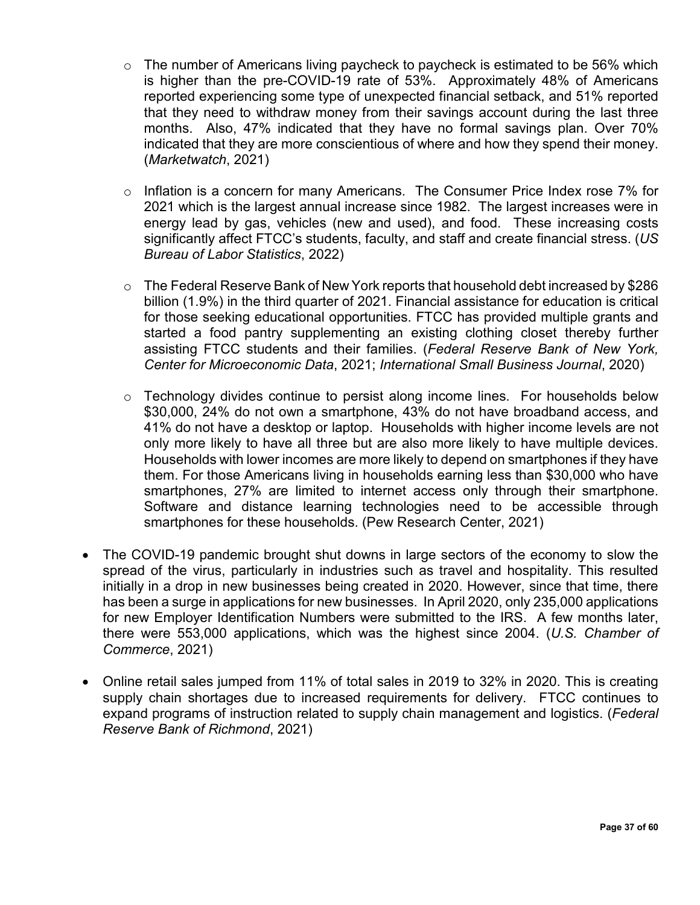- The number of Americans living paycheck to paycheck is estimated to be 56% which is higher than the pre-COVID-19 rate of 53%. Approximately 48% of Americans reported experiencing some type of unexpected financial setback, and 51% reported that they need to withdraw money from their savings account during the last three months. Also, 47% indicated that they have no formal savings plan. Over 70% indicated that they are more conscientious of where and how they spend their money. (*Marketwatch*, 2021)

  - Inflation is a concern for many Americans. The Consumer Price Index rose 7% for 2021 which is the largest annual increase since 1982. The largest increases were in energy lead by gas, vehicles (new and used), and food. These increasing costs significantly affect FTCC's students, faculty, and staff and create financial stress. (*US Bureau of Labor Statistics*, 2022)

  - The Federal Reserve Bank of New York reports that household debt increased by $286 billion (1.9%) in the third quarter of 2021. Financial assistance for education is critical for those seeking educational opportunities. FTCC has provided multiple grants and started a food pantry supplementing an existing clothing closet thereby further assisting FTCC students and their families. (*Federal Reserve Bank of New York, Center for Microeconomic Data*, 2021; *International Small Business Journal*, 2020)

  - Technology divides continue to persist along income lines. For households below $30,000, 24% do not own a smartphone, 43% do not have broadband access, and 41% do not have a desktop or laptop. Households with higher income levels are not only more likely to have all three but are also more likely to have multiple devices. Households with lower incomes are more likely to depend on smartphones if they have them. For those Americans living in households earning less than $30,000 who have smartphones, 27% are limited to internet access only through their smartphone. Software and distance learning technologies need to be accessible through smartphones for these households. (Pew Research Center, 2021)

- The COVID-19 pandemic brought shut downs in large sectors of the economy to slow the spread of the virus, particularly in industries such as travel and hospitality. This resulted initially in a drop in new businesses being created in 2020. However, since that time, there has been a surge in applications for new businesses. In April 2020, only 235,000 applications for new Employer Identification Numbers were submitted to the IRS. A few months later, there were 553,000 applications, which was the highest since 2004. (*U.S. Chamber of Commerce*, 2021)

- Online retail sales jumped from 11% of total sales in 2019 to 32% in 2020. This is creating supply chain shortages due to increased requirements for delivery. FTCC continues to expand programs of instruction related to supply chain management and logistics. (*Federal Reserve Bank of Richmond*, 2021)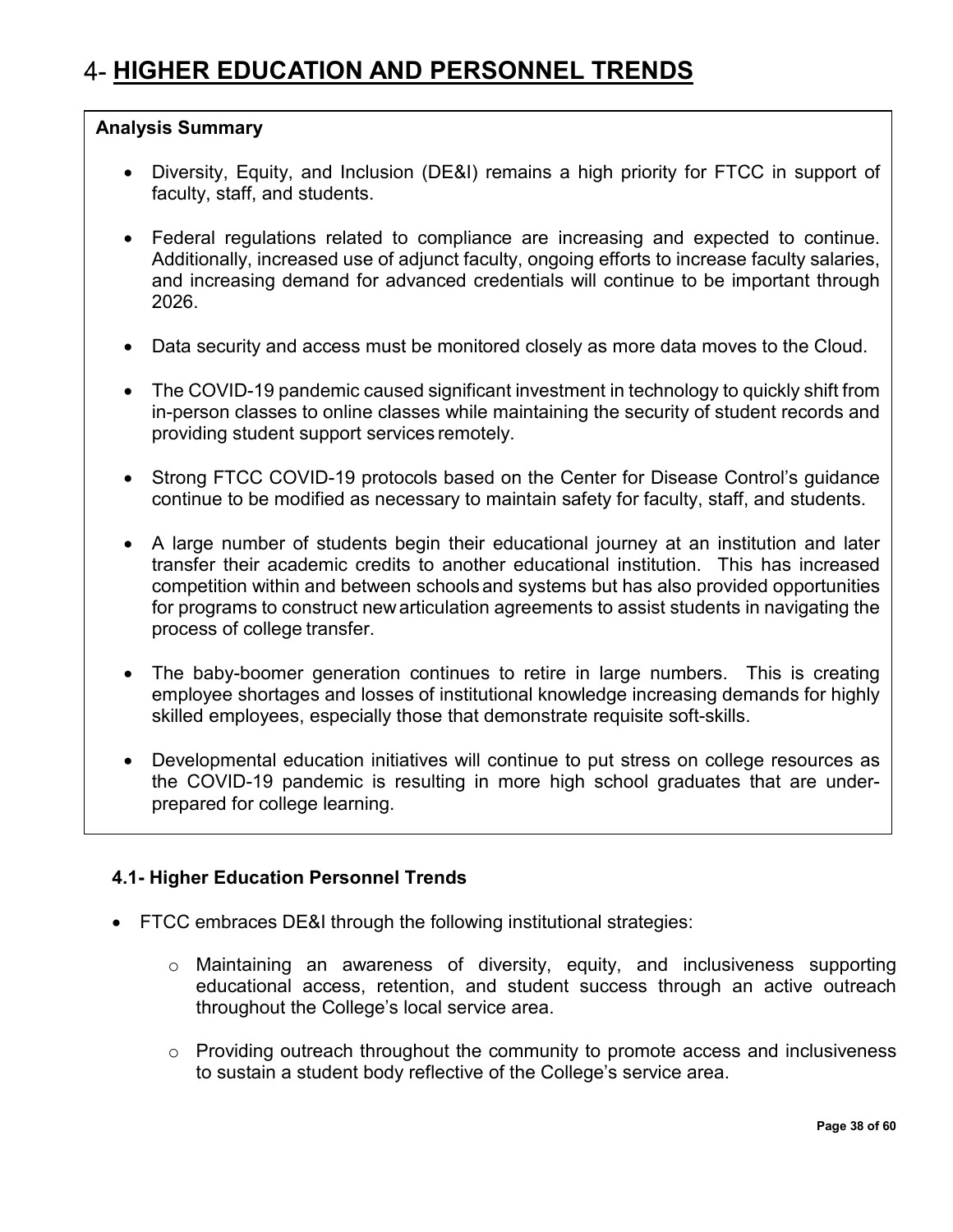# 4- **HIGHER EDUCATION AND PERSONNEL TRENDS**

**Analysis Summary**

- Diversity, Equity, and Inclusion (DE&I) remains a high priority for FTCC in support of faculty, staff, and students.
- Federal regulations related to compliance are increasing and expected to continue. Additionally, increased use of adjunct faculty, ongoing efforts to increase faculty salaries, and increasing demand for advanced credentials will continue to be important through 2026.
- Data security and access must be monitored closely as more data moves to the Cloud.
- The COVID-19 pandemic caused significant investment in technology to quickly shift from in-person classes to online classes while maintaining the security of student records and providing student support services remotely.
- Strong FTCC COVID-19 protocols based on the Center for Disease Control's guidance continue to be modified as necessary to maintain safety for faculty, staff, and students.
- A large number of students begin their educational journey at an institution and later transfer their academic credits to another educational institution. This has increased competition within and between schools and systems but has also provided opportunities for programs to construct new articulation agreements to assist students in navigating the process of college transfer.
- The baby-boomer generation continues to retire in large numbers. This is creating employee shortages and losses of institutional knowledge increasing demands for highly skilled employees, especially those that demonstrate requisite soft-skills.
- Developmental education initiatives will continue to put stress on college resources as the COVID-19 pandemic is resulting in more high school graduates that are under-prepared for college learning.

### 4.1- Higher Education Personnel Trends

- FTCC embraces DE&I through the following institutional strategies:
  - Maintaining an awareness of diversity, equity, and inclusiveness supporting educational access, retention, and student success through an active outreach throughout the College's local service area.
  - Providing outreach throughout the community to promote access and inclusiveness to sustain a student body reflective of the College's service area.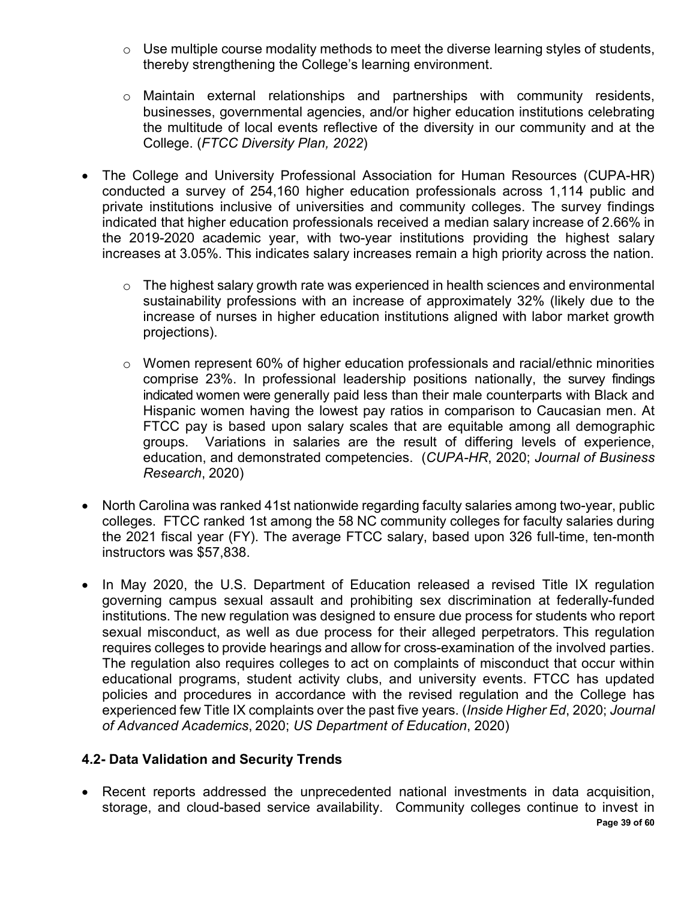- Use multiple course modality methods to meet the diverse learning styles of students, thereby strengthening the College's learning environment.
- Maintain external relationships and partnerships with community residents, businesses, governmental agencies, and/or higher education institutions celebrating the multitude of local events reflective of the diversity in our community and at the College. (*FTCC Diversity Plan, 2022*)

- The College and University Professional Association for Human Resources (CUPA-HR) conducted a survey of 254,160 higher education professionals across 1,114 public and private institutions inclusive of universities and community colleges. The survey findings indicated that higher education professionals received a median salary increase of 2.66% in the 2019-2020 academic year, with two-year institutions providing the highest salary increases at 3.05%. This indicates salary increases remain a high priority across the nation.
  - The highest salary growth rate was experienced in health sciences and environmental sustainability professions with an increase of approximately 32% (likely due to the increase of nurses in higher education institutions aligned with labor market growth projections).
  - Women represent 60% of higher education professionals and racial/ethnic minorities comprise 23%. In professional leadership positions nationally, the survey findings indicated women were generally paid less than their male counterparts with Black and Hispanic women having the lowest pay ratios in comparison to Caucasian men. At FTCC pay is based upon salary scales that are equitable among all demographic groups. Variations in salaries are the result of differing levels of experience, education, and demonstrated competencies. (*CUPA-HR*, 2020; *Journal of Business Research*, 2020)

- North Carolina was ranked 41st nationwide regarding faculty salaries among two-year, public colleges. FTCC ranked 1st among the 58 NC community colleges for faculty salaries during the 2021 fiscal year (FY). The average FTCC salary, based upon 326 full-time, ten-month instructors was $57,838.

- In May 2020, the U.S. Department of Education released a revised Title IX regulation governing campus sexual assault and prohibiting sex discrimination at federally-funded institutions. The new regulation was designed to ensure due process for students who report sexual misconduct, as well as due process for their alleged perpetrators. This regulation requires colleges to provide hearings and allow for cross-examination of the involved parties. The regulation also requires colleges to act on complaints of misconduct that occur within educational programs, student activity clubs, and university events. FTCC has updated policies and procedures in accordance with the revised regulation and the College has experienced few Title IX complaints over the past five years. (*Inside Higher Ed*, 2020; *Journal of Advanced Academics*, 2020; *US Department of Education*, 2020)

### 4.2- Data Validation and Security Trends

- Recent reports addressed the unprecedented national investments in data acquisition, storage, and cloud-based service availability. Community colleges continue to invest in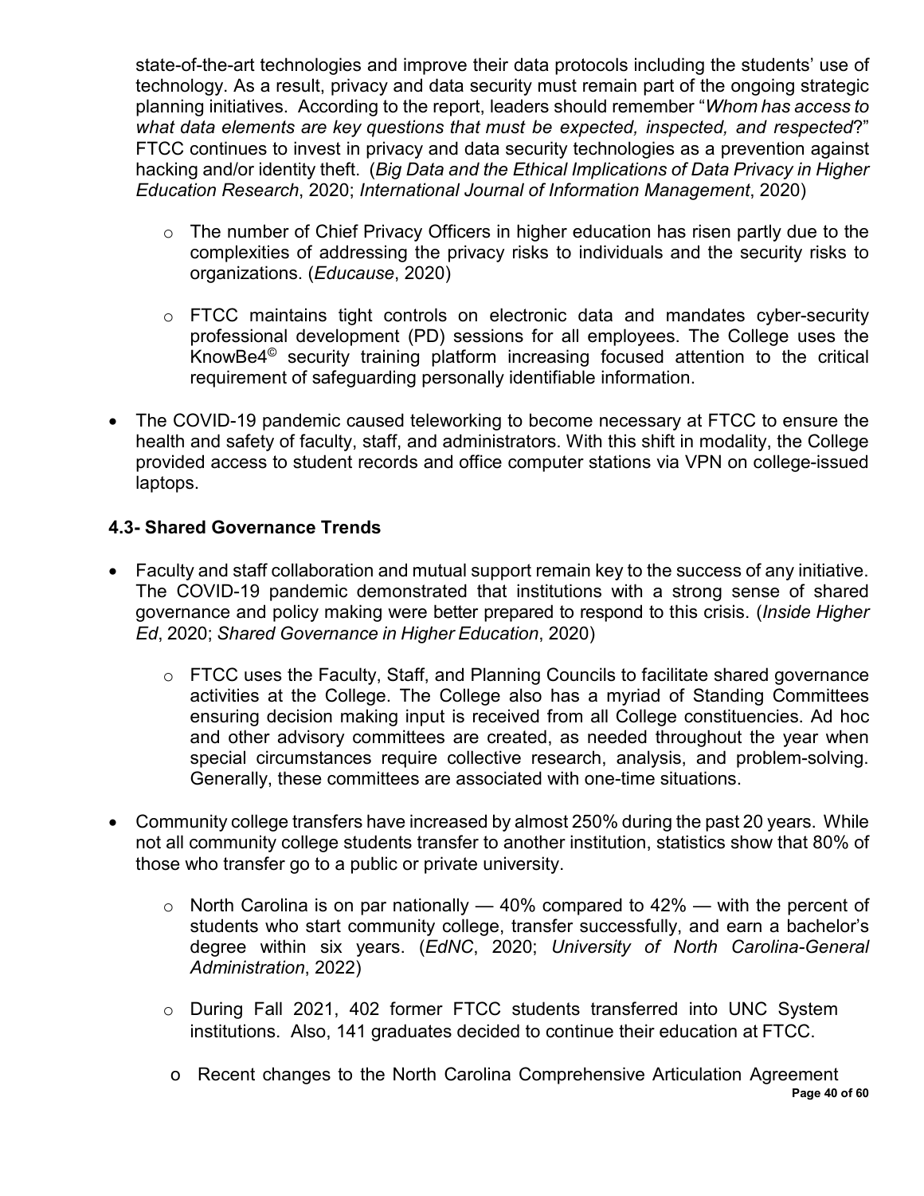state-of-the-art technologies and improve their data protocols including the students' use of technology. As a result, privacy and data security must remain part of the ongoing strategic planning initiatives. According to the report, leaders should remember "*Whom has access to what data elements are key questions that must be expected, inspected, and respected*?" FTCC continues to invest in privacy and data security technologies as a prevention against hacking and/or identity theft. (*Big Data and the Ethical Implications of Data Privacy in Higher Education Research*, 2020; *International Journal of Information Management*, 2020)

  - The number of Chief Privacy Officers in higher education has risen partly due to the complexities of addressing the privacy risks to individuals and the security risks to organizations. (*Educause*, 2020)

  - FTCC maintains tight controls on electronic data and mandates cyber-security professional development (PD) sessions for all employees. The College uses the KnowBe4© security training platform increasing focused attention to the critical requirement of safeguarding personally identifiable information.

- The COVID-19 pandemic caused teleworking to become necessary at FTCC to ensure the health and safety of faculty, staff, and administrators. With this shift in modality, the College provided access to student records and office computer stations via VPN on college-issued laptops.

### 4.3- Shared Governance Trends

- Faculty and staff collaboration and mutual support remain key to the success of any initiative. The COVID-19 pandemic demonstrated that institutions with a strong sense of shared governance and policy making were better prepared to respond to this crisis. (*Inside Higher Ed*, 2020; *Shared Governance in Higher Education*, 2020)

  - FTCC uses the Faculty, Staff, and Planning Councils to facilitate shared governance activities at the College. The College also has a myriad of Standing Committees ensuring decision making input is received from all College constituencies. Ad hoc and other advisory committees are created, as needed throughout the year when special circumstances require collective research, analysis, and problem-solving. Generally, these committees are associated with one-time situations.

- Community college transfers have increased by almost 250% during the past 20 years. While not all community college students transfer to another institution, statistics show that 80% of those who transfer go to a public or private university.

  - North Carolina is on par nationally — 40% compared to 42% — with the percent of students who start community college, transfer successfully, and earn a bachelor's degree within six years. (*EdNC*, 2020; *University of North Carolina-General Administration*, 2022)

  - During Fall 2021, 402 former FTCC students transferred into UNC System institutions. Also, 141 graduates decided to continue their education at FTCC.

  - Recent changes to the North Carolina Comprehensive Articulation Agreement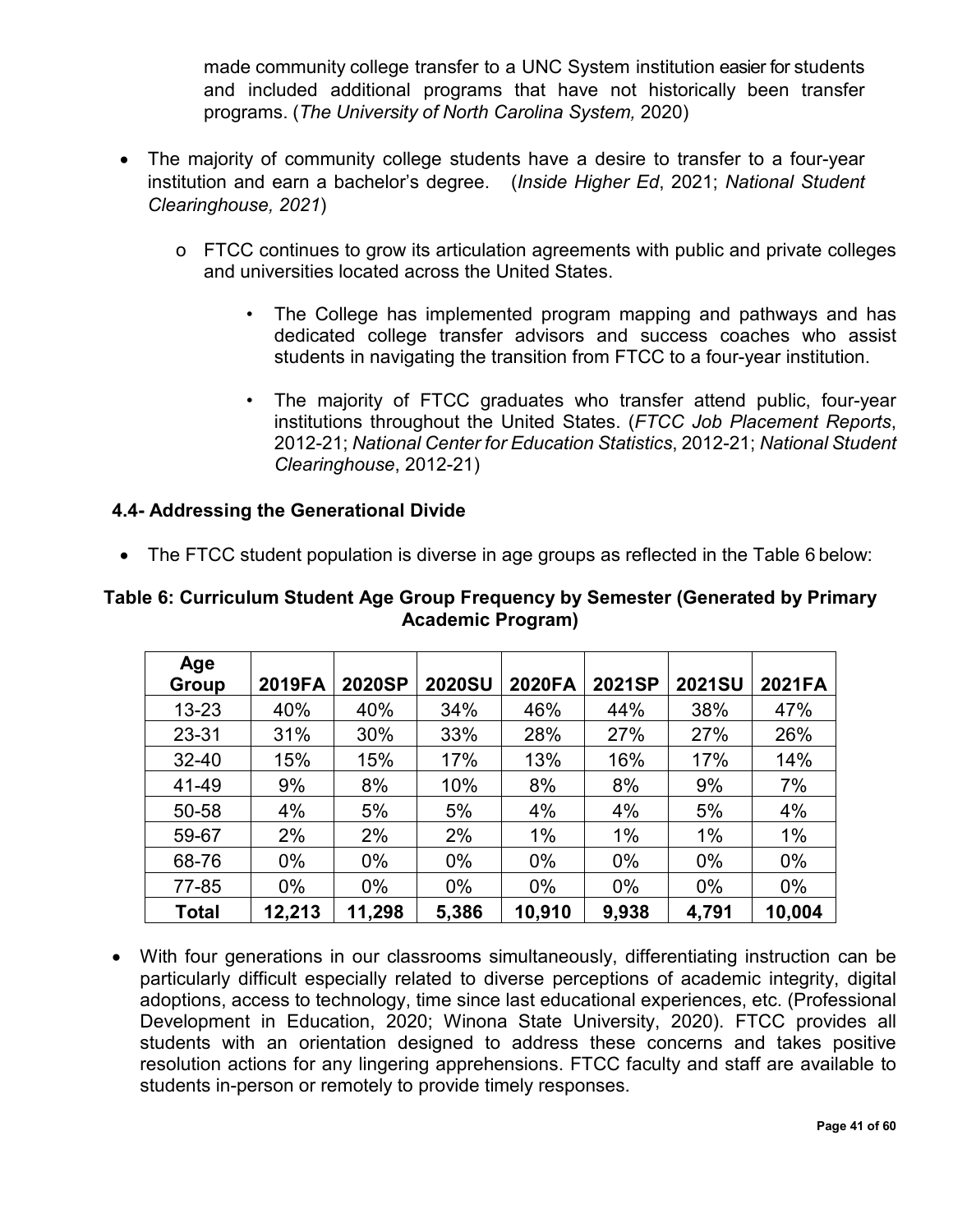made community college transfer to a UNC System institution easier for students and included additional programs that have not historically been transfer programs. (*The University of North Carolina System,* 2020)

- The majority of community college students have a desire to transfer to a four-year institution and earn a bachelor's degree. (*Inside Higher Ed*, 2021; *National Student Clearinghouse, 2021*)
  - FTCC continues to grow its articulation agreements with public and private colleges and universities located across the United States.
    - The College has implemented program mapping and pathways and has dedicated college transfer advisors and success coaches who assist students in navigating the transition from FTCC to a four-year institution.
    - The majority of FTCC graduates who transfer attend public, four-year institutions throughout the United States. (*FTCC Job Placement Reports*, 2012-21; *National Center for Education Statistics*, 2012-21; *National Student Clearinghouse*, 2012-21)

### 4.4- Addressing the Generational Divide

- The FTCC student population is diverse in age groups as reflected in the Table 6 below:

**Table 6: Curriculum Student Age Group Frequency by Semester (Generated by Primary Academic Program)**

| Age Group | 2019FA | 2020SP | 2020SU | 2020FA | 2021SP | 2021SU | 2021FA |
|---|---|---|---|---|---|---|---|
| 13-23 | 40% | 40% | 34% | 46% | 44% | 38% | 47% |
| 23-31 | 31% | 30% | 33% | 28% | 27% | 27% | 26% |
| 32-40 | 15% | 15% | 17% | 13% | 16% | 17% | 14% |
| 41-49 | 9% | 8% | 10% | 8% | 8% | 9% | 7% |
| 50-58 | 4% | 5% | 5% | 4% | 4% | 5% | 4% |
| 59-67 | 2% | 2% | 2% | 1% | 1% | 1% | 1% |
| 68-76 | 0% | 0% | 0% | 0% | 0% | 0% | 0% |
| 77-85 | 0% | 0% | 0% | 0% | 0% | 0% | 0% |
| **Total** | **12,213** | **11,298** | **5,386** | **10,910** | **9,938** | **4,791** | **10,004** |

- With four generations in our classrooms simultaneously, differentiating instruction can be particularly difficult especially related to diverse perceptions of academic integrity, digital adoptions, access to technology, time since last educational experiences, etc. (Professional Development in Education, 2020; Winona State University, 2020). FTCC provides all students with an orientation designed to address these concerns and takes positive resolution actions for any lingering apprehensions. FTCC faculty and staff are available to students in-person or remotely to provide timely responses.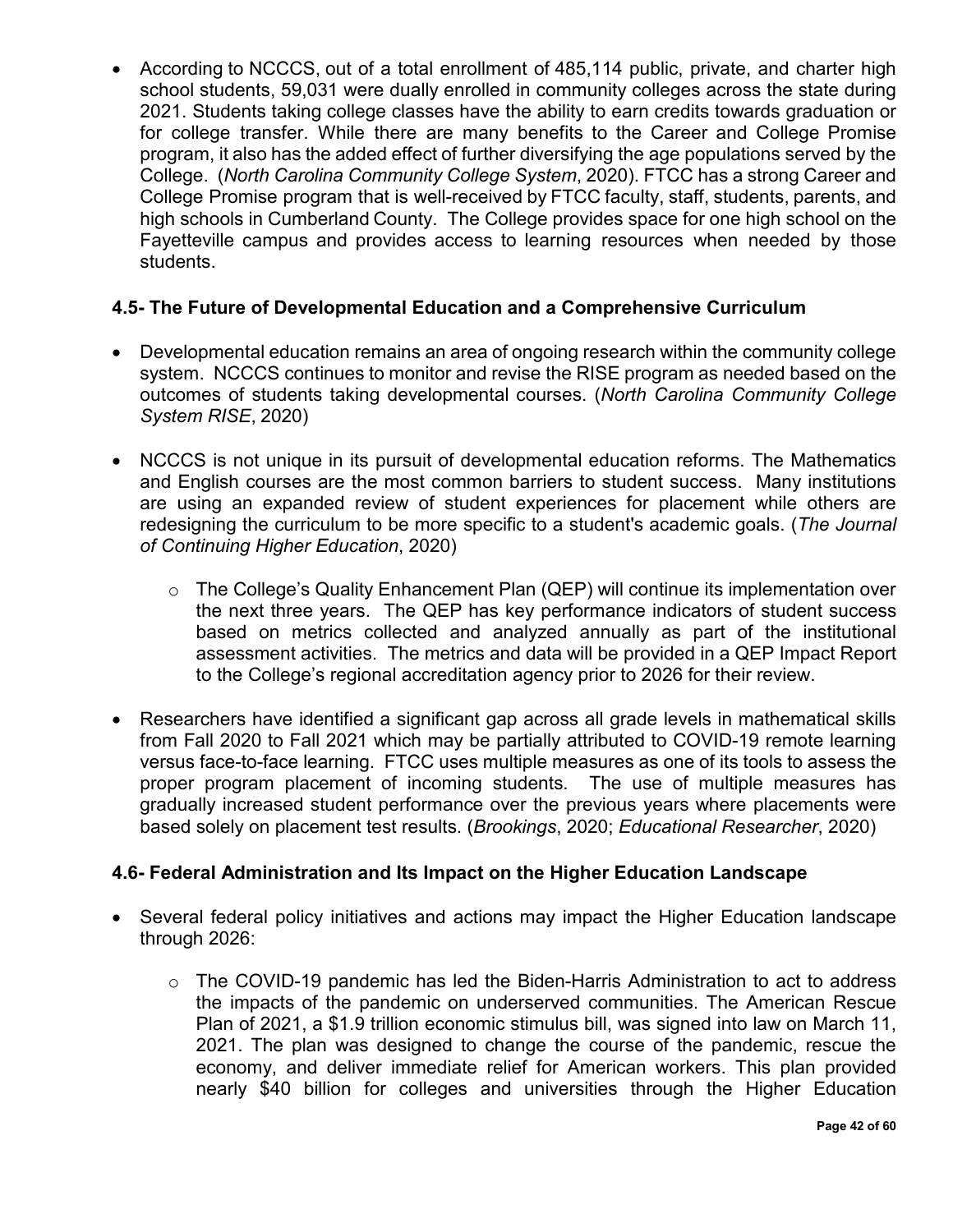- According to NCCCS, out of a total enrollment of 485,114 public, private, and charter high school students, 59,031 were dually enrolled in community colleges across the state during 2021. Students taking college classes have the ability to earn credits towards graduation or for college transfer. While there are many benefits to the Career and College Promise program, it also has the added effect of further diversifying the age populations served by the College. (*North Carolina Community College System*, 2020). FTCC has a strong Career and College Promise program that is well-received by FTCC faculty, staff, students, parents, and high schools in Cumberland County. The College provides space for one high school on the Fayetteville campus and provides access to learning resources when needed by those students.

### 4.5- The Future of Developmental Education and a Comprehensive Curriculum

- Developmental education remains an area of ongoing research within the community college system. NCCCS continues to monitor and revise the RISE program as needed based on the outcomes of students taking developmental courses. (*North Carolina Community College System RISE*, 2020)

- NCCCS is not unique in its pursuit of developmental education reforms. The Mathematics and English courses are the most common barriers to student success. Many institutions are using an expanded review of student experiences for placement while others are redesigning the curriculum to be more specific to a student's academic goals. (*The Journal of Continuing Higher Education*, 2020)

  - The College's Quality Enhancement Plan (QEP) will continue its implementation over the next three years. The QEP has key performance indicators of student success based on metrics collected and analyzed annually as part of the institutional assessment activities. The metrics and data will be provided in a QEP Impact Report to the College's regional accreditation agency prior to 2026 for their review.

- Researchers have identified a significant gap across all grade levels in mathematical skills from Fall 2020 to Fall 2021 which may be partially attributed to COVID-19 remote learning versus face-to-face learning. FTCC uses multiple measures as one of its tools to assess the proper program placement of incoming students. The use of multiple measures has gradually increased student performance over the previous years where placements were based solely on placement test results. (*Brookings*, 2020; *Educational Researcher*, 2020)

### 4.6- Federal Administration and Its Impact on the Higher Education Landscape

- Several federal policy initiatives and actions may impact the Higher Education landscape through 2026:

  - The COVID-19 pandemic has led the Biden-Harris Administration to act to address the impacts of the pandemic on underserved communities. The American Rescue Plan of 2021, a $1.9 trillion economic stimulus bill, was signed into law on March 11, 2021. The plan was designed to change the course of the pandemic, rescue the economy, and deliver immediate relief for American workers. This plan provided nearly $40 billion for colleges and universities through the Higher Education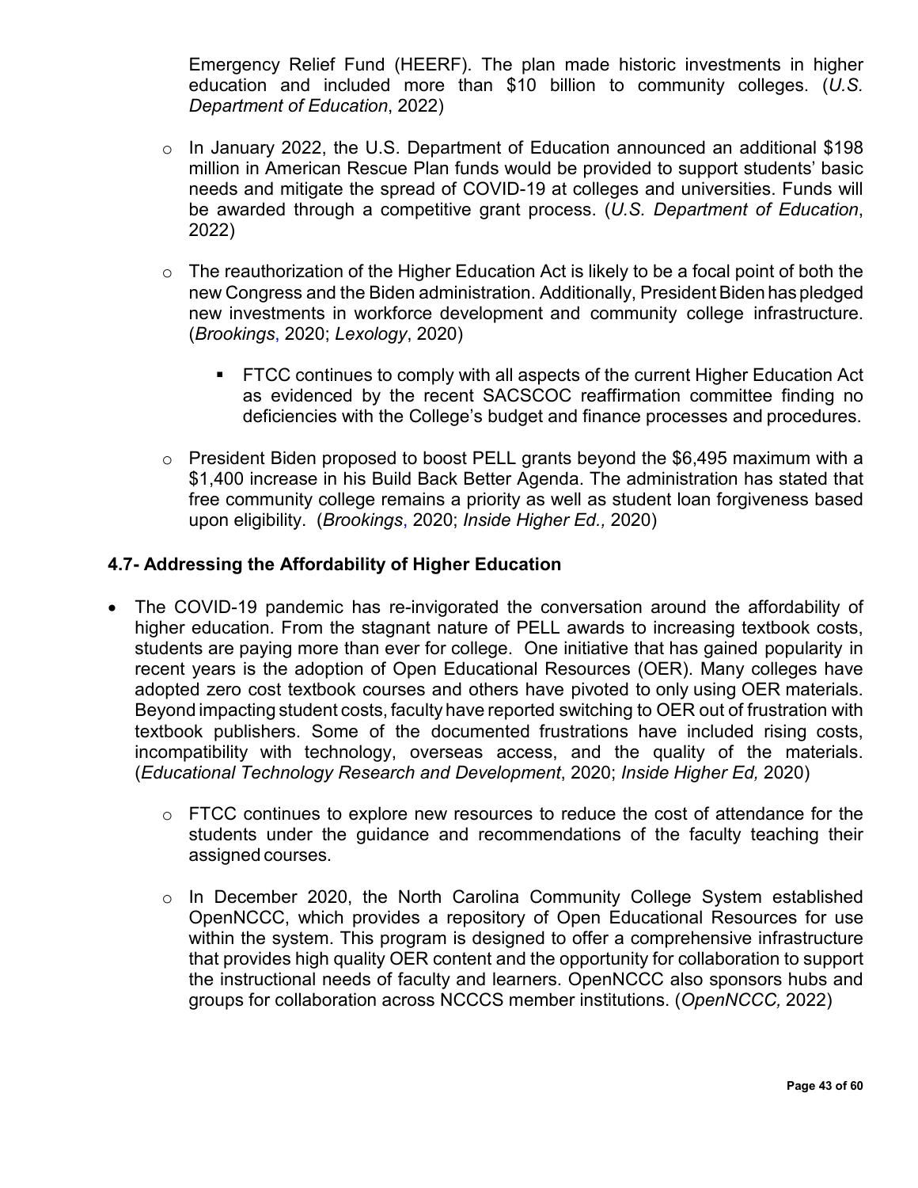Emergency Relief Fund (HEERF). The plan made historic investments in higher education and included more than $10 billion to community colleges. (*U.S. Department of Education*, 2022)

- In January 2022, the U.S. Department of Education announced an additional $198 million in American Rescue Plan funds would be provided to support students' basic needs and mitigate the spread of COVID-19 at colleges and universities. Funds will be awarded through a competitive grant process. (*U.S. Department of Education*, 2022)
- The reauthorization of the Higher Education Act is likely to be a focal point of both the new Congress and the Biden administration. Additionally, President Biden has pledged new investments in workforce development and community college infrastructure. (*Brookings*, 2020; *Lexology*, 2020)
  - FTCC continues to comply with all aspects of the current Higher Education Act as evidenced by the recent SACSCOC reaffirmation committee finding no deficiencies with the College's budget and finance processes and procedures.
- President Biden proposed to boost PELL grants beyond the $6,495 maximum with a $1,400 increase in his Build Back Better Agenda. The administration has stated that free community college remains a priority as well as student loan forgiveness based upon eligibility. (*Brookings*, 2020; *Inside Higher Ed.,* 2020)

### 4.7- Addressing the Affordability of Higher Education

- The COVID-19 pandemic has re-invigorated the conversation around the affordability of higher education. From the stagnant nature of PELL awards to increasing textbook costs, students are paying more than ever for college. One initiative that has gained popularity in recent years is the adoption of Open Educational Resources (OER). Many colleges have adopted zero cost textbook courses and others have pivoted to only using OER materials. Beyond impacting student costs, faculty have reported switching to OER out of frustration with textbook publishers. Some of the documented frustrations have included rising costs, incompatibility with technology, overseas access, and the quality of the materials. (*Educational Technology Research and Development*, 2020; *Inside Higher Ed,* 2020)
  - FTCC continues to explore new resources to reduce the cost of attendance for the students under the guidance and recommendations of the faculty teaching their assigned courses.
  - In December 2020, the North Carolina Community College System established OpenNCCC, which provides a repository of Open Educational Resources for use within the system. This program is designed to offer a comprehensive infrastructure that provides high quality OER content and the opportunity for collaboration to support the instructional needs of faculty and learners. OpenNCCC also sponsors hubs and groups for collaboration across NCCCS member institutions. (*OpenNCCC,* 2022)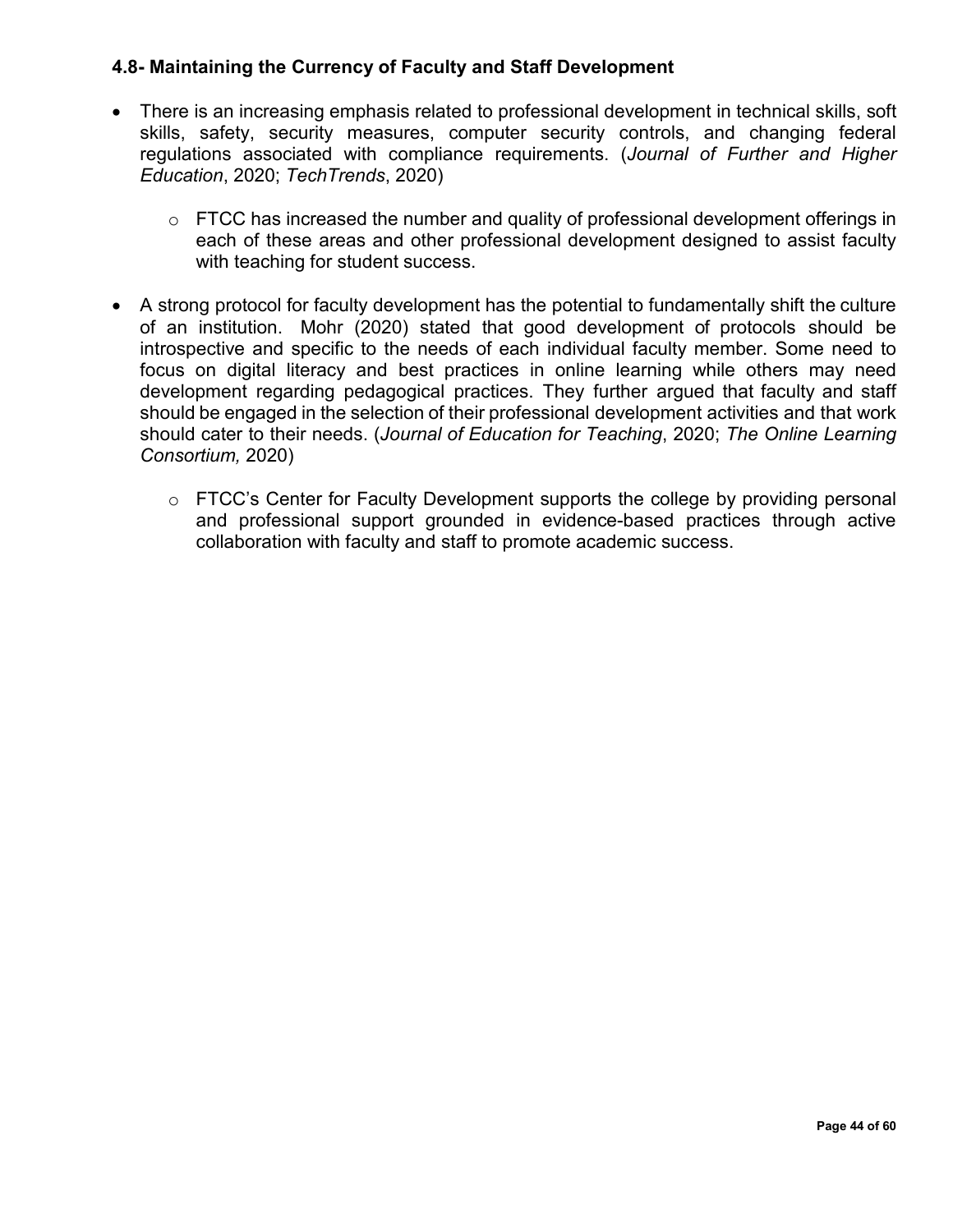#### 4.8- Maintaining the Currency of Faculty and Staff Development

- There is an increasing emphasis related to professional development in technical skills, soft skills, safety, security measures, computer security controls, and changing federal regulations associated with compliance requirements. (*Journal of Further and Higher Education*, 2020; *TechTrends*, 2020)
    - FTCC has increased the number and quality of professional development offerings in each of these areas and other professional development designed to assist faculty with teaching for student success.

- A strong protocol for faculty development has the potential to fundamentally shift the culture of an institution. Mohr (2020) stated that good development of protocols should be introspective and specific to the needs of each individual faculty member. Some need to focus on digital literacy and best practices in online learning while others may need development regarding pedagogical practices. They further argued that faculty and staff should be engaged in the selection of their professional development activities and that work should cater to their needs. (*Journal of Education for Teaching*, 2020; *The Online Learning Consortium,* 2020)
    - FTCC's Center for Faculty Development supports the college by providing personal and professional support grounded in evidence-based practices through active collaboration with faculty and staff to promote academic success.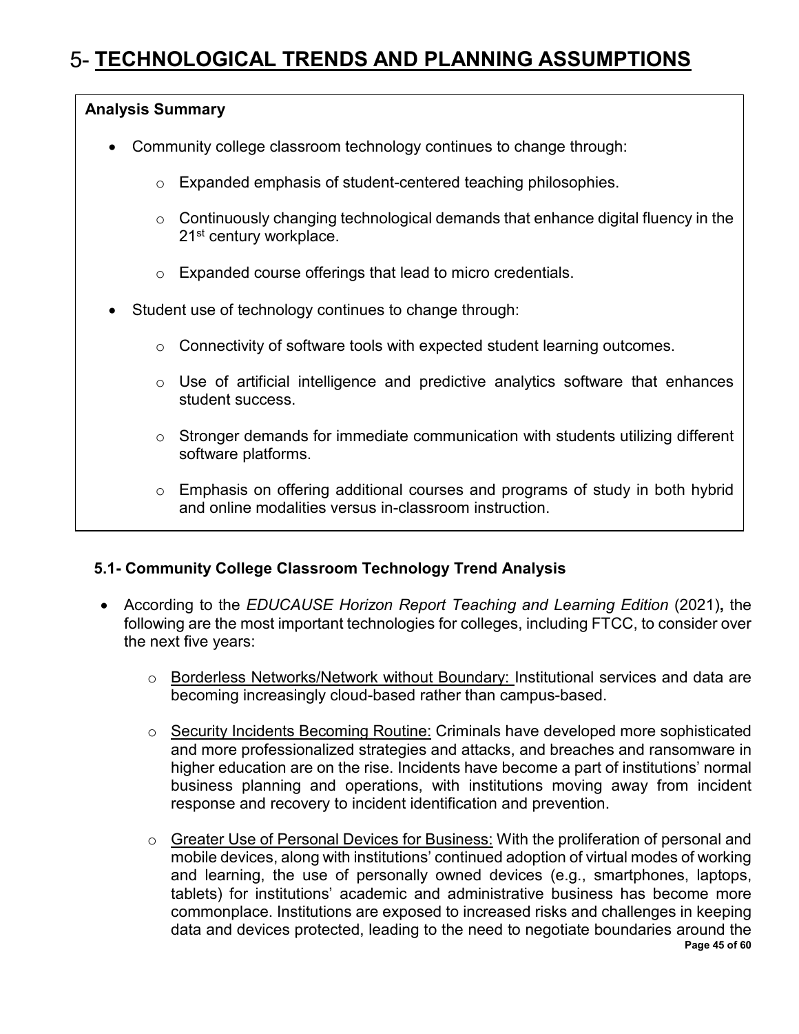# 5- **TECHNOLOGICAL TRENDS AND PLANNING ASSUMPTIONS**

**Analysis Summary**

- Community college classroom technology continues to change through:
  - Expanded emphasis of student-centered teaching philosophies.
  - Continuously changing technological demands that enhance digital fluency in the 21st century workplace.
  - Expanded course offerings that lead to micro credentials.
- Student use of technology continues to change through:
  - Connectivity of software tools with expected student learning outcomes.
  - Use of artificial intelligence and predictive analytics software that enhances student success.
  - Stronger demands for immediate communication with students utilizing different software platforms.
  - Emphasis on offering additional courses and programs of study in both hybrid and online modalities versus in-classroom instruction.

### 5.1- Community College Classroom Technology Trend Analysis

- According to the *EDUCAUSE Horizon Report Teaching and Learning Edition* (2021)**,** the following are the most important technologies for colleges, including FTCC, to consider over the next five years:
  - Borderless Networks/Network without Boundary: Institutional services and data are becoming increasingly cloud-based rather than campus-based.
  - Security Incidents Becoming Routine: Criminals have developed more sophisticated and more professionalized strategies and attacks, and breaches and ransomware in higher education are on the rise. Incidents have become a part of institutions' normal business planning and operations, with institutions moving away from incident response and recovery to incident identification and prevention.
  - Greater Use of Personal Devices for Business: With the proliferation of personal and mobile devices, along with institutions' continued adoption of virtual modes of working and learning, the use of personally owned devices (e.g., smartphones, laptops, tablets) for institutions' academic and administrative business has become more commonplace. Institutions are exposed to increased risks and challenges in keeping data and devices protected, leading to the need to negotiate boundaries around the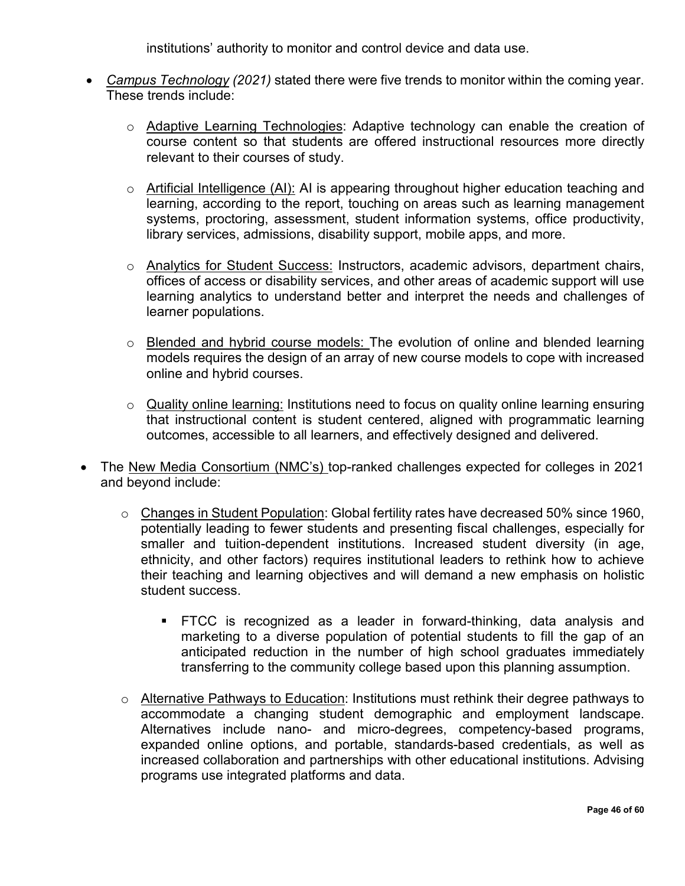institutions' authority to monitor and control device and data use.

- *Campus Technology (2021)* stated there were five trends to monitor within the coming year. These trends include:
    - Adaptive Learning Technologies: Adaptive technology can enable the creation of course content so that students are offered instructional resources more directly relevant to their courses of study.
    - Artificial Intelligence (AI): AI is appearing throughout higher education teaching and learning, according to the report, touching on areas such as learning management systems, proctoring, assessment, student information systems, office productivity, library services, admissions, disability support, mobile apps, and more.
    - Analytics for Student Success: Instructors, academic advisors, department chairs, offices of access or disability services, and other areas of academic support will use learning analytics to understand better and interpret the needs and challenges of learner populations.
    - Blended and hybrid course models: The evolution of online and blended learning models requires the design of an array of new course models to cope with increased online and hybrid courses.
    - Quality online learning: Institutions need to focus on quality online learning ensuring that instructional content is student centered, aligned with programmatic learning outcomes, accessible to all learners, and effectively designed and delivered.
- The New Media Consortium (NMC's) top-ranked challenges expected for colleges in 2021 and beyond include:
    - Changes in Student Population: Global fertility rates have decreased 50% since 1960, potentially leading to fewer students and presenting fiscal challenges, especially for smaller and tuition-dependent institutions. Increased student diversity (in age, ethnicity, and other factors) requires institutional leaders to rethink how to achieve their teaching and learning objectives and will demand a new emphasis on holistic student success.
        - FTCC is recognized as a leader in forward-thinking, data analysis and marketing to a diverse population of potential students to fill the gap of an anticipated reduction in the number of high school graduates immediately transferring to the community college based upon this planning assumption.
    - Alternative Pathways to Education: Institutions must rethink their degree pathways to accommodate a changing student demographic and employment landscape. Alternatives include nano- and micro-degrees, competency-based programs, expanded online options, and portable, standards-based credentials, as well as increased collaboration and partnerships with other educational institutions. Advising programs use integrated platforms and data.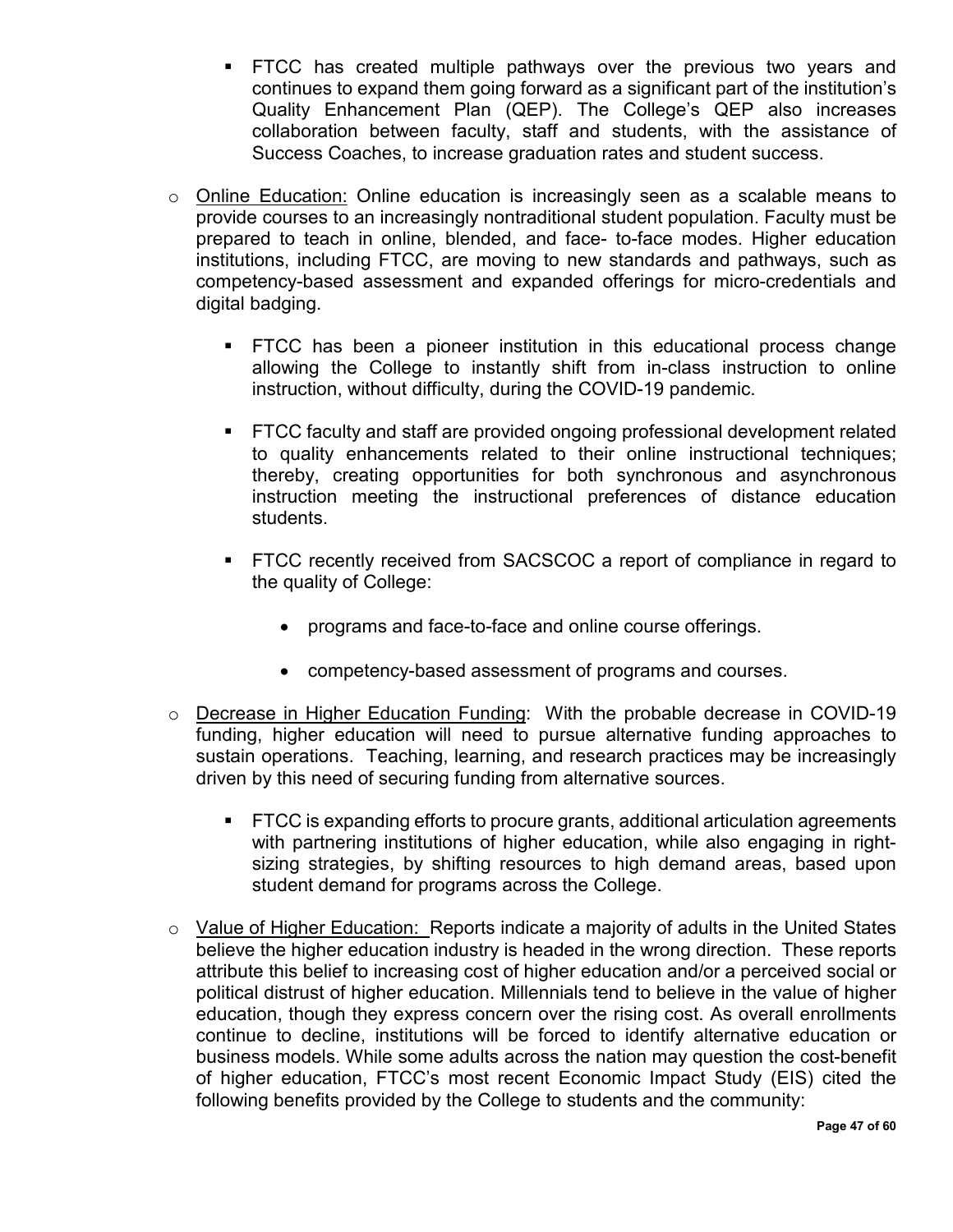- FTCC has created multiple pathways over the previous two years and continues to expand them going forward as a significant part of the institution's Quality Enhancement Plan (QEP). The College's QEP also increases collaboration between faculty, staff and students, with the assistance of Success Coaches, to increase graduation rates and student success.

- <u>Online Education:</u> Online education is increasingly seen as a scalable means to provide courses to an increasingly nontraditional student population. Faculty must be prepared to teach in online, blended, and face- to-face modes. Higher education institutions, including FTCC, are moving to new standards and pathways, such as competency-based assessment and expanded offerings for micro-credentials and digital badging.

  - FTCC has been a pioneer institution in this educational process change allowing the College to instantly shift from in-class instruction to online instruction, without difficulty, during the COVID-19 pandemic.

  - FTCC faculty and staff are provided ongoing professional development related to quality enhancements related to their online instructional techniques; thereby, creating opportunities for both synchronous and asynchronous instruction meeting the instructional preferences of distance education students.

  - FTCC recently received from SACSCOC a report of compliance in regard to the quality of College:

    - programs and face-to-face and online course offerings.

    - competency-based assessment of programs and courses.

- <u>Decrease in Higher Education Funding</u>: With the probable decrease in COVID-19 funding, higher education will need to pursue alternative funding approaches to sustain operations. Teaching, learning, and research practices may be increasingly driven by this need of securing funding from alternative sources.

  - FTCC is expanding efforts to procure grants, additional articulation agreements with partnering institutions of higher education, while also engaging in right-sizing strategies, by shifting resources to high demand areas, based upon student demand for programs across the College.

- <u>Value of Higher Education:</u> Reports indicate a majority of adults in the United States believe the higher education industry is headed in the wrong direction. These reports attribute this belief to increasing cost of higher education and/or a perceived social or political distrust of higher education. Millennials tend to believe in the value of higher education, though they express concern over the rising cost. As overall enrollments continue to decline, institutions will be forced to identify alternative education or business models. While some adults across the nation may question the cost-benefit of higher education, FTCC's most recent Economic Impact Study (EIS) cited the following benefits provided by the College to students and the community: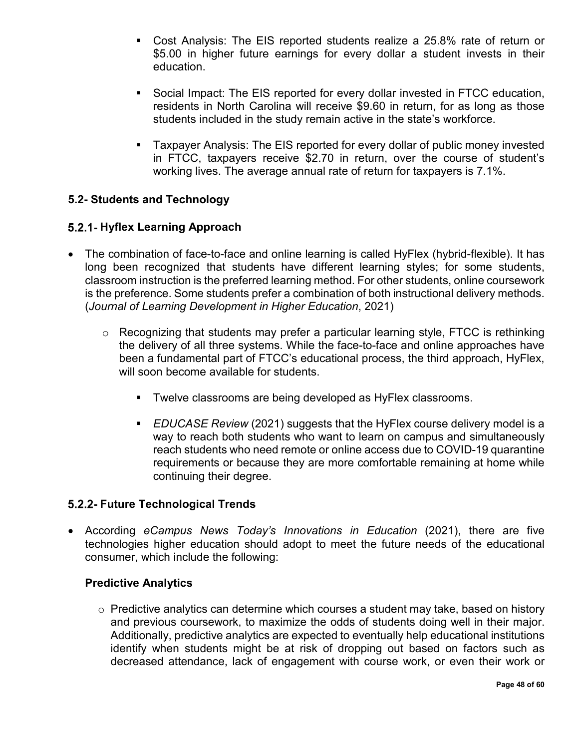- Cost Analysis: The EIS reported students realize a 25.8% rate of return or $5.00 in higher future earnings for every dollar a student invests in their education.

- Social Impact: The EIS reported for every dollar invested in FTCC education, residents in North Carolina will receive $9.60 in return, for as long as those students included in the study remain active in the state's workforce.

- Taxpayer Analysis: The EIS reported for every dollar of public money invested in FTCC, taxpayers receive $2.70 in return, over the course of student's working lives. The average annual rate of return for taxpayers is 7.1%.

### 5.2- Students and Technology

#### 5.2.1- Hyflex Learning Approach

- The combination of face-to-face and online learning is called HyFlex (hybrid-flexible). It has long been recognized that students have different learning styles; for some students, classroom instruction is the preferred learning method. For other students, online coursework is the preference. Some students prefer a combination of both instructional delivery methods. (*Journal of Learning Development in Higher Education*, 2021)
    - Recognizing that students may prefer a particular learning style, FTCC is rethinking the delivery of all three systems. While the face-to-face and online approaches have been a fundamental part of FTCC's educational process, the third approach, HyFlex, will soon become available for students.
        - Twelve classrooms are being developed as HyFlex classrooms.
        - *EDUCASE Review* (2021) suggests that the HyFlex course delivery model is a way to reach both students who want to learn on campus and simultaneously reach students who need remote or online access due to COVID-19 quarantine requirements or because they are more comfortable remaining at home while continuing their degree.

#### 5.2.2- Future Technological Trends

- According *eCampus News Today's Innovations in Education* (2021), there are five technologies higher education should adopt to meet the future needs of the educational consumer, which include the following:

**Predictive Analytics**

- Predictive analytics can determine which courses a student may take, based on history and previous coursework, to maximize the odds of students doing well in their major. Additionally, predictive analytics are expected to eventually help educational institutions identify when students might be at risk of dropping out based on factors such as decreased attendance, lack of engagement with course work, or even their work or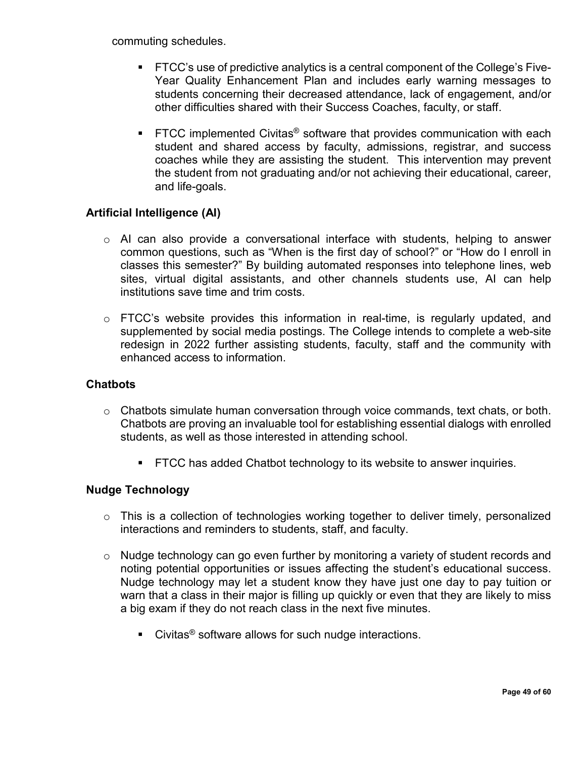commuting schedules.

- FTCC's use of predictive analytics is a central component of the College's Five-Year Quality Enhancement Plan and includes early warning messages to students concerning their decreased attendance, lack of engagement, and/or other difficulties shared with their Success Coaches, faculty, or staff.

- FTCC implemented Civitas® software that provides communication with each student and shared access by faculty, admissions, registrar, and success coaches while they are assisting the student. This intervention may prevent the student from not graduating and/or not achieving their educational, career, and life-goals.

**Artificial Intelligence (AI)**

- AI can also provide a conversational interface with students, helping to answer common questions, such as "When is the first day of school?" or "How do I enroll in classes this semester?" By building automated responses into telephone lines, web sites, virtual digital assistants, and other channels students use, AI can help institutions save time and trim costs.

- FTCC's website provides this information in real-time, is regularly updated, and supplemented by social media postings. The College intends to complete a web-site redesign in 2022 further assisting students, faculty, staff and the community with enhanced access to information.

**Chatbots**

- Chatbots simulate human conversation through voice commands, text chats, or both. Chatbots are proving an invaluable tool for establishing essential dialogs with enrolled students, as well as those interested in attending school.

  - FTCC has added Chatbot technology to its website to answer inquiries.

**Nudge Technology**

- This is a collection of technologies working together to deliver timely, personalized interactions and reminders to students, staff, and faculty.

- Nudge technology can go even further by monitoring a variety of student records and noting potential opportunities or issues affecting the student's educational success. Nudge technology may let a student know they have just one day to pay tuition or warn that a class in their major is filling up quickly or even that they are likely to miss a big exam if they do not reach class in the next five minutes.

  - Civitas® software allows for such nudge interactions.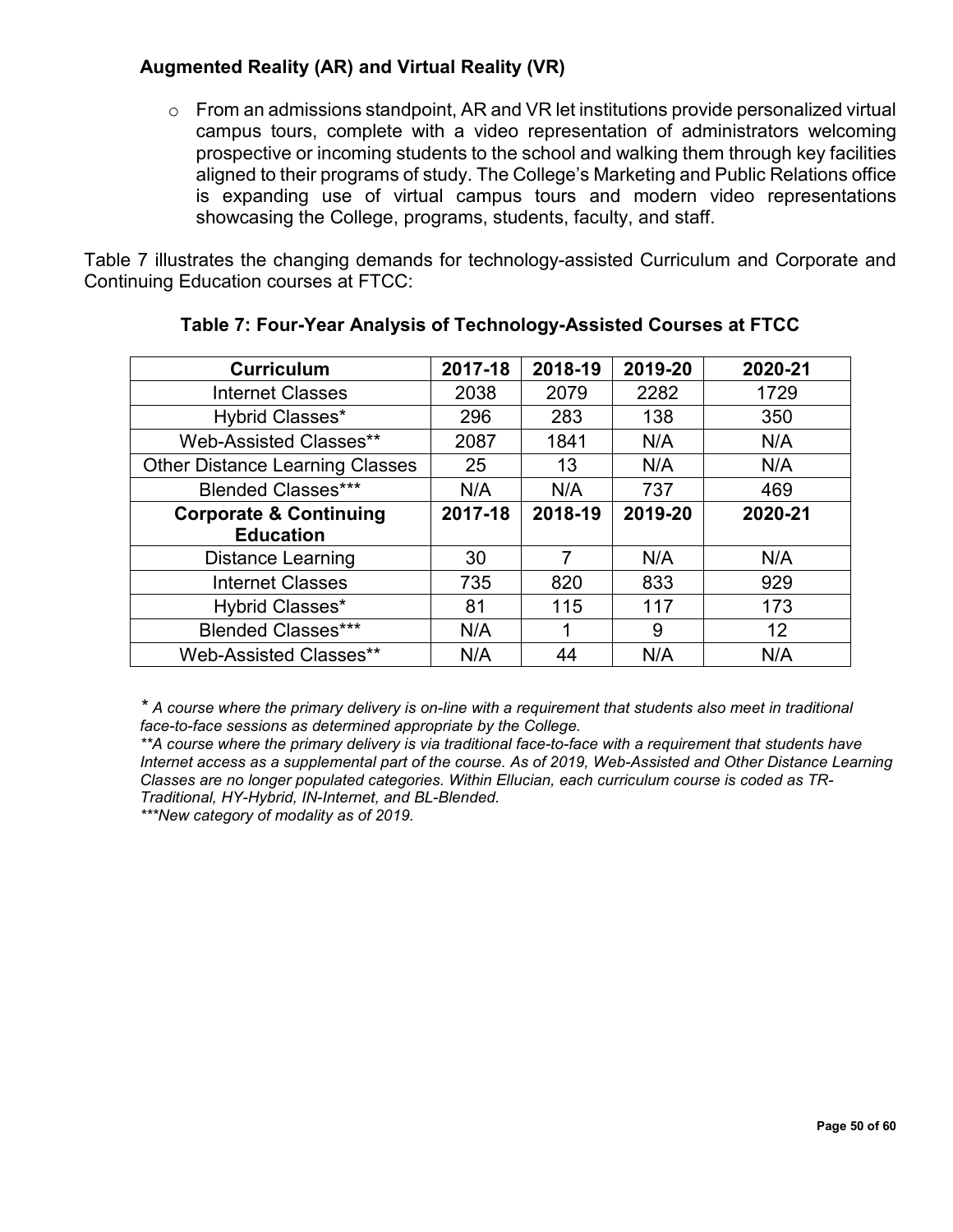### Augmented Reality (AR) and Virtual Reality (VR)

- From an admissions standpoint, AR and VR let institutions provide personalized virtual campus tours, complete with a video representation of administrators welcoming prospective or incoming students to the school and walking them through key facilities aligned to their programs of study. The College's Marketing and Public Relations office is expanding use of virtual campus tours and modern video representations showcasing the College, programs, students, faculty, and staff.

Table 7 illustrates the changing demands for technology-assisted Curriculum and Corporate and Continuing Education courses at FTCC:

**Table 7: Four-Year Analysis of Technology-Assisted Courses at FTCC**

| **Curriculum** | **2017-18** | **2018-19** | **2019-20** | **2020-21** |
|---|---|---|---|---|
| Internet Classes | 2038 | 2079 | 2282 | 1729 |
| Hybrid Classes* | 296 | 283 | 138 | 350 |
| Web-Assisted Classes** | 2087 | 1841 | N/A | N/A |
| Other Distance Learning Classes | 25 | 13 | N/A | N/A |
| Blended Classes*** | N/A | N/A | 737 | 469 |
| **Corporate & Continuing Education** | **2017-18** | **2018-19** | **2019-20** | **2020-21** |
| Distance Learning | 30 | 7 | N/A | N/A |
| Internet Classes | 735 | 820 | 833 | 929 |
| Hybrid Classes* | 81 | 115 | 117 | 173 |
| Blended Classes*** | N/A | 1 | 9 | 12 |
| Web-Assisted Classes** | N/A | 44 | N/A | N/A |

*\* A course where the primary delivery is on-line with a requirement that students also meet in traditional face-to-face sessions as determined appropriate by the College.*

*\*\*A course where the primary delivery is via traditional face-to-face with a requirement that students have Internet access as a supplemental part of the course. As of 2019, Web-Assisted and Other Distance Learning Classes are no longer populated categories. Within Ellucian, each curriculum course is coded as TR-Traditional, HY-Hybrid, IN-Internet, and BL-Blended.*

*\*\*\*New category of modality as of 2019.*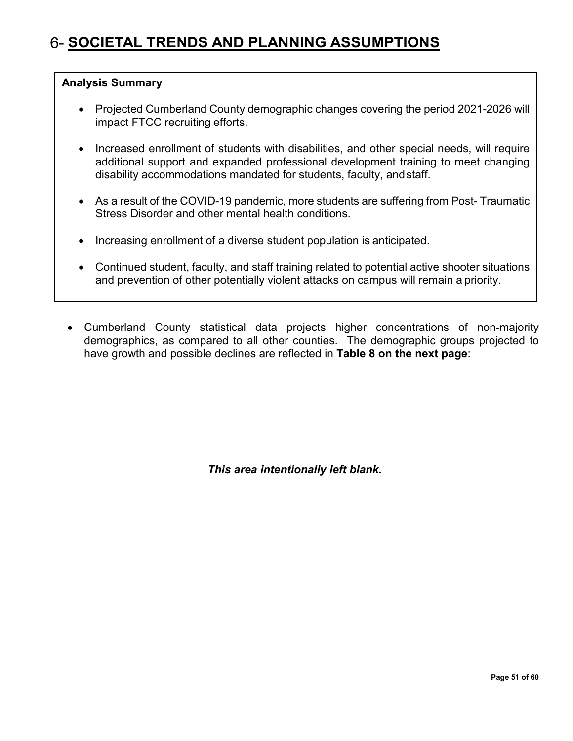# 6- **SOCIETAL TRENDS AND PLANNING ASSUMPTIONS**

**Analysis Summary**

- Projected Cumberland County demographic changes covering the period 2021-2026 will impact FTCC recruiting efforts.
- Increased enrollment of students with disabilities, and other special needs, will require additional support and expanded professional development training to meet changing disability accommodations mandated for students, faculty, and staff.
- As a result of the COVID-19 pandemic, more students are suffering from Post- Traumatic Stress Disorder and other mental health conditions.
- Increasing enrollment of a diverse student population is anticipated.
- Continued student, faculty, and staff training related to potential active shooter situations and prevention of other potentially violent attacks on campus will remain a priority.

- Cumberland County statistical data projects higher concentrations of non-majority demographics, as compared to all other counties. The demographic groups projected to have growth and possible declines are reflected in **Table 8 on the next page**:

***This area intentionally left blank.***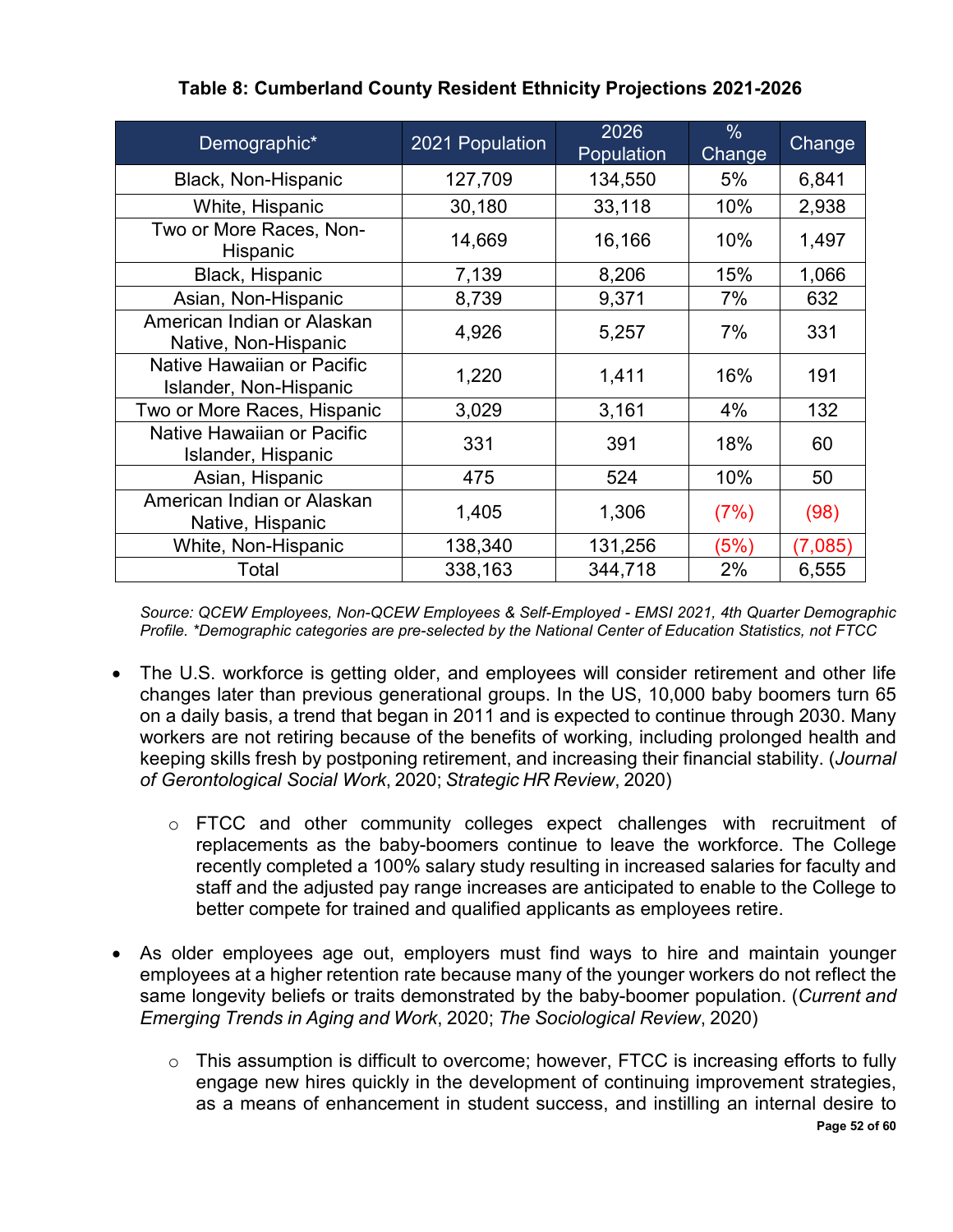**Table 8: Cumberland County Resident Ethnicity Projections 2021-2026**

| Demographic* | 2021 Population | 2026 Population | % Change | Change |
|---|---|---|---|---|
| Black, Non-Hispanic | 127,709 | 134,550 | 5% | 6,841 |
| White, Hispanic | 30,180 | 33,118 | 10% | 2,938 |
| Two or More Races, Non-Hispanic | 14,669 | 16,166 | 10% | 1,497 |
| Black, Hispanic | 7,139 | 8,206 | 15% | 1,066 |
| Asian, Non-Hispanic | 8,739 | 9,371 | 7% | 632 |
| American Indian or Alaskan Native, Non-Hispanic | 4,926 | 5,257 | 7% | 331 |
| Native Hawaiian or Pacific Islander, Non-Hispanic | 1,220 | 1,411 | 16% | 191 |
| Two or More Races, Hispanic | 3,029 | 3,161 | 4% | 132 |
| Native Hawaiian or Pacific Islander, Hispanic | 331 | 391 | 18% | 60 |
| Asian, Hispanic | 475 | 524 | 10% | 50 |
| American Indian or Alaskan Native, Hispanic | 1,405 | 1,306 | (7%) | (98) |
| White, Non-Hispanic | 138,340 | 131,256 | (5%) | (7,085) |
| Total | 338,163 | 344,718 | 2% | 6,555 |

*Source: QCEW Employees, Non-QCEW Employees & Self-Employed - EMSI 2021, 4th Quarter Demographic Profile. *Demographic categories are pre-selected by the National Center of Education Statistics, not FTCC*

- The U.S. workforce is getting older, and employees will consider retirement and other life changes later than previous generational groups. In the US, 10,000 baby boomers turn 65 on a daily basis, a trend that began in 2011 and is expected to continue through 2030. Many workers are not retiring because of the benefits of working, including prolonged health and keeping skills fresh by postponing retirement, and increasing their financial stability. (*Journal of Gerontological Social Work*, 2020; *Strategic HR Review*, 2020)
  - FTCC and other community colleges expect challenges with recruitment of replacements as the baby-boomers continue to leave the workforce. The College recently completed a 100% salary study resulting in increased salaries for faculty and staff and the adjusted pay range increases are anticipated to enable to the College to better compete for trained and qualified applicants as employees retire.

- As older employees age out, employers must find ways to hire and maintain younger employees at a higher retention rate because many of the younger workers do not reflect the same longevity beliefs or traits demonstrated by the baby-boomer population. (*Current and Emerging Trends in Aging and Work*, 2020; *The Sociological Review*, 2020)
  - This assumption is difficult to overcome; however, FTCC is increasing efforts to fully engage new hires quickly in the development of continuing improvement strategies, as a means of enhancement in student success, and instilling an internal desire to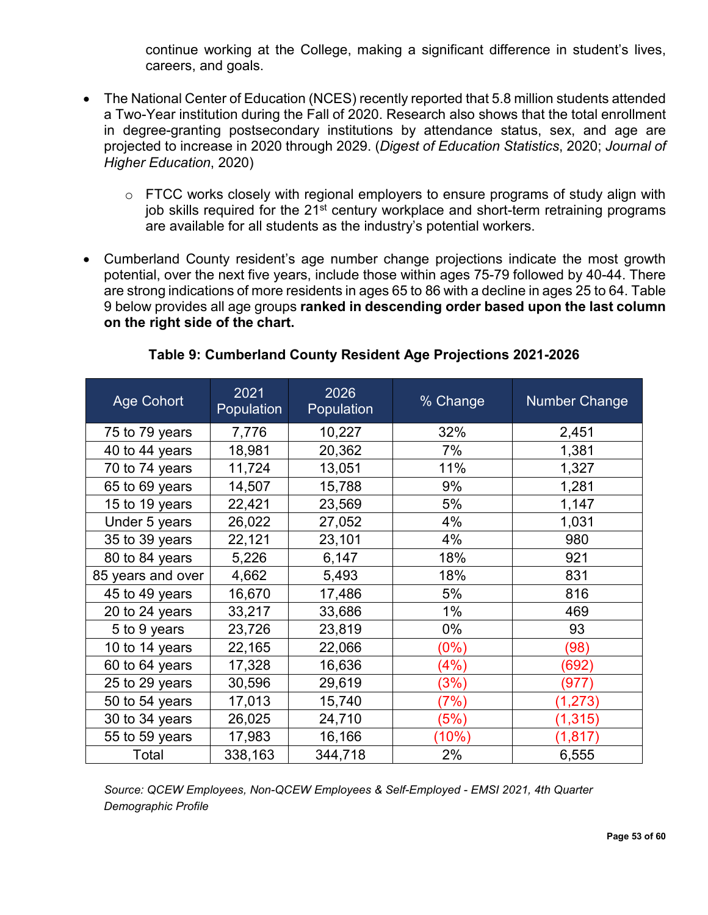continue working at the College, making a significant difference in student's lives, careers, and goals.

- The National Center of Education (NCES) recently reported that 5.8 million students attended a Two-Year institution during the Fall of 2020. Research also shows that the total enrollment in degree-granting postsecondary institutions by attendance status, sex, and age are projected to increase in 2020 through 2029. (*Digest of Education Statistics*, 2020; *Journal of Higher Education*, 2020)
  - FTCC works closely with regional employers to ensure programs of study align with job skills required for the 21st century workplace and short-term retraining programs are available for all students as the industry's potential workers.

- Cumberland County resident's age number change projections indicate the most growth potential, over the next five years, include those within ages 75-79 followed by 40-44. There are strong indications of more residents in ages 65 to 86 with a decline in ages 25 to 64. Table 9 below provides all age groups **ranked in descending order based upon the last column on the right side of the chart.**

**Table 9: Cumberland County Resident Age Projections 2021-2026**

| Age Cohort | 2021 Population | 2026 Population | % Change | Number Change |
|---|---|---|---|---|
| 75 to 79 years | 7,776 | 10,227 | 32% | 2,451 |
| 40 to 44 years | 18,981 | 20,362 | 7% | 1,381 |
| 70 to 74 years | 11,724 | 13,051 | 11% | 1,327 |
| 65 to 69 years | 14,507 | 15,788 | 9% | 1,281 |
| 15 to 19 years | 22,421 | 23,569 | 5% | 1,147 |
| Under 5 years | 26,022 | 27,052 | 4% | 1,031 |
| 35 to 39 years | 22,121 | 23,101 | 4% | 980 |
| 80 to 84 years | 5,226 | 6,147 | 18% | 921 |
| 85 years and over | 4,662 | 5,493 | 18% | 831 |
| 45 to 49 years | 16,670 | 17,486 | 5% | 816 |
| 20 to 24 years | 33,217 | 33,686 | 1% | 469 |
| 5 to 9 years | 23,726 | 23,819 | 0% | 93 |
| 10 to 14 years | 22,165 | 22,066 | (0%) | (98) |
| 60 to 64 years | 17,328 | 16,636 | (4%) | (692) |
| 25 to 29 years | 30,596 | 29,619 | (3%) | (977) |
| 50 to 54 years | 17,013 | 15,740 | (7%) | (1,273) |
| 30 to 34 years | 26,025 | 24,710 | (5%) | (1,315) |
| 55 to 59 years | 17,983 | 16,166 | (10%) | (1,817) |
| Total | 338,163 | 344,718 | 2% | 6,555 |

*Source: QCEW Employees, Non-QCEW Employees & Self-Employed - EMSI 2021, 4th Quarter Demographic Profile*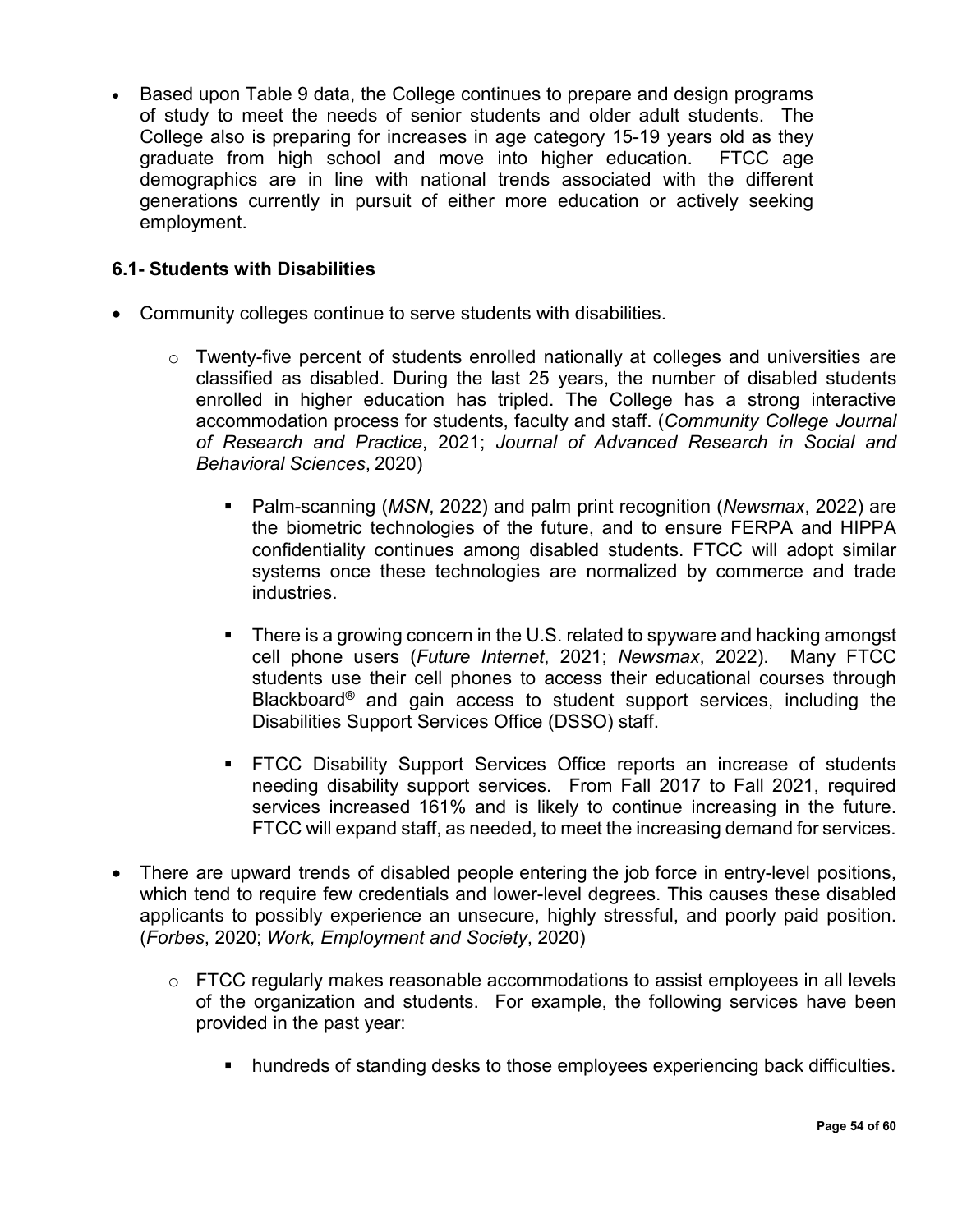- Based upon Table 9 data, the College continues to prepare and design programs of study to meet the needs of senior students and older adult students. The College also is preparing for increases in age category 15-19 years old as they graduate from high school and move into higher education. FTCC age demographics are in line with national trends associated with the different generations currently in pursuit of either more education or actively seeking employment.

### 6.1- Students with Disabilities

- Community colleges continue to serve students with disabilities.
    - Twenty-five percent of students enrolled nationally at colleges and universities are classified as disabled. During the last 25 years, the number of disabled students enrolled in higher education has tripled. The College has a strong interactive accommodation process for students, faculty and staff. (*Community College Journal of Research and Practice*, 2021; *Journal of Advanced Research in Social and Behavioral Sciences*, 2020)
        - Palm-scanning (*MSN*, 2022) and palm print recognition (*Newsmax*, 2022) are the biometric technologies of the future, and to ensure FERPA and HIPPA confidentiality continues among disabled students. FTCC will adopt similar systems once these technologies are normalized by commerce and trade industries.
        - There is a growing concern in the U.S. related to spyware and hacking amongst cell phone users (*Future Internet*, 2021; *Newsmax*, 2022). Many FTCC students use their cell phones to access their educational courses through Blackboard® and gain access to student support services, including the Disabilities Support Services Office (DSSO) staff.
        - FTCC Disability Support Services Office reports an increase of students needing disability support services. From Fall 2017 to Fall 2021, required services increased 161% and is likely to continue increasing in the future. FTCC will expand staff, as needed, to meet the increasing demand for services.
- There are upward trends of disabled people entering the job force in entry-level positions, which tend to require few credentials and lower-level degrees. This causes these disabled applicants to possibly experience an unsecure, highly stressful, and poorly paid position. (*Forbes*, 2020; *Work, Employment and Society*, 2020)
    - FTCC regularly makes reasonable accommodations to assist employees in all levels of the organization and students. For example, the following services have been provided in the past year:
        - hundreds of standing desks to those employees experiencing back difficulties.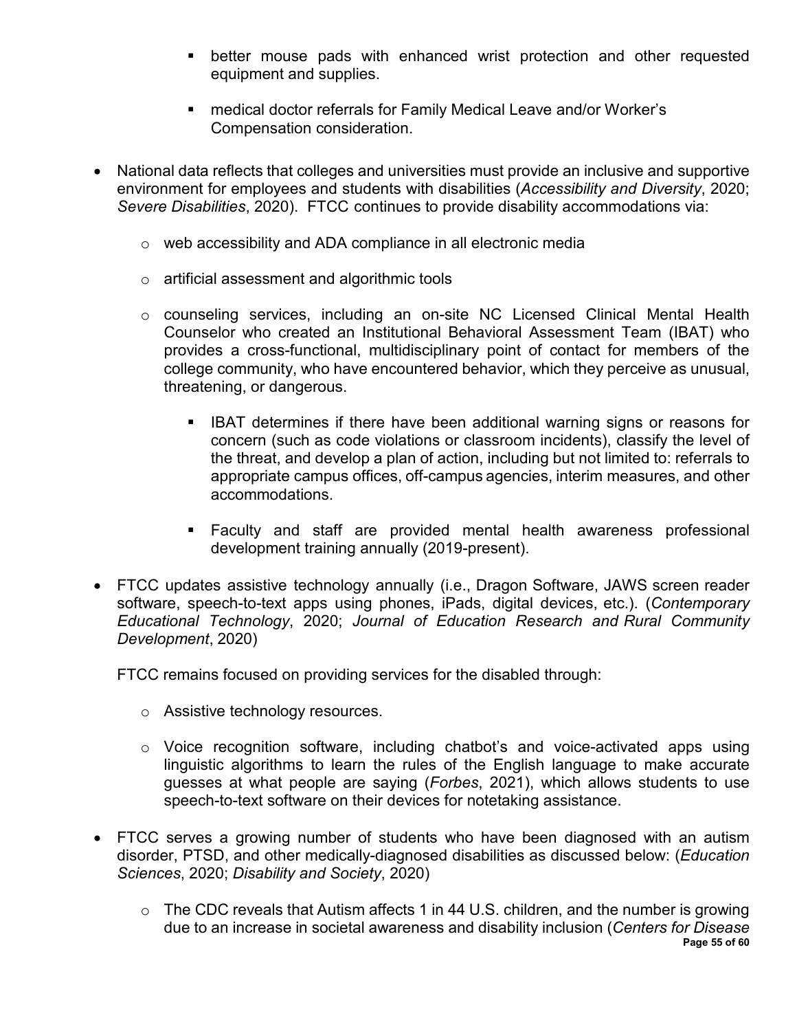- better mouse pads with enhanced wrist protection and other requested equipment and supplies.
    - medical doctor referrals for Family Medical Leave and/or Worker's Compensation consideration.

- National data reflects that colleges and universities must provide an inclusive and supportive environment for employees and students with disabilities (*Accessibility and Diversity*, 2020; *Severe Disabilities*, 2020). FTCC continues to provide disability accommodations via:
    - web accessibility and ADA compliance in all electronic media
    - artificial assessment and algorithmic tools
    - counseling services, including an on-site NC Licensed Clinical Mental Health Counselor who created an Institutional Behavioral Assessment Team (IBAT) who provides a cross-functional, multidisciplinary point of contact for members of the college community, who have encountered behavior, which they perceive as unusual, threatening, or dangerous.
        - IBAT determines if there have been additional warning signs or reasons for concern (such as code violations or classroom incidents), classify the level of the threat, and develop a plan of action, including but not limited to: referrals to appropriate campus offices, off-campus agencies, interim measures, and other accommodations.
        - Faculty and staff are provided mental health awareness professional development training annually (2019-present).

- FTCC updates assistive technology annually (i.e., Dragon Software, JAWS screen reader software, speech-to-text apps using phones, iPads, digital devices, etc.). (*Contemporary Educational Technology*, 2020; *Journal of Education Research and Rural Community Development*, 2020)

  FTCC remains focused on providing services for the disabled through:
    - Assistive technology resources.
    - Voice recognition software, including chatbot's and voice-activated apps using linguistic algorithms to learn the rules of the English language to make accurate guesses at what people are saying (*Forbes*, 2021), which allows students to use speech-to-text software on their devices for notetaking assistance.

- FTCC serves a growing number of students who have been diagnosed with an autism disorder, PTSD, and other medically-diagnosed disabilities as discussed below: (*Education Sciences*, 2020; *Disability and Society*, 2020)
    - The CDC reveals that Autism affects 1 in 44 U.S. children, and the number is growing due to an increase in societal awareness and disability inclusion (*Centers for Disease*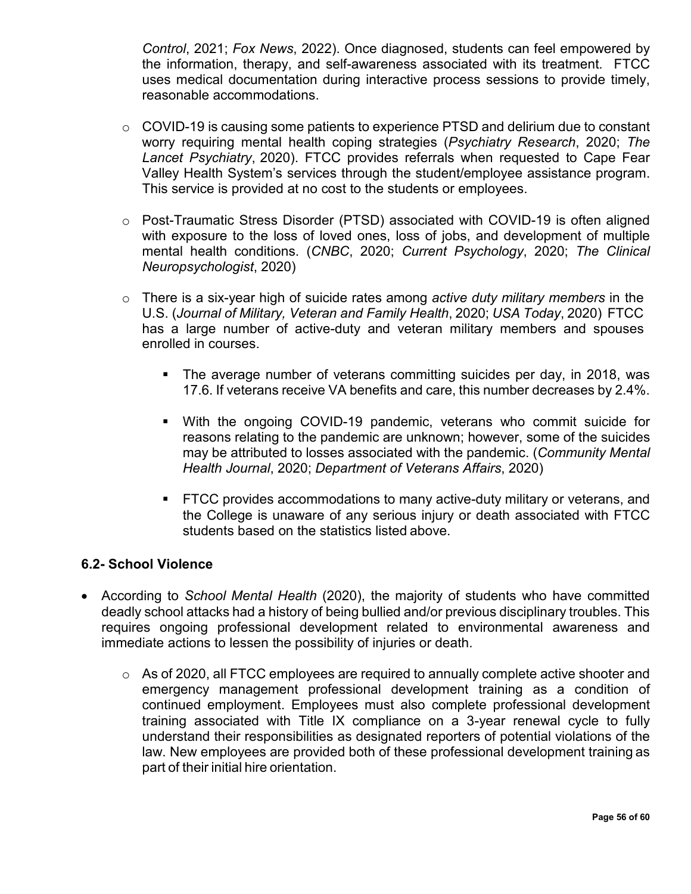*Control*, 2021; *Fox News*, 2022). Once diagnosed, students can feel empowered by the information, therapy, and self-awareness associated with its treatment. FTCC uses medical documentation during interactive process sessions to provide timely, reasonable accommodations.

- COVID-19 is causing some patients to experience PTSD and delirium due to constant worry requiring mental health coping strategies (*Psychiatry Research*, 2020; *The Lancet Psychiatry*, 2020). FTCC provides referrals when requested to Cape Fear Valley Health System's services through the student/employee assistance program. This service is provided at no cost to the students or employees.

- Post-Traumatic Stress Disorder (PTSD) associated with COVID-19 is often aligned with exposure to the loss of loved ones, loss of jobs, and development of multiple mental health conditions. (*CNBC*, 2020; *Current Psychology*, 2020; *The Clinical Neuropsychologist*, 2020)

- There is a six-year high of suicide rates among *active duty military members* in the U.S. (*Journal of Military, Veteran and Family Health*, 2020; *USA Today*, 2020) FTCC has a large number of active-duty and veteran military members and spouses enrolled in courses.

  - The average number of veterans committing suicides per day, in 2018, was 17.6. If veterans receive VA benefits and care, this number decreases by 2.4%.

  - With the ongoing COVID-19 pandemic, veterans who commit suicide for reasons relating to the pandemic are unknown; however, some of the suicides may be attributed to losses associated with the pandemic. (*Community Mental Health Journal*, 2020; *Department of Veterans Affairs*, 2020)

  - FTCC provides accommodations to many active-duty military or veterans, and the College is unaware of any serious injury or death associated with FTCC students based on the statistics listed above.

### 6.2- School Violence

- According to *School Mental Health* (2020), the majority of students who have committed deadly school attacks had a history of being bullied and/or previous disciplinary troubles. This requires ongoing professional development related to environmental awareness and immediate actions to lessen the possibility of injuries or death.

  - As of 2020, all FTCC employees are required to annually complete active shooter and emergency management professional development training as a condition of continued employment. Employees must also complete professional development training associated with Title IX compliance on a 3-year renewal cycle to fully understand their responsibilities as designated reporters of potential violations of the law. New employees are provided both of these professional development training as part of their initial hire orientation.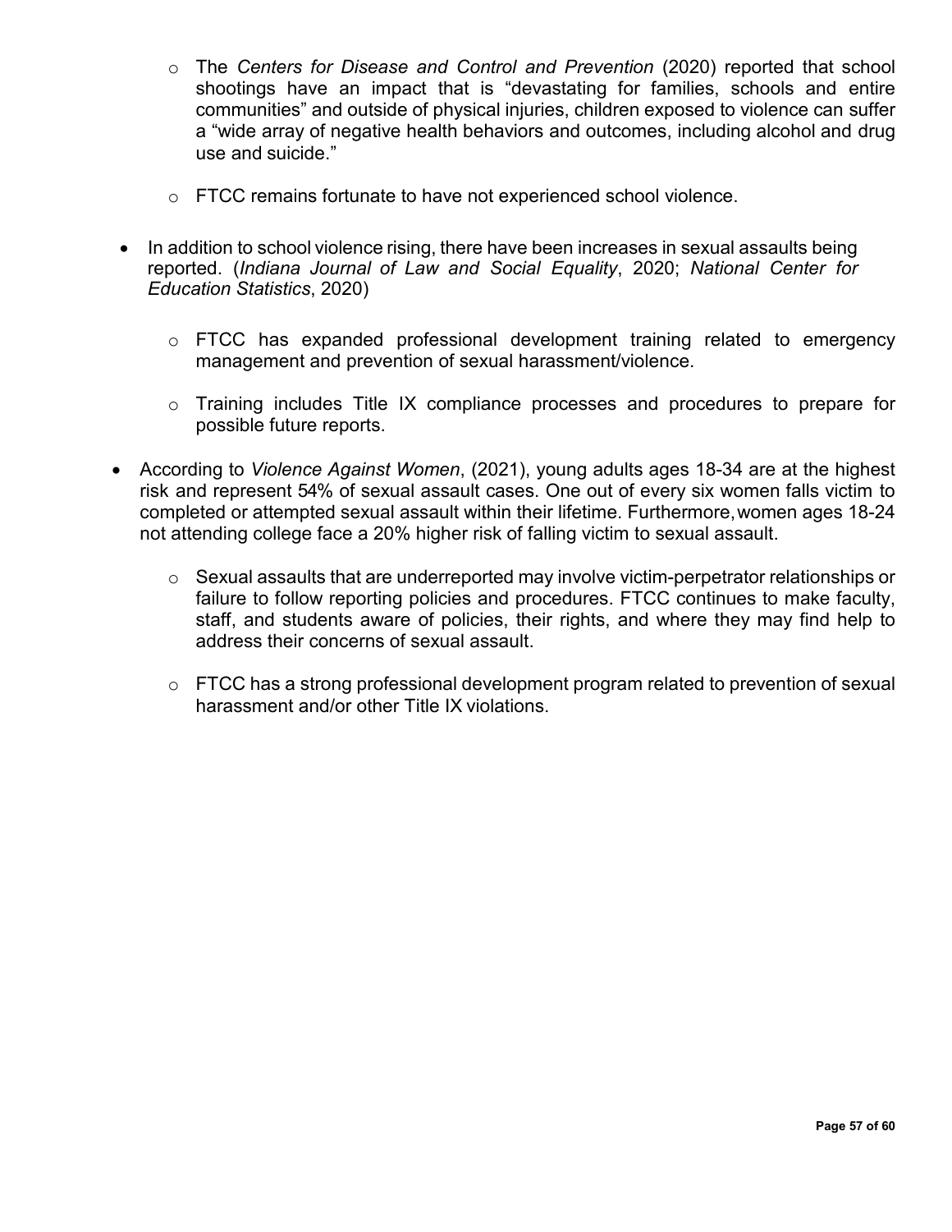- The *Centers for Disease and Control and Prevention* (2020) reported that school shootings have an impact that is "devastating for families, schools and entire communities" and outside of physical injuries, children exposed to violence can suffer a "wide array of negative health behaviors and outcomes, including alcohol and drug use and suicide."

  - FTCC remains fortunate to have not experienced school violence.

- In addition to school violence rising, there have been increases in sexual assaults being reported. (*Indiana Journal of Law and Social Equality*, 2020; *National Center for Education Statistics*, 2020)

  - FTCC has expanded professional development training related to emergency management and prevention of sexual harassment/violence.

  - Training includes Title IX compliance processes and procedures to prepare for possible future reports.

- According to *Violence Against Women*, (2021), young adults ages 18-34 are at the highest risk and represent 54% of sexual assault cases. One out of every six women falls victim to completed or attempted sexual assault within their lifetime. Furthermore, women ages 18-24 not attending college face a 20% higher risk of falling victim to sexual assault.

  - Sexual assaults that are underreported may involve victim-perpetrator relationships or failure to follow reporting policies and procedures. FTCC continues to make faculty, staff, and students aware of policies, their rights, and where they may find help to address their concerns of sexual assault.

  - FTCC has a strong professional development program related to prevention of sexual harassment and/or other Title IX violations.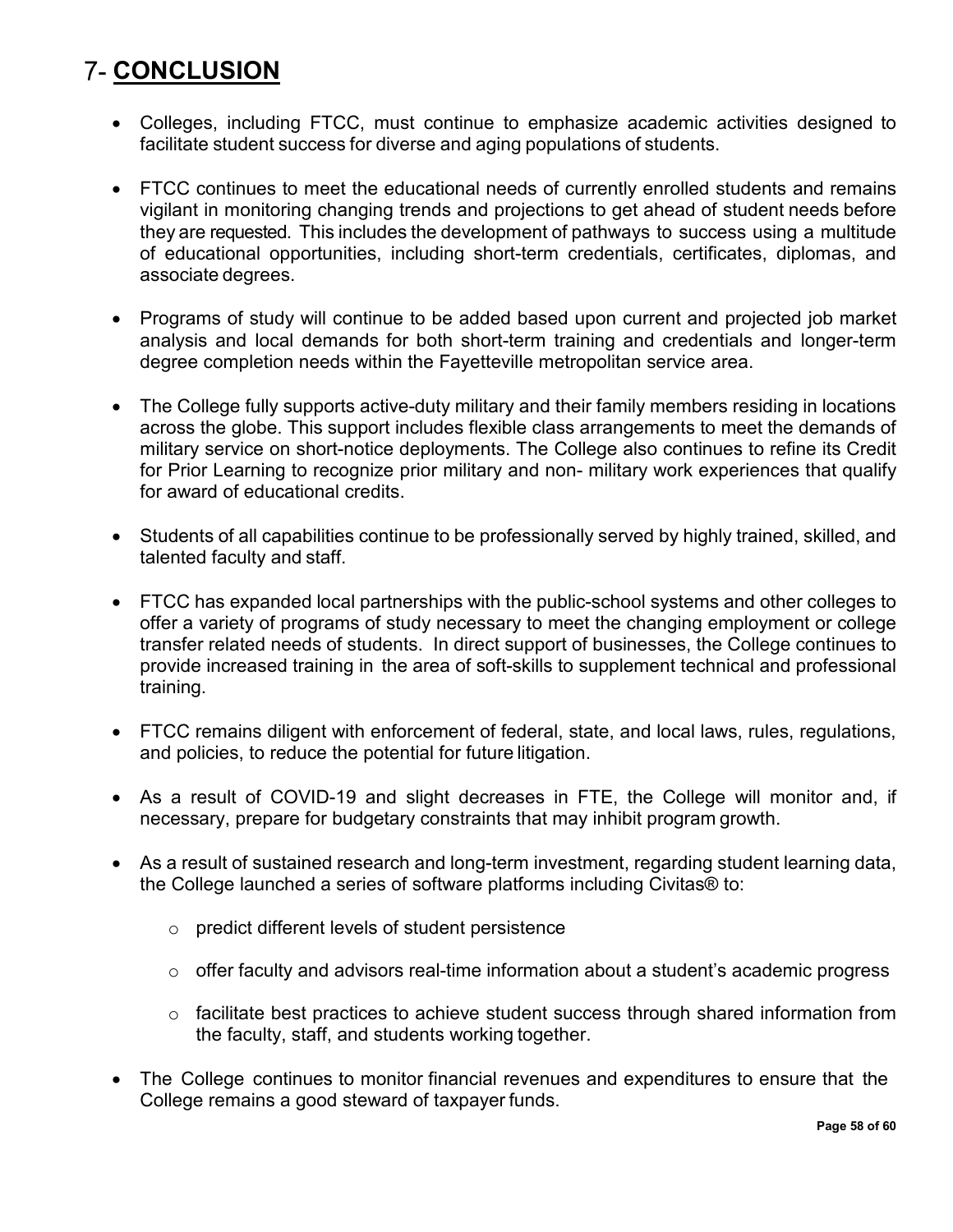# 7- **CONCLUSION**

- Colleges, including FTCC, must continue to emphasize academic activities designed to facilitate student success for diverse and aging populations of students.
- FTCC continues to meet the educational needs of currently enrolled students and remains vigilant in monitoring changing trends and projections to get ahead of student needs before they are requested. This includes the development of pathways to success using a multitude of educational opportunities, including short-term credentials, certificates, diplomas, and associate degrees.
- Programs of study will continue to be added based upon current and projected job market analysis and local demands for both short-term training and credentials and longer-term degree completion needs within the Fayetteville metropolitan service area.
- The College fully supports active-duty military and their family members residing in locations across the globe. This support includes flexible class arrangements to meet the demands of military service on short-notice deployments. The College also continues to refine its Credit for Prior Learning to recognize prior military and non- military work experiences that qualify for award of educational credits.
- Students of all capabilities continue to be professionally served by highly trained, skilled, and talented faculty and staff.
- FTCC has expanded local partnerships with the public-school systems and other colleges to offer a variety of programs of study necessary to meet the changing employment or college transfer related needs of students. In direct support of businesses, the College continues to provide increased training in the area of soft-skills to supplement technical and professional training.
- FTCC remains diligent with enforcement of federal, state, and local laws, rules, regulations, and policies, to reduce the potential for future litigation.
- As a result of COVID-19 and slight decreases in FTE, the College will monitor and, if necessary, prepare for budgetary constraints that may inhibit program growth.
- As a result of sustained research and long-term investment, regarding student learning data, the College launched a series of software platforms including Civitas® to:
  - predict different levels of student persistence
  - offer faculty and advisors real-time information about a student's academic progress
  - facilitate best practices to achieve student success through shared information from the faculty, staff, and students working together.
- The College continues to monitor financial revenues and expenditures to ensure that the College remains a good steward of taxpayer funds.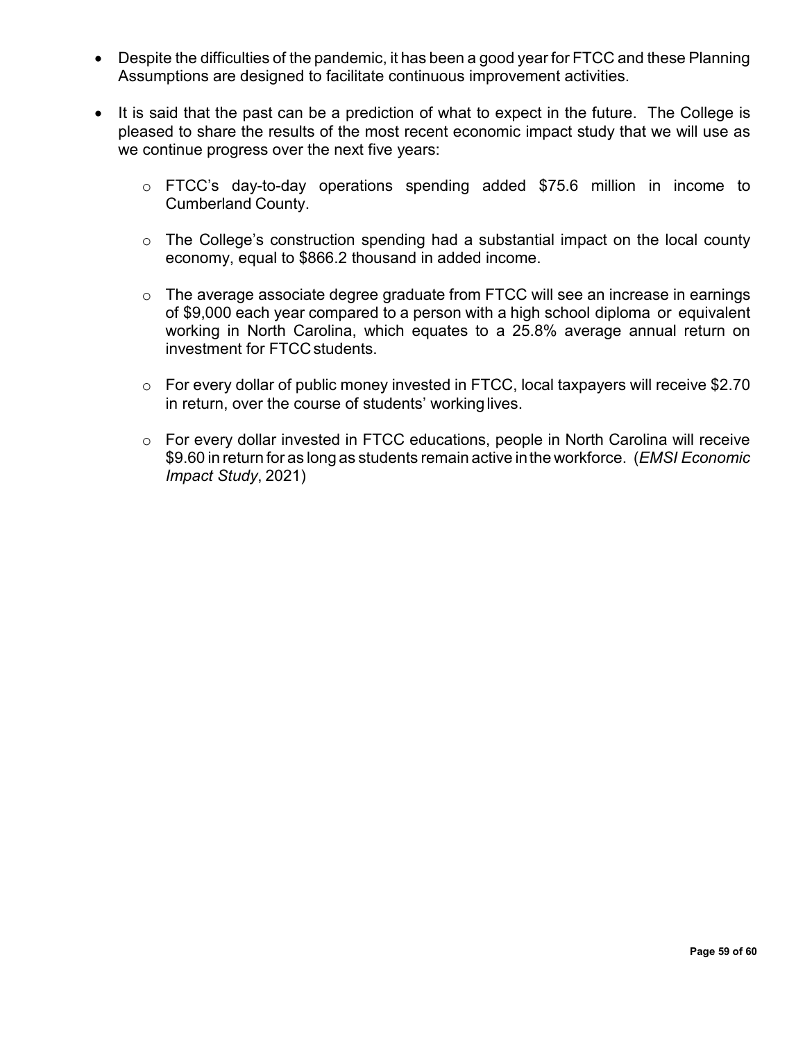- Despite the difficulties of the pandemic, it has been a good year for FTCC and these Planning Assumptions are designed to facilitate continuous improvement activities.

- It is said that the past can be a prediction of what to expect in the future. The College is pleased to share the results of the most recent economic impact study that we will use as we continue progress over the next five years:

  - FTCC's day-to-day operations spending added $75.6 million in income to Cumberland County.

  - The College's construction spending had a substantial impact on the local county economy, equal to $866.2 thousand in added income.

  - The average associate degree graduate from FTCC will see an increase in earnings of $9,000 each year compared to a person with a high school diploma or equivalent working in North Carolina, which equates to a 25.8% average annual return on investment for FTCC students.

  - For every dollar of public money invested in FTCC, local taxpayers will receive $2.70 in return, over the course of students' working lives.

  - For every dollar invested in FTCC educations, people in North Carolina will receive $9.60 in return for as long as students remain active in the workforce. (*EMSI Economic Impact Study*, 2021)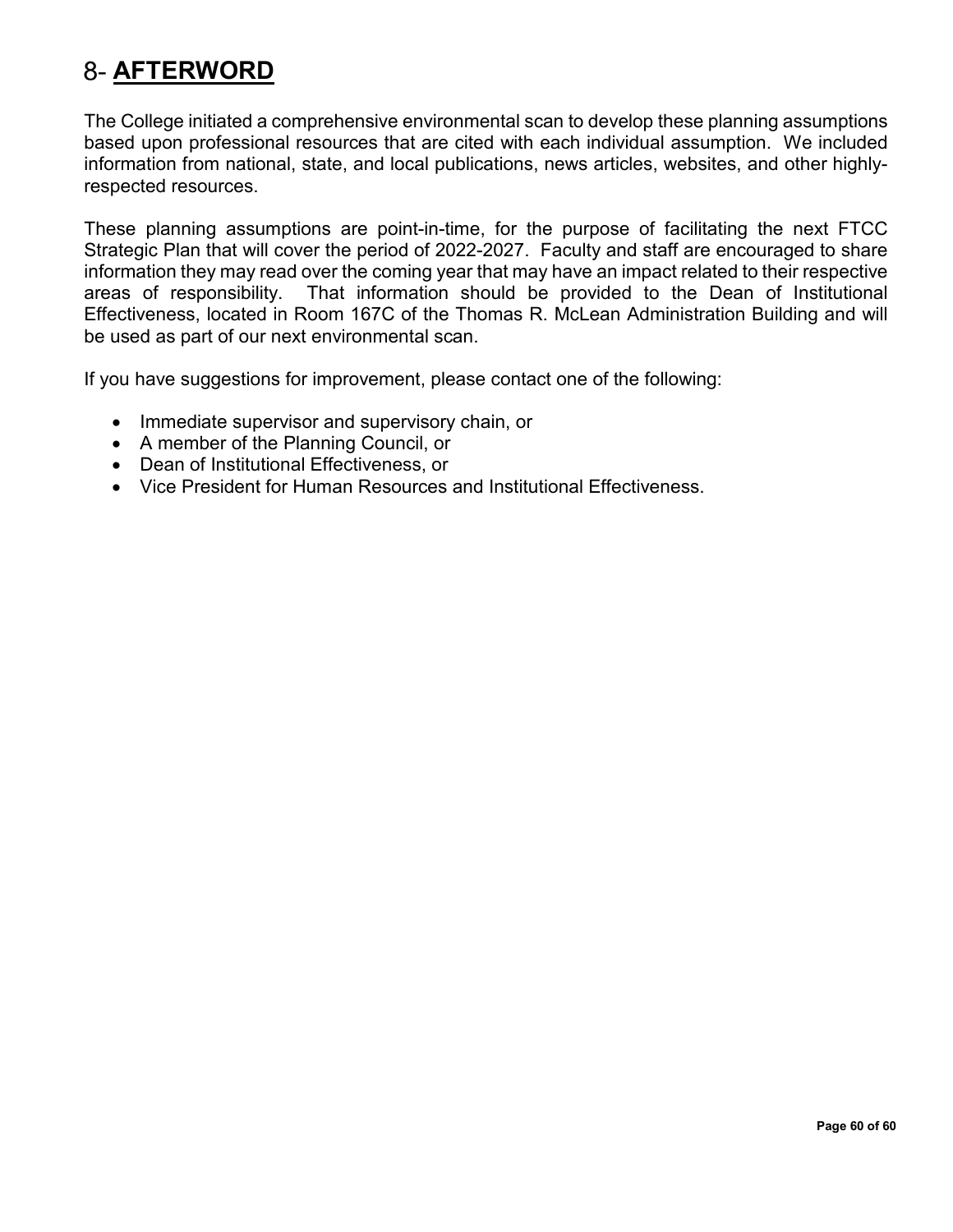# 8- **AFTERWORD**

The College initiated a comprehensive environmental scan to develop these planning assumptions based upon professional resources that are cited with each individual assumption. We included information from national, state, and local publications, news articles, websites, and other highly-respected resources.

These planning assumptions are point-in-time, for the purpose of facilitating the next FTCC Strategic Plan that will cover the period of 2022-2027. Faculty and staff are encouraged to share information they may read over the coming year that may have an impact related to their respective areas of responsibility. That information should be provided to the Dean of Institutional Effectiveness, located in Room 167C of the Thomas R. McLean Administration Building and will be used as part of our next environmental scan.

If you have suggestions for improvement, please contact one of the following:

- Immediate supervisor and supervisory chain, or
- A member of the Planning Council, or
- Dean of Institutional Effectiveness, or
- Vice President for Human Resources and Institutional Effectiveness.